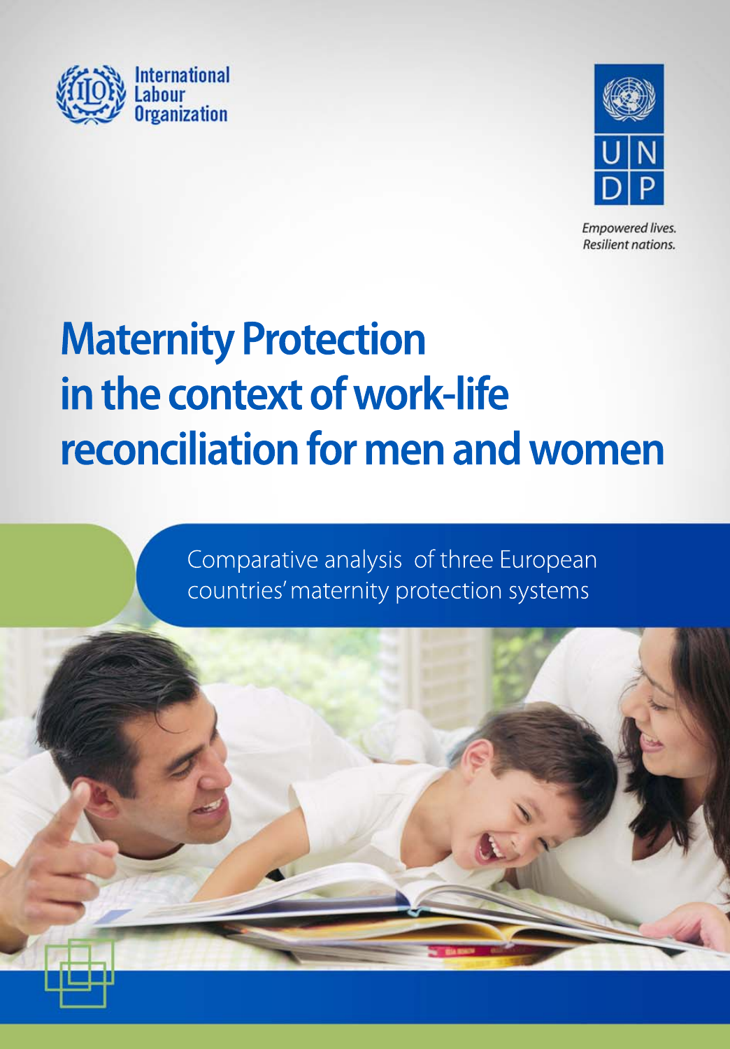International Labour Organization

UNDP

*Empowered lives.*
*Resilient nations.*

# Maternity Protection in the context of work-life reconciliation for men and women

Comparative analysis of three European countries' maternity protection systems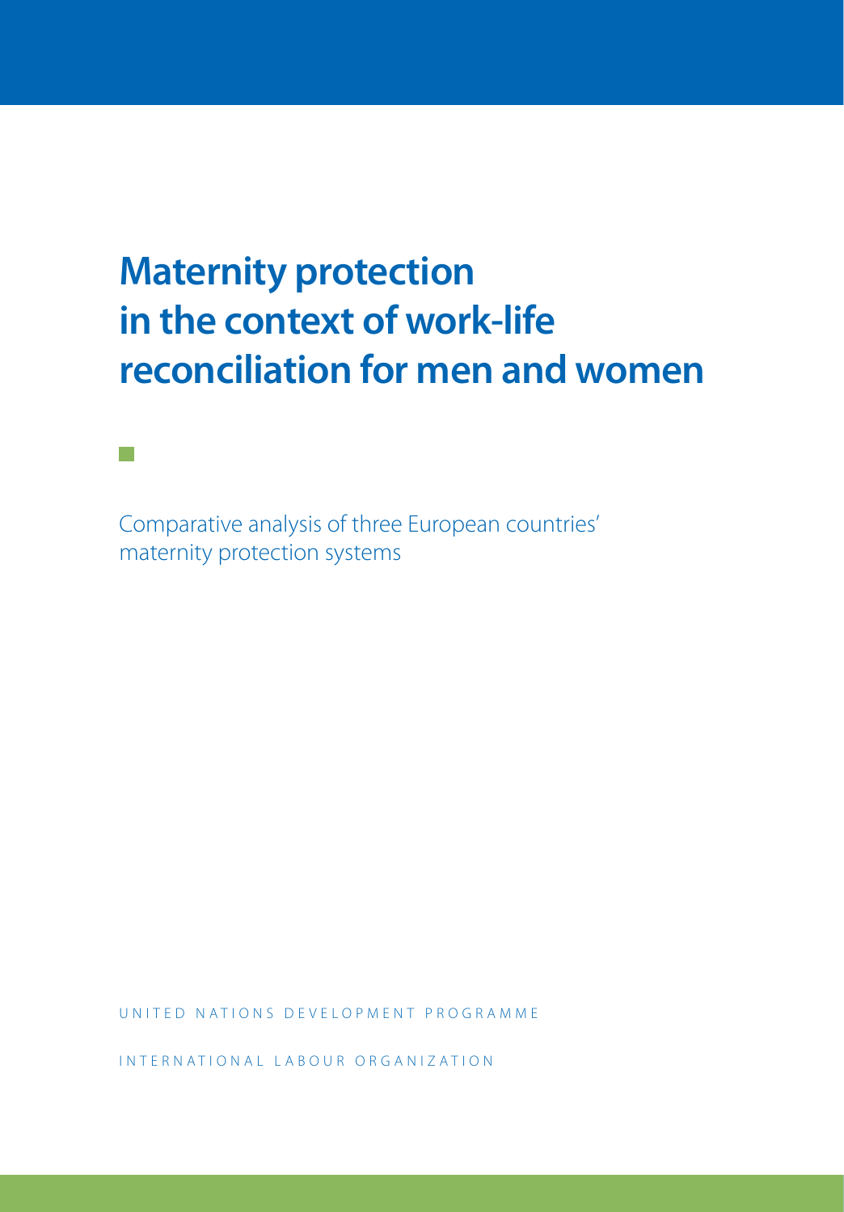# Maternity protection in the context of work-life reconciliation for men and women

Comparative analysis of three European countries' maternity protection systems

UNITED NATIONS DEVELOPMENT PROGRAMME

INTERNATIONAL LABOUR ORGANIZATION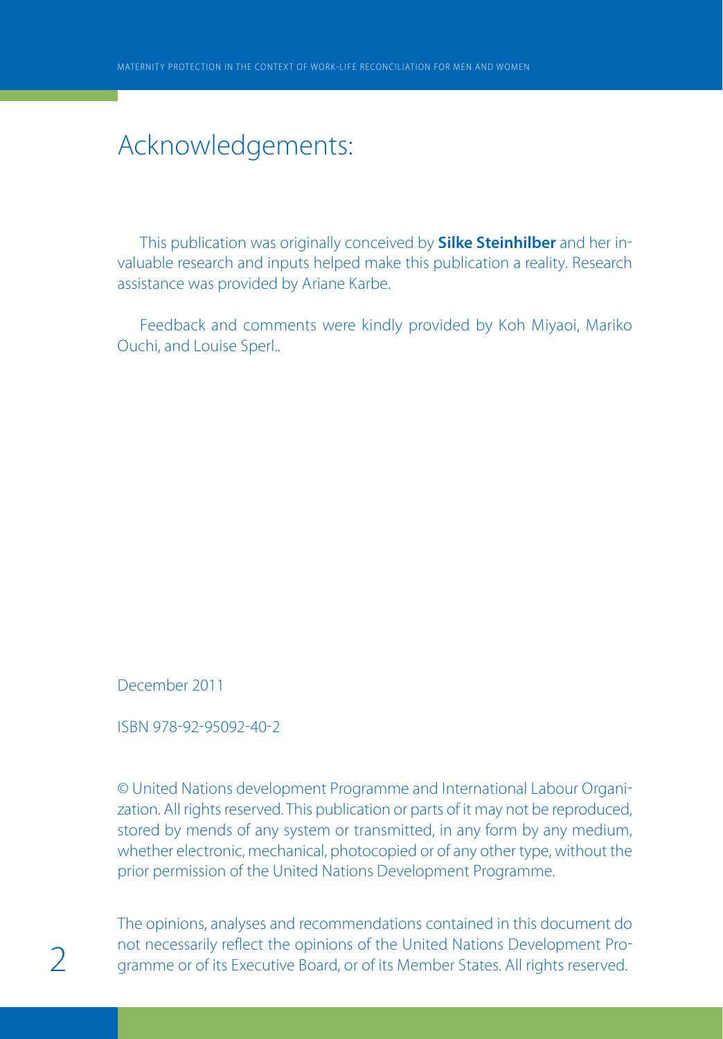# Acknowledgements:

This publication was originally conceived by **Silke Steinhilber** and her invaluable research and inputs helped make this publication a reality. Research assistance was provided by Ariane Karbe.

Feedback and comments were kindly provided by Koh Miyaoi, Mariko Ouchi, and Louise Sperl..

December 2011

ISBN 978-92-95092-40-2

© United Nations development Programme and International Labour Organization. All rights reserved. This publication or parts of it may not be reproduced, stored by mends of any system or transmitted, in any form by any medium, whether electronic, mechanical, photocopied or of any other type, without the prior permission of the United Nations Development Programme.

The opinions, analyses and recommendations contained in this document do not necessarily reflect the opinions of the United Nations Development Programme or of its Executive Board, or of its Member States. All rights reserved.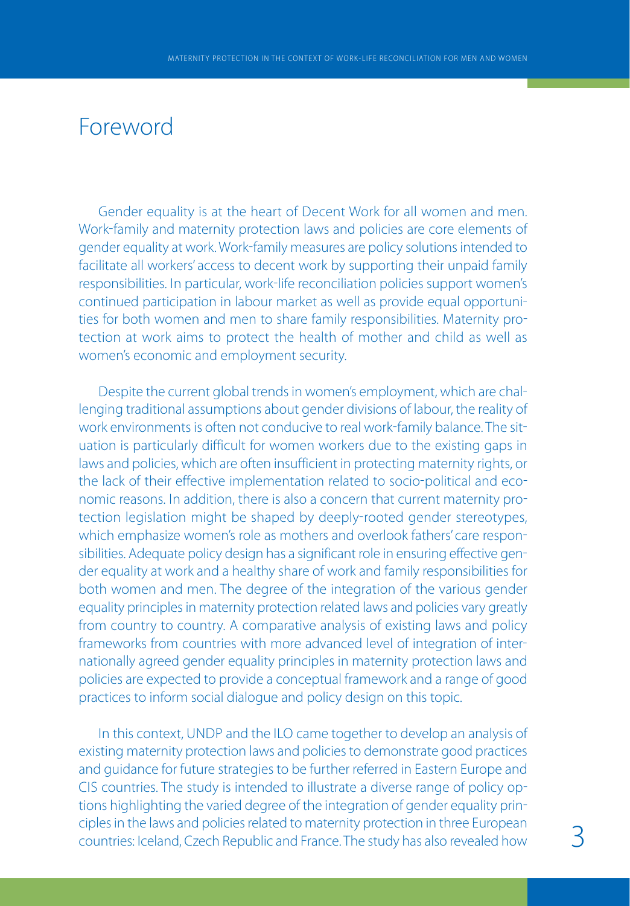# Foreword

Gender equality is at the heart of Decent Work for all women and men. Work-family and maternity protection laws and policies are core elements of gender equality at work. Work-family measures are policy solutions intended to facilitate all workers' access to decent work by supporting their unpaid family responsibilities. In particular, work-life reconciliation policies support women's continued participation in labour market as well as provide equal opportunities for both women and men to share family responsibilities. Maternity protection at work aims to protect the health of mother and child as well as women's economic and employment security.

Despite the current global trends in women's employment, which are challenging traditional assumptions about gender divisions of labour, the reality of work environments is often not conducive to real work-family balance. The situation is particularly difficult for women workers due to the existing gaps in laws and policies, which are often insufficient in protecting maternity rights, or the lack of their effective implementation related to socio-political and economic reasons. In addition, there is also a concern that current maternity protection legislation might be shaped by deeply-rooted gender stereotypes, which emphasize women's role as mothers and overlook fathers' care responsibilities. Adequate policy design has a significant role in ensuring effective gender equality at work and a healthy share of work and family responsibilities for both women and men. The degree of the integration of the various gender equality principles in maternity protection related laws and policies vary greatly from country to country. A comparative analysis of existing laws and policy frameworks from countries with more advanced level of integration of internationally agreed gender equality principles in maternity protection laws and policies are expected to provide a conceptual framework and a range of good practices to inform social dialogue and policy design on this topic.

In this context, UNDP and the ILO came together to develop an analysis of existing maternity protection laws and policies to demonstrate good practices and guidance for future strategies to be further referred in Eastern Europe and CIS countries. The study is intended to illustrate a diverse range of policy options highlighting the varied degree of the integration of gender equality principles in the laws and policies related to maternity protection in three European countries: Iceland, Czech Republic and France. The study has also revealed how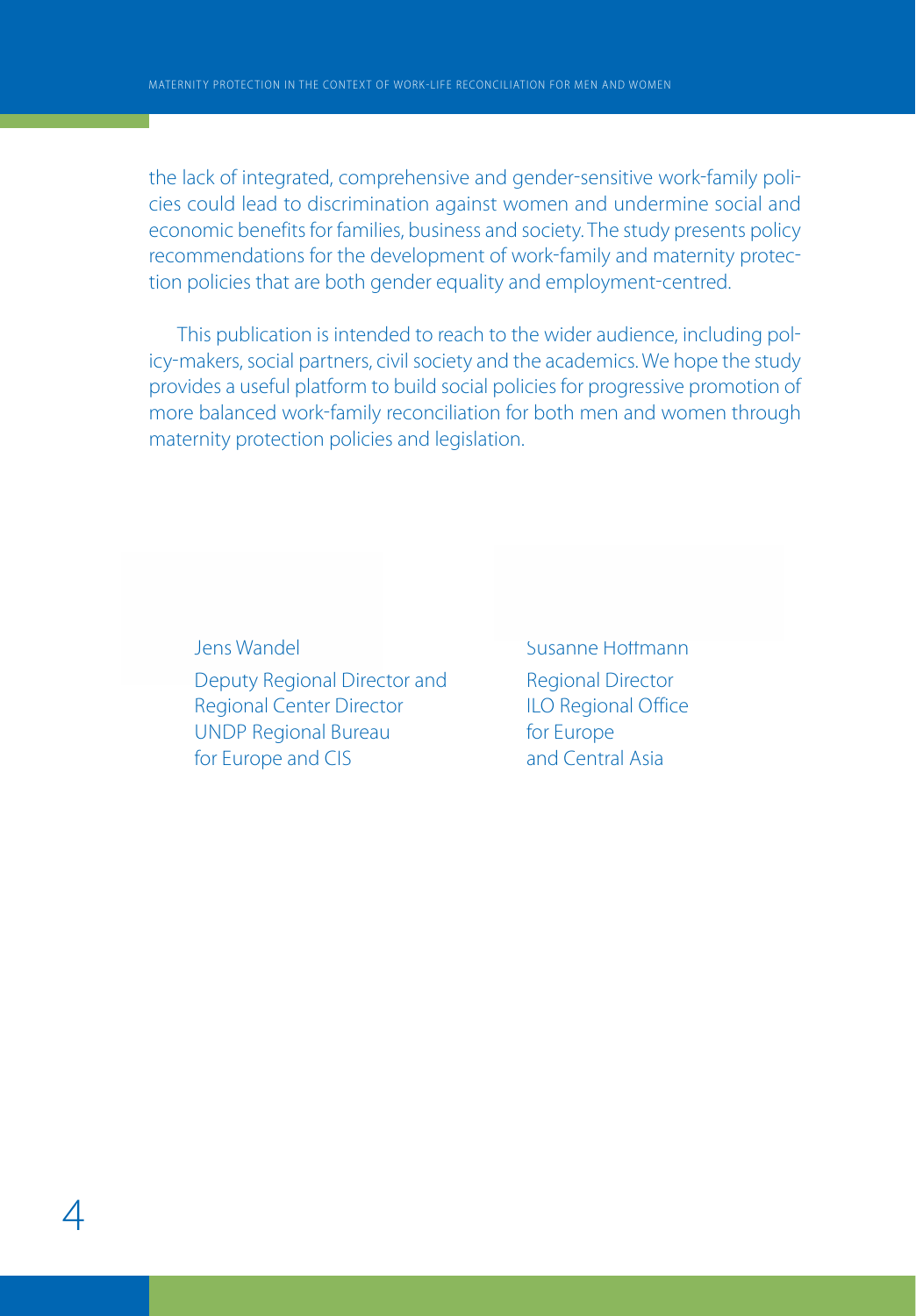the lack of integrated, comprehensive and gender-sensitive work-family policies could lead to discrimination against women and undermine social and economic benefits for families, business and society. The study presents policy recommendations for the development of work-family and maternity protection policies that are both gender equality and employment-centred.

This publication is intended to reach to the wider audience, including policy-makers, social partners, civil society and the academics. We hope the study provides a useful platform to build social policies for progressive promotion of more balanced work-family reconciliation for both men and women through maternity protection policies and legislation.

Jens Wandel
Deputy Regional Director and
Regional Center Director
UNDP Regional Bureau
for Europe and CIS

Susanne Hoffmann
Regional Director
ILO Regional Office
for Europe
and Central Asia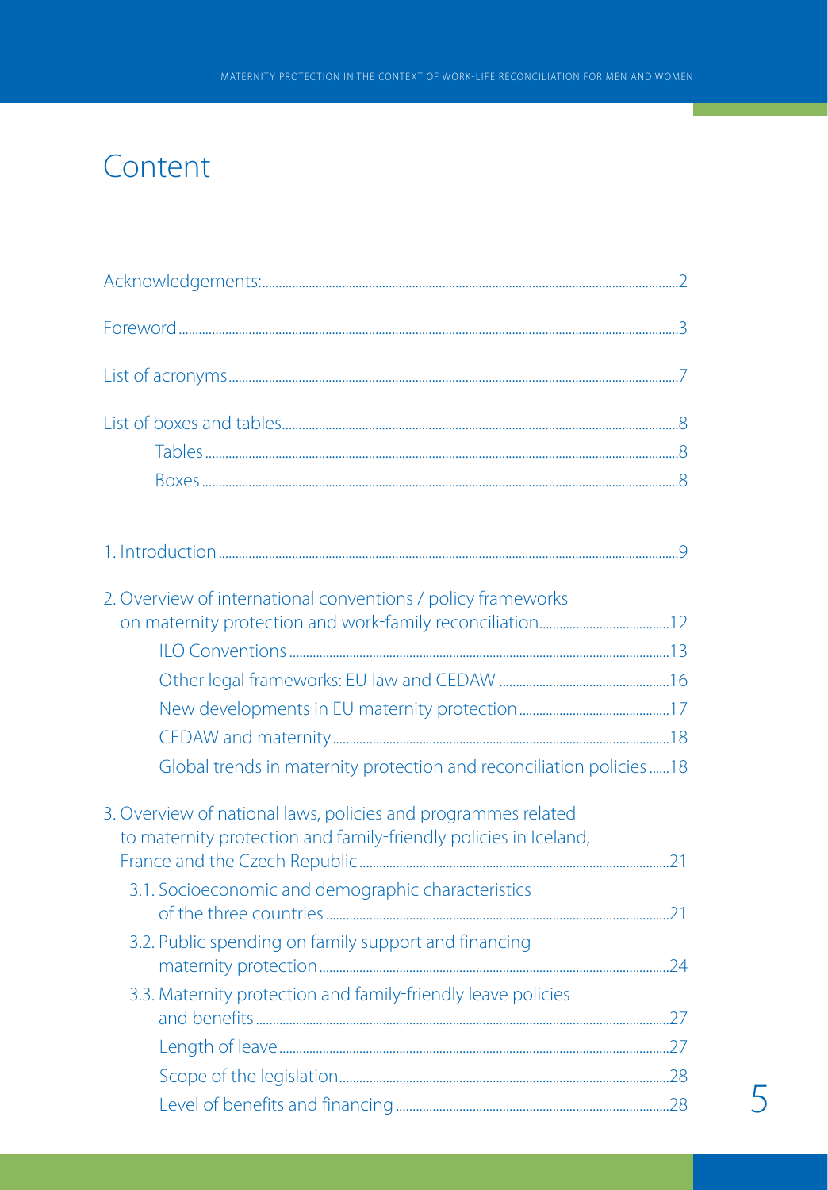# Content

Acknowledgements: 2

Foreword 3

List of acronyms 7

List of boxes and tables 8

- Tables 8
- Boxes 8

1. Introduction 9

2. Overview of international conventions / policy frameworks on maternity protection and work-family reconciliation 12
   - ILO Conventions 13
   - Other legal frameworks: EU law and CEDAW 16
   - New developments in EU maternity protection 17
   - CEDAW and maternity 18
   - Global trends in maternity protection and reconciliation policies 18

3. Overview of national laws, policies and programmes related to maternity protection and family-friendly policies in Iceland, France and the Czech Republic 21
   - 3.1. Socioeconomic and demographic characteristics of the three countries 21
   - 3.2. Public spending on family support and financing maternity protection 24
   - 3.3. Maternity protection and family-friendly leave policies and benefits 27
     - Length of leave 27
     - Scope of the legislation 28
     - Level of benefits and financing 28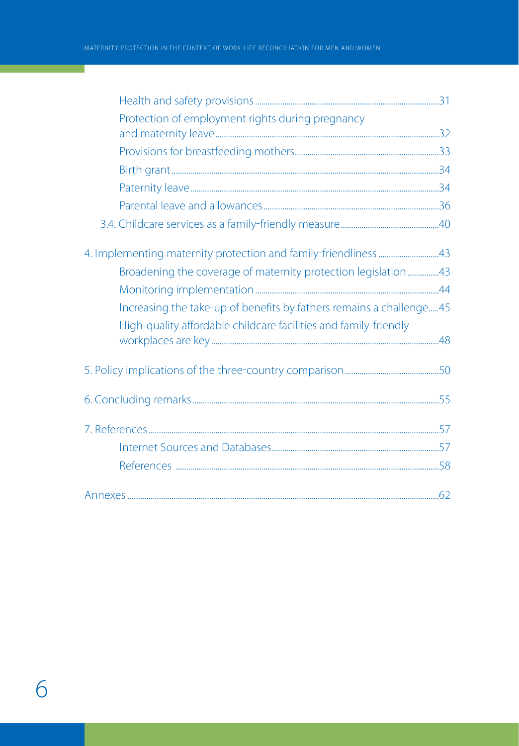- Health and safety provisions ... 31
- Protection of employment rights during pregnancy and maternity leave ... 32
- Provisions for breastfeeding mothers ... 33
- Birth grant ... 34
- Paternity leave ... 34
- Parental leave and allowances ... 36

3.4. Childcare services as a family-friendly measure ... 40

4. Implementing maternity protection and family-friendliness ... 43
   - Broadening the coverage of maternity protection legislation ... 43
   - Monitoring implementation ... 44
   - Increasing the take-up of benefits by fathers remains a challenge ... 45
   - High-quality affordable childcare facilities and family-friendly workplaces are key ... 48

5. Policy implications of the three-country comparison ... 50

6. Concluding remarks ... 55

7. References ... 57
   - Internet Sources and Databases ... 57
   - References ... 58

Annexes ... 62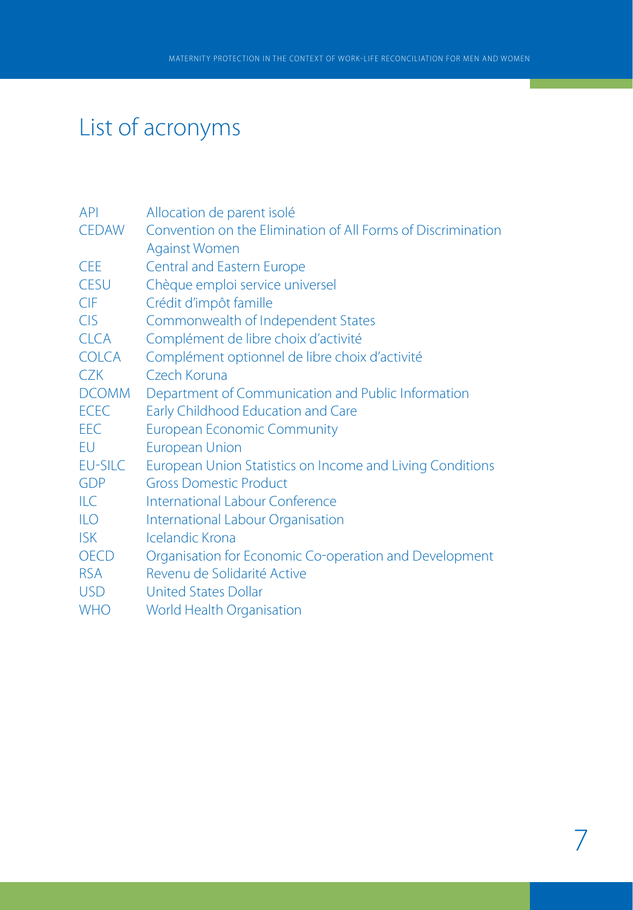# List of acronyms

| | |
|---|---|
| API | Allocation de parent isolé |
| CEDAW | Convention on the Elimination of All Forms of Discrimination Against Women |
| CEE | Central and Eastern Europe |
| CESU | Chèque emploi service universel |
| CIF | Crédit d'impôt famille |
| CIS | Commonwealth of Independent States |
| CLCA | Complément de libre choix d'activité |
| COLCA | Complément optionnel de libre choix d'activité |
| CZK | Czech Koruna |
| DCOMM | Department of Communication and Public Information |
| ECEC | Early Childhood Education and Care |
| EEC | European Economic Community |
| EU | European Union |
| EU-SILC | European Union Statistics on Income and Living Conditions |
| GDP | Gross Domestic Product |
| ILC | International Labour Conference |
| ILO | International Labour Organisation |
| ISK | Icelandic Krona |
| OECD | Organisation for Economic Co-operation and Development |
| RSA | Revenu de Solidarité Active |
| USD | United States Dollar |
| WHO | World Health Organisation |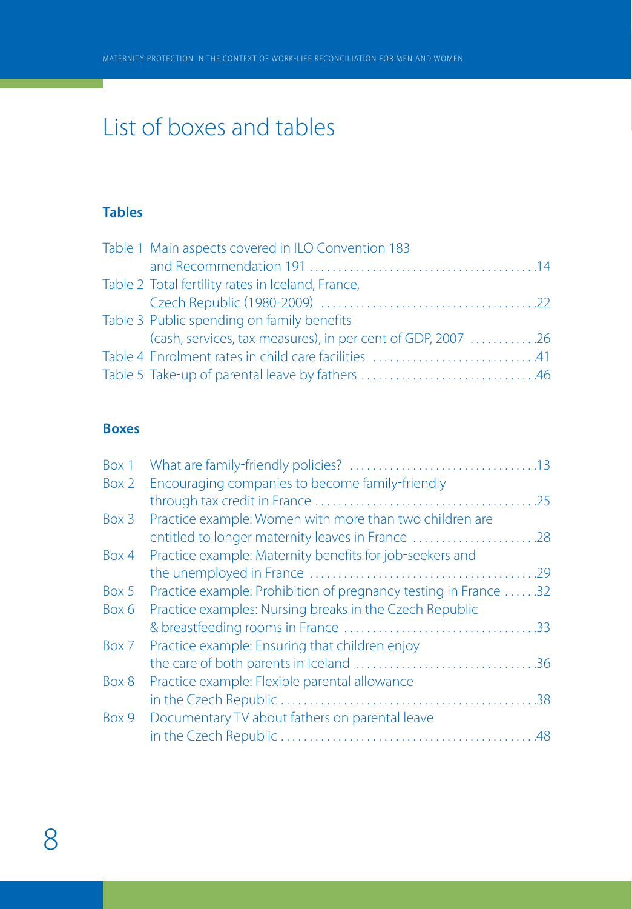# List of boxes and tables

## Tables

Table 1 Main aspects covered in ILO Convention 183 and Recommendation 191 ....... 14
Table 2 Total fertility rates in Iceland, France, Czech Republic (1980-2009) ....... 22
Table 3 Public spending on family benefits (cash, services, tax measures), in per cent of GDP, 2007 ....... 26
Table 4 Enrolment rates in child care facilities ....... 41
Table 5 Take-up of parental leave by fathers ....... 46

## Boxes

Box 1 What are family-friendly policies? ....... 13
Box 2 Encouraging companies to become family-friendly through tax credit in France ....... 25
Box 3 Practice example: Women with more than two children are entitled to longer maternity leaves in France ....... 28
Box 4 Practice example: Maternity benefits for job-seekers and the unemployed in France ....... 29
Box 5 Practice example: Prohibition of pregnancy testing in France ....... 32
Box 6 Practice examples: Nursing breaks in the Czech Republic & breastfeeding rooms in France ....... 33
Box 7 Practice example: Ensuring that children enjoy the care of both parents in Iceland ....... 36
Box 8 Practice example: Flexible parental allowance in the Czech Republic ....... 38
Box 9 Documentary TV about fathers on parental leave in the Czech Republic ....... 48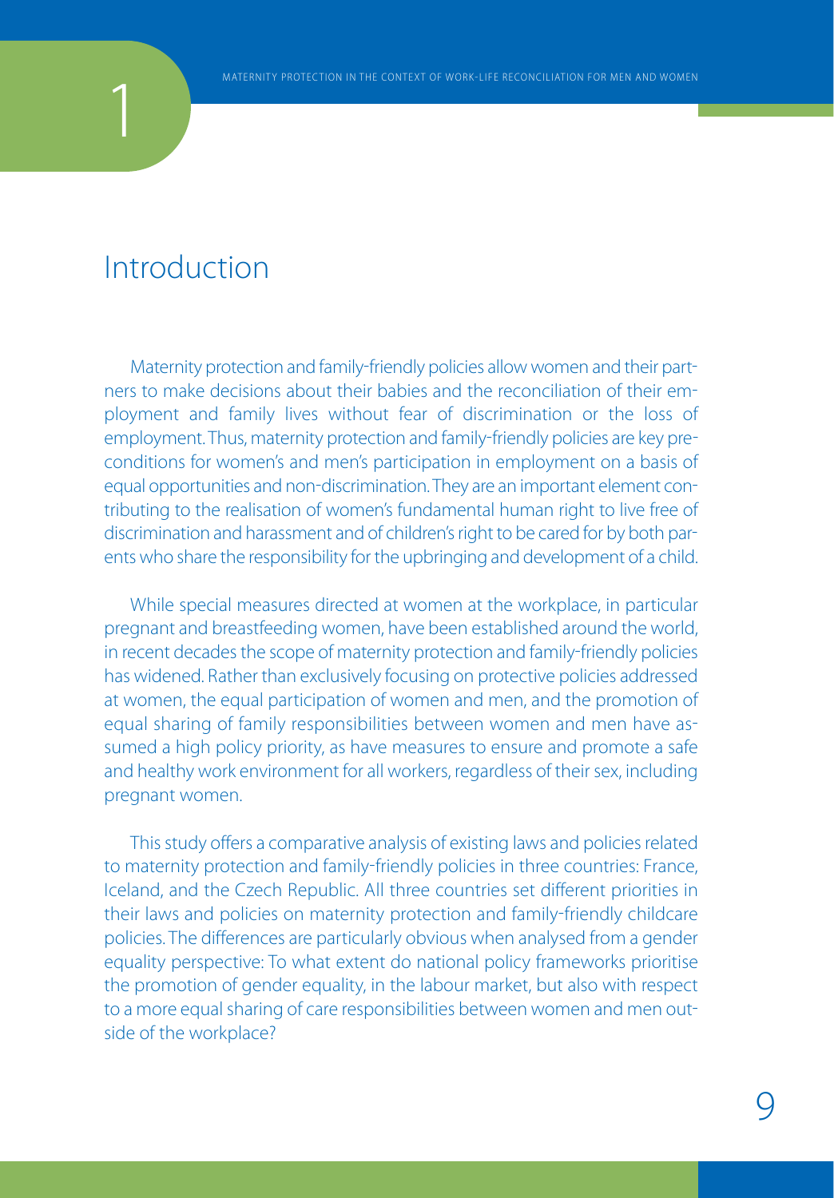# 1 Introduction

Maternity protection and family-friendly policies allow women and their partners to make decisions about their babies and the reconciliation of their employment and family lives without fear of discrimination or the loss of employment. Thus, maternity protection and family-friendly policies are key preconditions for women's and men's participation in employment on a basis of equal opportunities and non-discrimination. They are an important element contributing to the realisation of women's fundamental human right to live free of discrimination and harassment and of children's right to be cared for by both parents who share the responsibility for the upbringing and development of a child.

While special measures directed at women at the workplace, in particular pregnant and breastfeeding women, have been established around the world, in recent decades the scope of maternity protection and family-friendly policies has widened. Rather than exclusively focusing on protective policies addressed at women, the equal participation of women and men, and the promotion of equal sharing of family responsibilities between women and men have assumed a high policy priority, as have measures to ensure and promote a safe and healthy work environment for all workers, regardless of their sex, including pregnant women.

This study offers a comparative analysis of existing laws and policies related to maternity protection and family-friendly policies in three countries: France, Iceland, and the Czech Republic. All three countries set different priorities in their laws and policies on maternity protection and family-friendly childcare policies. The differences are particularly obvious when analysed from a gender equality perspective: To what extent do national policy frameworks prioritise the promotion of gender equality, in the labour market, but also with respect to a more equal sharing of care responsibilities between women and men outside of the workplace?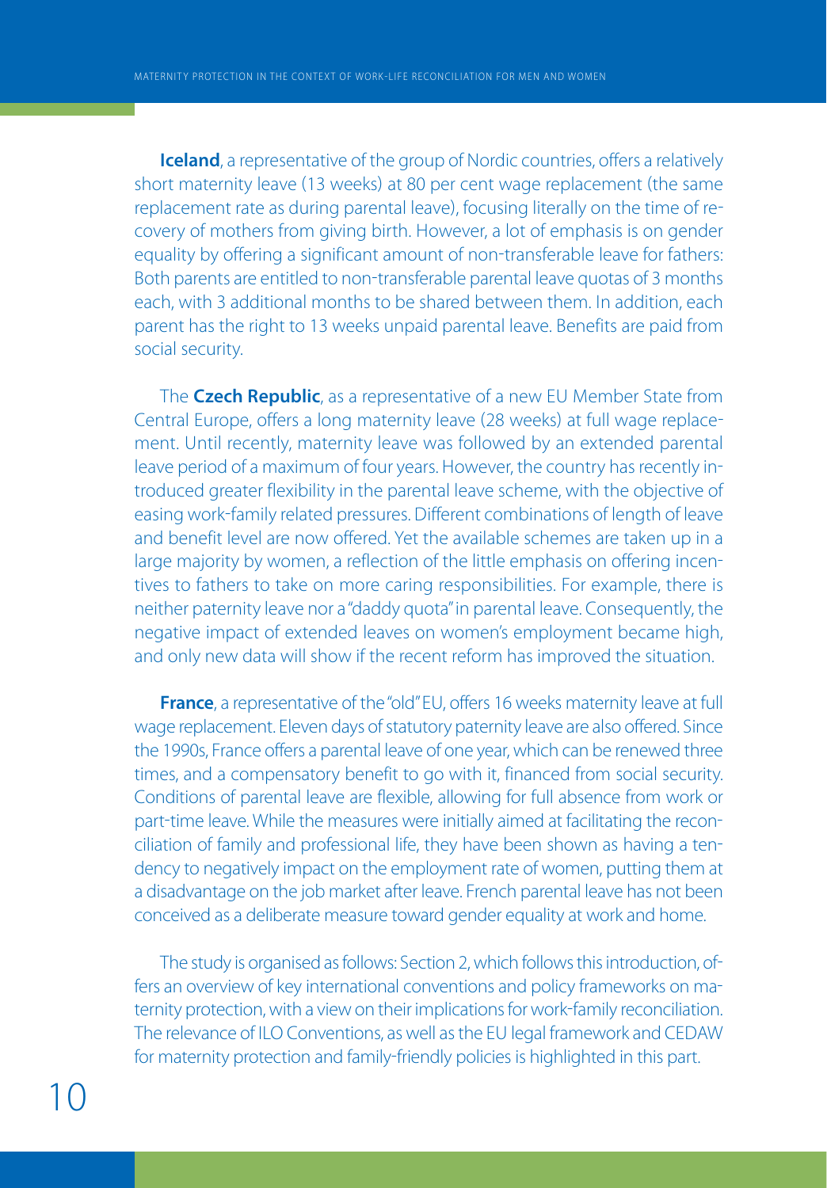**Iceland**, a representative of the group of Nordic countries, offers a relatively short maternity leave (13 weeks) at 80 per cent wage replacement (the same replacement rate as during parental leave), focusing literally on the time of recovery of mothers from giving birth. However, a lot of emphasis is on gender equality by offering a significant amount of non-transferable leave for fathers: Both parents are entitled to non-transferable parental leave quotas of 3 months each, with 3 additional months to be shared between them. In addition, each parent has the right to 13 weeks unpaid parental leave. Benefits are paid from social security.

The **Czech Republic**, as a representative of a new EU Member State from Central Europe, offers a long maternity leave (28 weeks) at full wage replacement. Until recently, maternity leave was followed by an extended parental leave period of a maximum of four years. However, the country has recently introduced greater flexibility in the parental leave scheme, with the objective of easing work-family related pressures. Different combinations of length of leave and benefit level are now offered. Yet the available schemes are taken up in a large majority by women, a reflection of the little emphasis on offering incentives to fathers to take on more caring responsibilities. For example, there is neither paternity leave nor a "daddy quota" in parental leave. Consequently, the negative impact of extended leaves on women's employment became high, and only new data will show if the recent reform has improved the situation.

**France**, a representative of the "old" EU, offers 16 weeks maternity leave at full wage replacement. Eleven days of statutory paternity leave are also offered. Since the 1990s, France offers a parental leave of one year, which can be renewed three times, and a compensatory benefit to go with it, financed from social security. Conditions of parental leave are flexible, allowing for full absence from work or part-time leave. While the measures were initially aimed at facilitating the reconciliation of family and professional life, they have been shown as having a tendency to negatively impact on the employment rate of women, putting them at a disadvantage on the job market after leave. French parental leave has not been conceived as a deliberate measure toward gender equality at work and home.

The study is organised as follows: Section 2, which follows this introduction, offers an overview of key international conventions and policy frameworks on maternity protection, with a view on their implications for work-family reconciliation. The relevance of ILO Conventions, as well as the EU legal framework and CEDAW for maternity protection and family-friendly policies is highlighted in this part.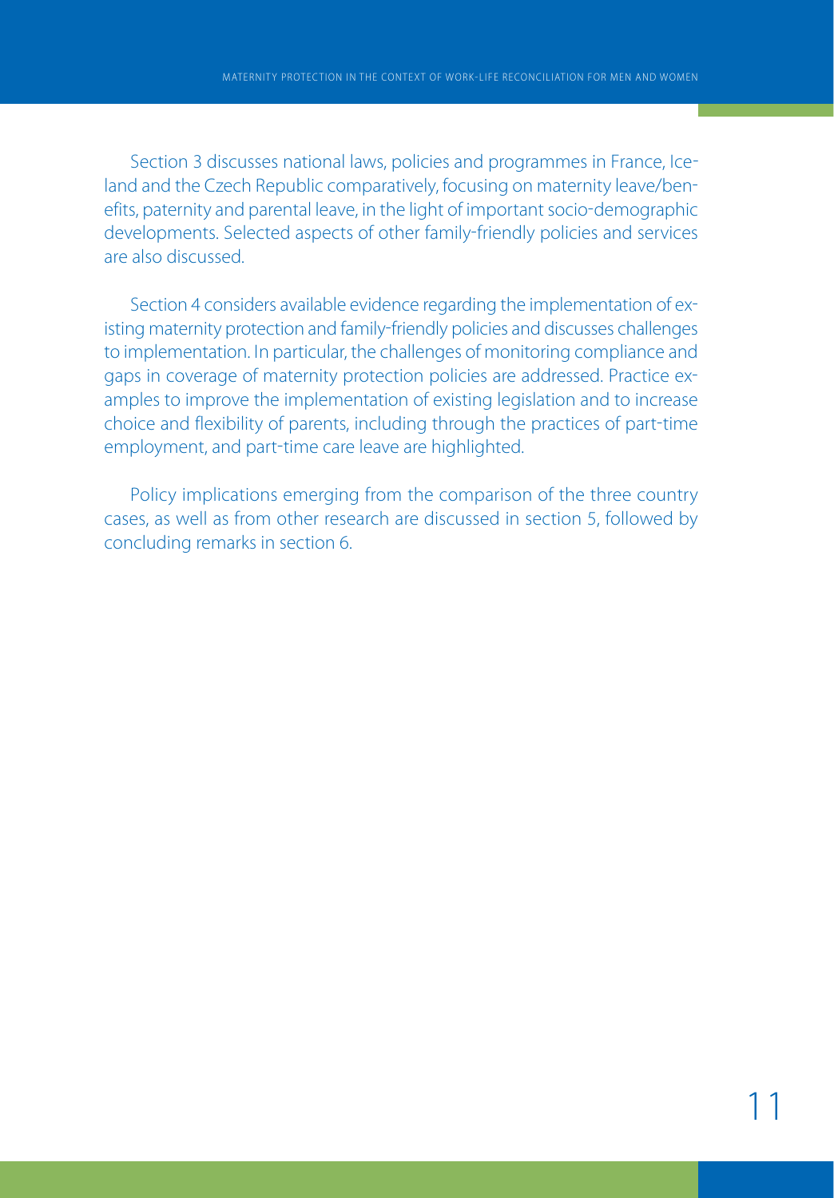Section 3 discusses national laws, policies and programmes in France, Iceland and the Czech Republic comparatively, focusing on maternity leave/benefits, paternity and parental leave, in the light of important socio-demographic developments. Selected aspects of other family-friendly policies and services are also discussed.

Section 4 considers available evidence regarding the implementation of existing maternity protection and family-friendly policies and discusses challenges to implementation. In particular, the challenges of monitoring compliance and gaps in coverage of maternity protection policies are addressed. Practice examples to improve the implementation of existing legislation and to increase choice and flexibility of parents, including through the practices of part-time employment, and part-time care leave are highlighted.

Policy implications emerging from the comparison of the three country cases, as well as from other research are discussed in section 5, followed by concluding remarks in section 6.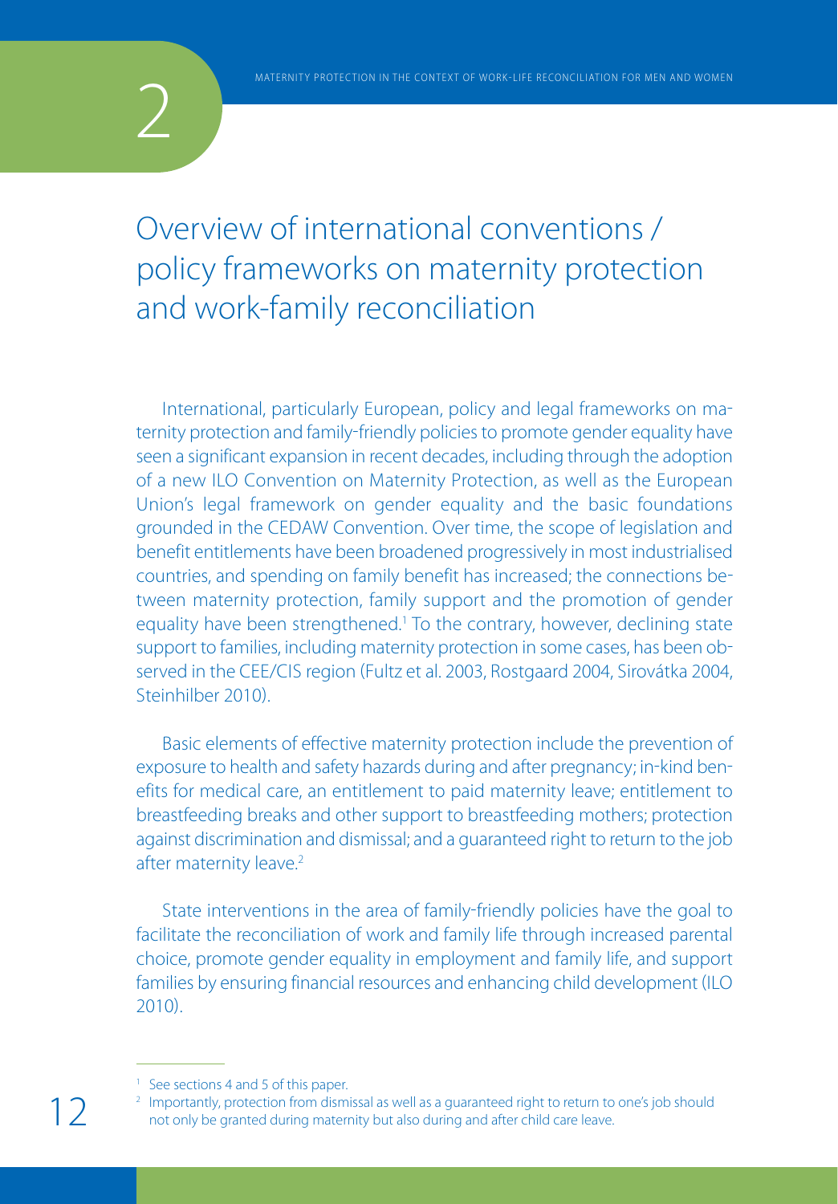# 2 Overview of international conventions / policy frameworks on maternity protection and work-family reconciliation

International, particularly European, policy and legal frameworks on maternity protection and family-friendly policies to promote gender equality have seen a significant expansion in recent decades, including through the adoption of a new ILO Convention on Maternity Protection, as well as the European Union's legal framework on gender equality and the basic foundations grounded in the CEDAW Convention. Over time, the scope of legislation and benefit entitlements have been broadened progressively in most industrialised countries, and spending on family benefit has increased; the connections between maternity protection, family support and the promotion of gender equality have been strengthened.[1] To the contrary, however, declining state support to families, including maternity protection in some cases, has been observed in the CEE/CIS region (Fultz et al. 2003, Rostgaard 2004, Sirovátka 2004, Steinhilber 2010).

Basic elements of effective maternity protection include the prevention of exposure to health and safety hazards during and after pregnancy; in-kind benefits for medical care, an entitlement to paid maternity leave; entitlement to breastfeeding breaks and other support to breastfeeding mothers; protection against discrimination and dismissal; and a guaranteed right to return to the job after maternity leave.[2]

State interventions in the area of family-friendly policies have the goal to facilitate the reconciliation of work and family life through increased parental choice, promote gender equality in employment and family life, and support families by ensuring financial resources and enhancing child development (ILO 2010).

---

[1] See sections 4 and 5 of this paper.

[2] Importantly, protection from dismissal as well as a guaranteed right to return to one's job should not only be granted during maternity but also during and after child care leave.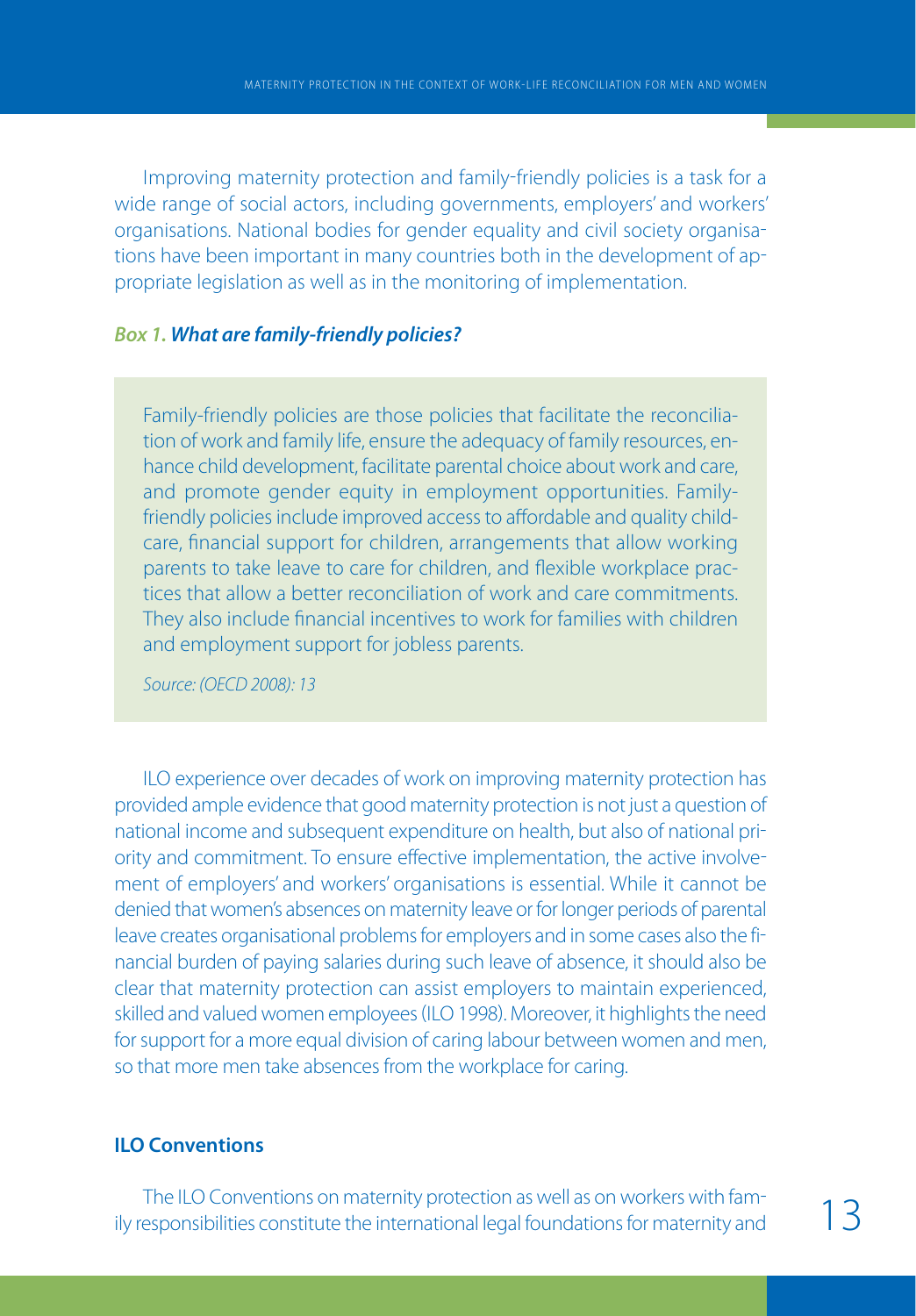Improving maternity protection and family-friendly policies is a task for a wide range of social actors, including governments, employers' and workers' organisations. National bodies for gender equality and civil society organisations have been important in many countries both in the development of appropriate legislation as well as in the monitoring of implementation.

***Box 1. What are family-friendly policies?***

> Family-friendly policies are those policies that facilitate the reconciliation of work and family life, ensure the adequacy of family resources, enhance child development, facilitate parental choice about work and care, and promote gender equity in employment opportunities. Family-friendly policies include improved access to affordable and quality childcare, financial support for children, arrangements that allow working parents to take leave to care for children, and flexible workplace practices that allow a better reconciliation of work and care commitments. They also include financial incentives to work for families with children and employment support for jobless parents.
>
> *Source: (OECD 2008): 13*

ILO experience over decades of work on improving maternity protection has provided ample evidence that good maternity protection is not just a question of national income and subsequent expenditure on health, but also of national priority and commitment. To ensure effective implementation, the active involvement of employers' and workers' organisations is essential. While it cannot be denied that women's absences on maternity leave or for longer periods of parental leave creates organisational problems for employers and in some cases also the financial burden of paying salaries during such leave of absence, it should also be clear that maternity protection can assist employers to maintain experienced, skilled and valued women employees (ILO 1998). Moreover, it highlights the need for support for a more equal division of caring labour between women and men, so that more men take absences from the workplace for caring.

## ILO Conventions

The ILO Conventions on maternity protection as well as on workers with family responsibilities constitute the international legal foundations for maternity and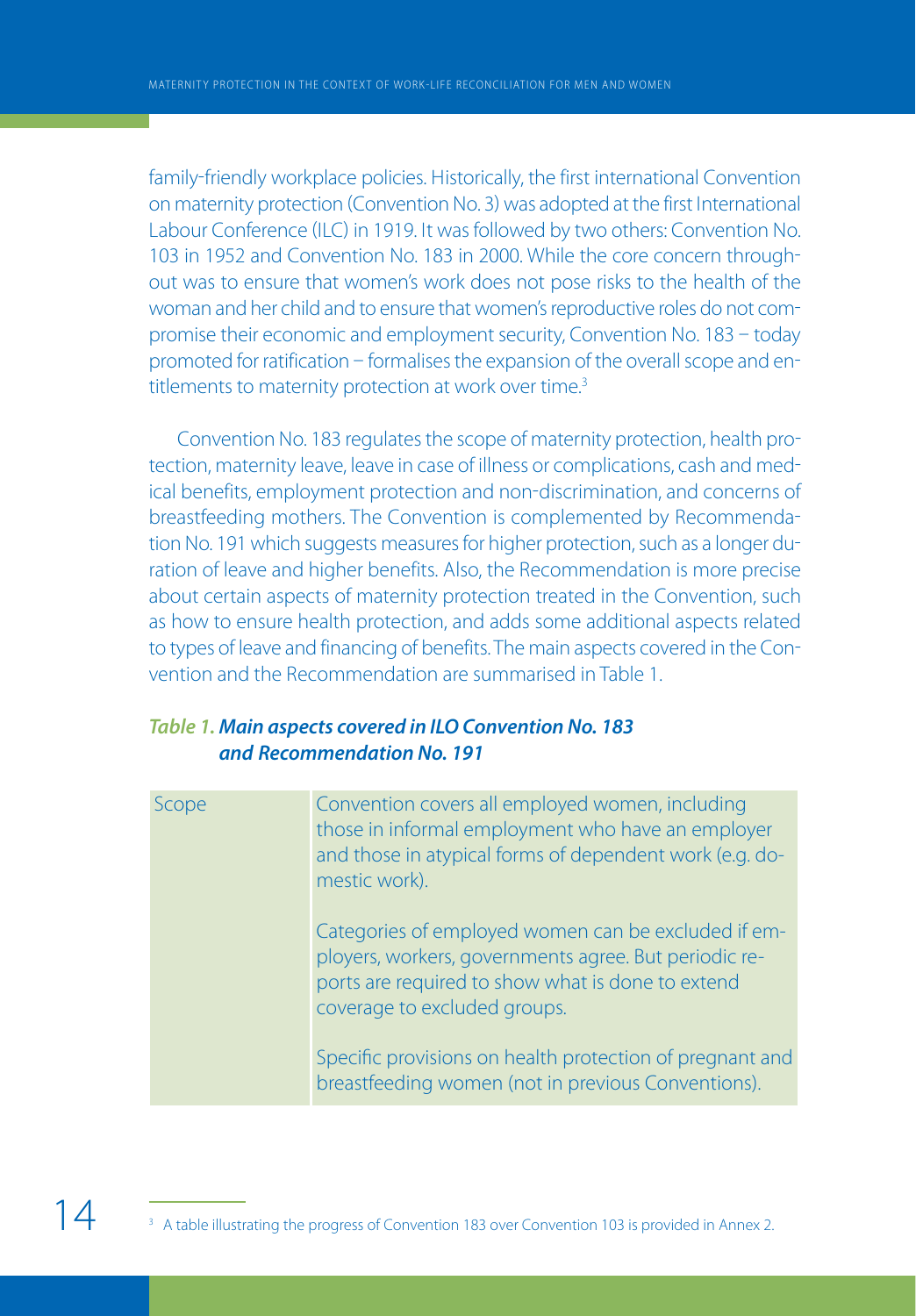family-friendly workplace policies. Historically, the first international Convention on maternity protection (Convention No. 3) was adopted at the first International Labour Conference (ILC) in 1919. It was followed by two others: Convention No. 103 in 1952 and Convention No. 183 in 2000. While the core concern throughout was to ensure that women's work does not pose risks to the health of the woman and her child and to ensure that women's reproductive roles do not compromise their economic and employment security, Convention No. 183 – today promoted for ratification – formalises the expansion of the overall scope and entitlements to maternity protection at work over time.[3]

Convention No. 183 regulates the scope of maternity protection, health protection, maternity leave, leave in case of illness or complications, cash and medical benefits, employment protection and non-discrimination, and concerns of breastfeeding mothers. The Convention is complemented by Recommendation No. 191 which suggests measures for higher protection, such as a longer duration of leave and higher benefits. Also, the Recommendation is more precise about certain aspects of maternity protection treated in the Convention, such as how to ensure health protection, and adds some additional aspects related to types of leave and financing of benefits. The main aspects covered in the Convention and the Recommendation are summarised in Table 1.

***Table 1. Main aspects covered in ILO Convention No. 183 and Recommendation No. 191***

| | |
|---|---|
| Scope | Convention covers all employed women, including those in informal employment who have an employer and those in atypical forms of dependent work (e.g. domestic work).<br><br>Categories of employed women can be excluded if employers, workers, governments agree. But periodic reports are required to show what is done to extend coverage to excluded groups.<br><br>Specific provisions on health protection of pregnant and breastfeeding women (not in previous Conventions). |

[3] A table illustrating the progress of Convention 183 over Convention 103 is provided in Annex 2.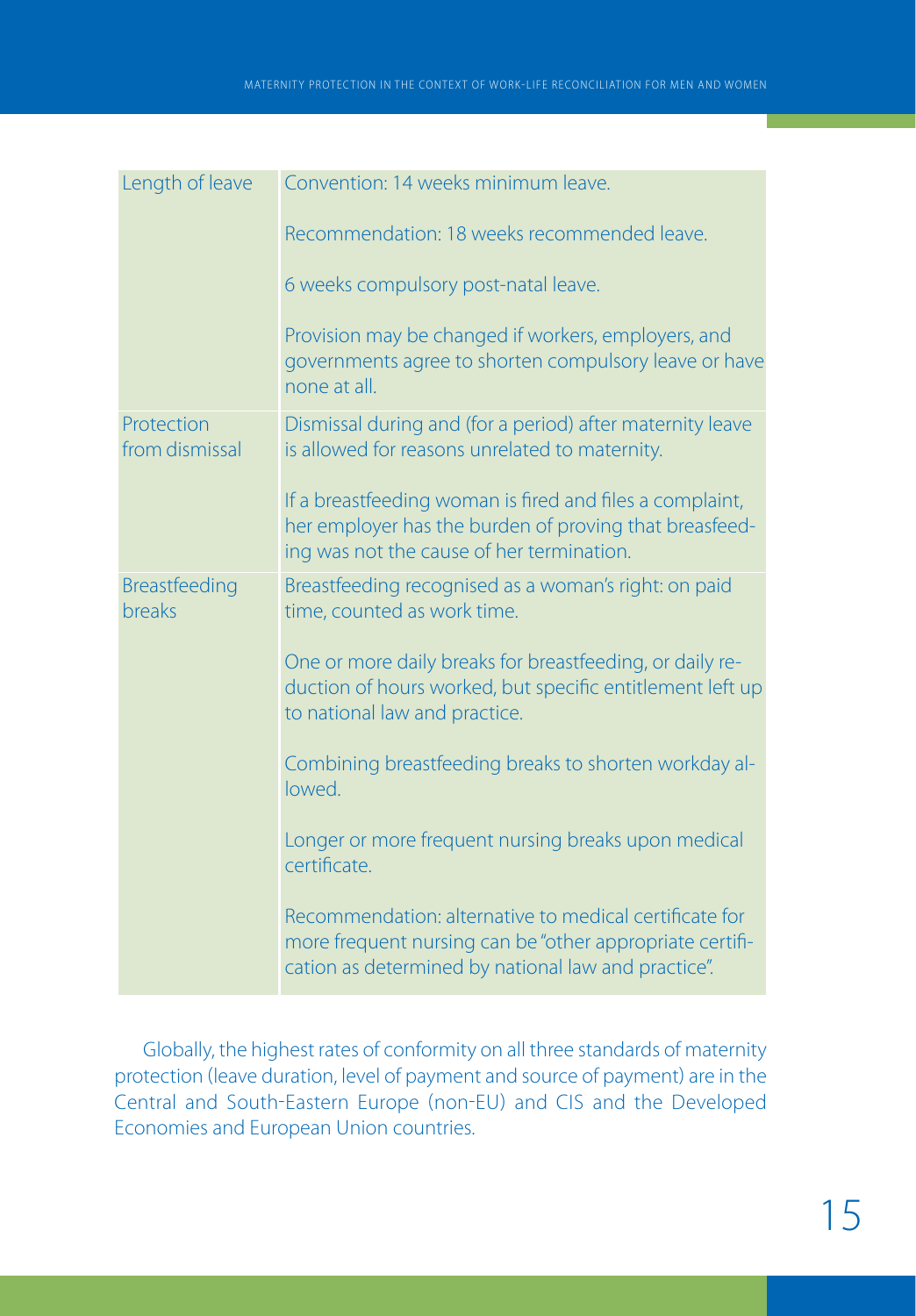| | |
|---|---|
| Length of leave | Convention: 14 weeks minimum leave.<br><br>Recommendation: 18 weeks recommended leave.<br><br>6 weeks compulsory post-natal leave.<br><br>Provision may be changed if workers, employers, and governments agree to shorten compulsory leave or have none at all. |
| Protection from dismissal | Dismissal during and (for a period) after maternity leave is allowed for reasons unrelated to maternity.<br><br>If a breastfeeding woman is fired and files a complaint, her employer has the burden of proving that breastfeeding was not the cause of her termination. |
| Breastfeeding breaks | Breastfeeding recognised as a woman's right: on paid time, counted as work time.<br><br>One or more daily breaks for breastfeeding, or daily reduction of hours worked, but specific entitlement left up to national law and practice.<br><br>Combining breastfeeding breaks to shorten workday allowed.<br><br>Longer or more frequent nursing breaks upon medical certificate.<br><br>Recommendation: alternative to medical certificate for more frequent nursing can be "other appropriate certification as determined by national law and practice". |

Globally, the highest rates of conformity on all three standards of maternity protection (leave duration, level of payment and source of payment) are in the Central and South-Eastern Europe (non-EU) and CIS and the Developed Economies and European Union countries.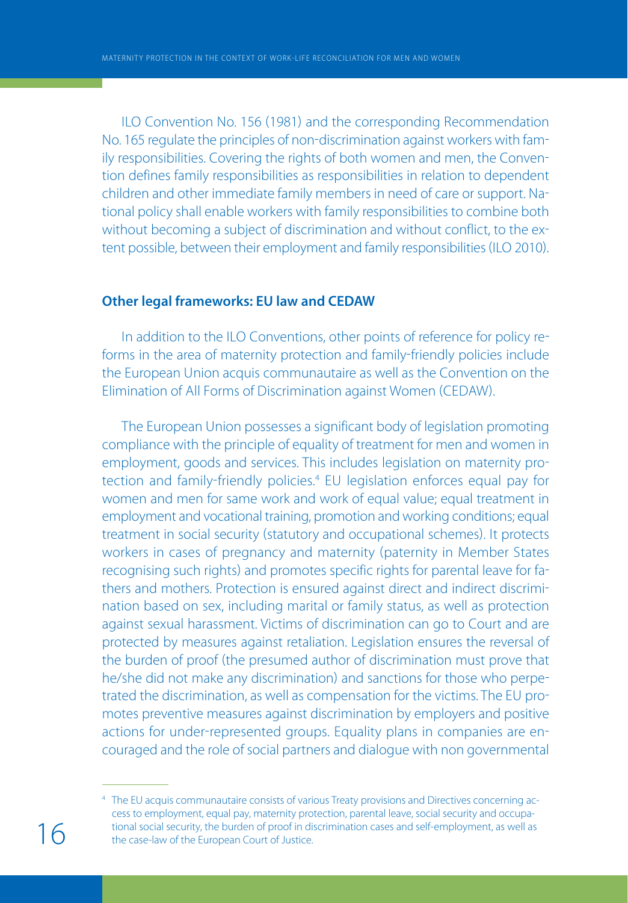ILO Convention No. 156 (1981) and the corresponding Recommendation No. 165 regulate the principles of non-discrimination against workers with family responsibilities. Covering the rights of both women and men, the Convention defines family responsibilities as responsibilities in relation to dependent children and other immediate family members in need of care or support. National policy shall enable workers with family responsibilities to combine both without becoming a subject of discrimination and without conflict, to the extent possible, between their employment and family responsibilities (ILO 2010).

### Other legal frameworks: EU law and CEDAW

In addition to the ILO Conventions, other points of reference for policy reforms in the area of maternity protection and family-friendly policies include the European Union acquis communautaire as well as the Convention on the Elimination of All Forms of Discrimination against Women (CEDAW).

The European Union possesses a significant body of legislation promoting compliance with the principle of equality of treatment for men and women in employment, goods and services. This includes legislation on maternity protection and family-friendly policies.[4] EU legislation enforces equal pay for women and men for same work and work of equal value; equal treatment in employment and vocational training, promotion and working conditions; equal treatment in social security (statutory and occupational schemes). It protects workers in cases of pregnancy and maternity (paternity in Member States recognising such rights) and promotes specific rights for parental leave for fathers and mothers. Protection is ensured against direct and indirect discrimination based on sex, including marital or family status, as well as protection against sexual harassment. Victims of discrimination can go to Court and are protected by measures against retaliation. Legislation ensures the reversal of the burden of proof (the presumed author of discrimination must prove that he/she did not make any discrimination) and sanctions for those who perpetrated the discrimination, as well as compensation for the victims. The EU promotes preventive measures against discrimination by employers and positive actions for under-represented groups. Equality plans in companies are encouraged and the role of social partners and dialogue with non governmental

[4] The EU acquis communautaire consists of various Treaty provisions and Directives concerning access to employment, equal pay, maternity protection, parental leave, social security and occupational social security, the burden of proof in discrimination cases and self-employment, as well as the case-law of the European Court of Justice.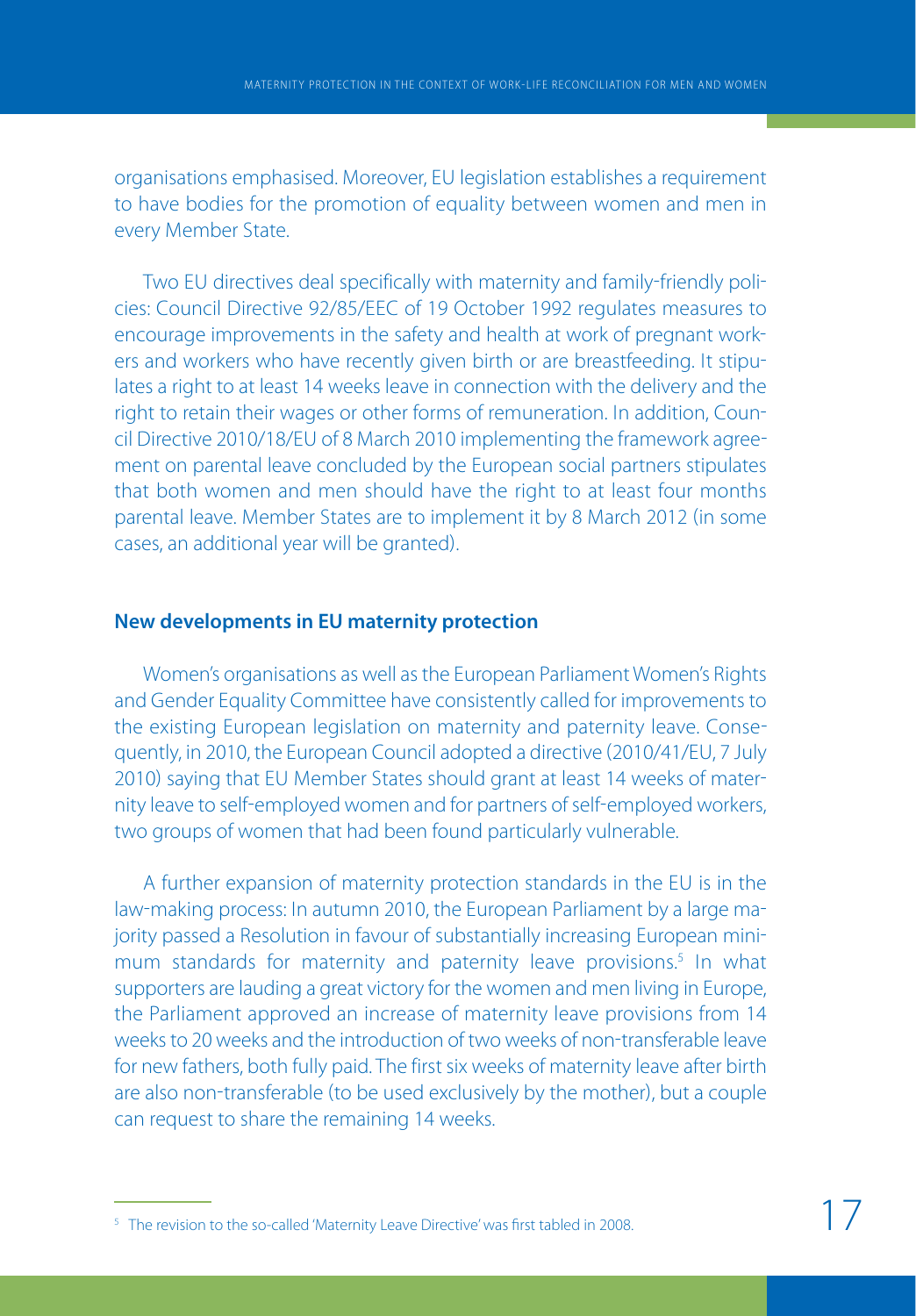organisations emphasised. Moreover, EU legislation establishes a requirement to have bodies for the promotion of equality between women and men in every Member State.

Two EU directives deal specifically with maternity and family-friendly policies: Council Directive 92/85/EEC of 19 October 1992 regulates measures to encourage improvements in the safety and health at work of pregnant workers and workers who have recently given birth or are breastfeeding. It stipulates a right to at least 14 weeks leave in connection with the delivery and the right to retain their wages or other forms of remuneration. In addition, Council Directive 2010/18/EU of 8 March 2010 implementing the framework agreement on parental leave concluded by the European social partners stipulates that both women and men should have the right to at least four months parental leave. Member States are to implement it by 8 March 2012 (in some cases, an additional year will be granted).

### New developments in EU maternity protection

Women's organisations as well as the European Parliament Women's Rights and Gender Equality Committee have consistently called for improvements to the existing European legislation on maternity and paternity leave. Consequently, in 2010, the European Council adopted a directive (2010/41/EU, 7 July 2010) saying that EU Member States should grant at least 14 weeks of maternity leave to self-employed women and for partners of self-employed workers, two groups of women that had been found particularly vulnerable.

A further expansion of maternity protection standards in the EU is in the law-making process: In autumn 2010, the European Parliament by a large majority passed a Resolution in favour of substantially increasing European minimum standards for maternity and paternity leave provisions.[5] In what supporters are lauding a great victory for the women and men living in Europe, the Parliament approved an increase of maternity leave provisions from 14 weeks to 20 weeks and the introduction of two weeks of non-transferable leave for new fathers, both fully paid. The first six weeks of maternity leave after birth are also non-transferable (to be used exclusively by the mother), but a couple can request to share the remaining 14 weeks.

---

[5] The revision to the so-called 'Maternity Leave Directive' was first tabled in 2008.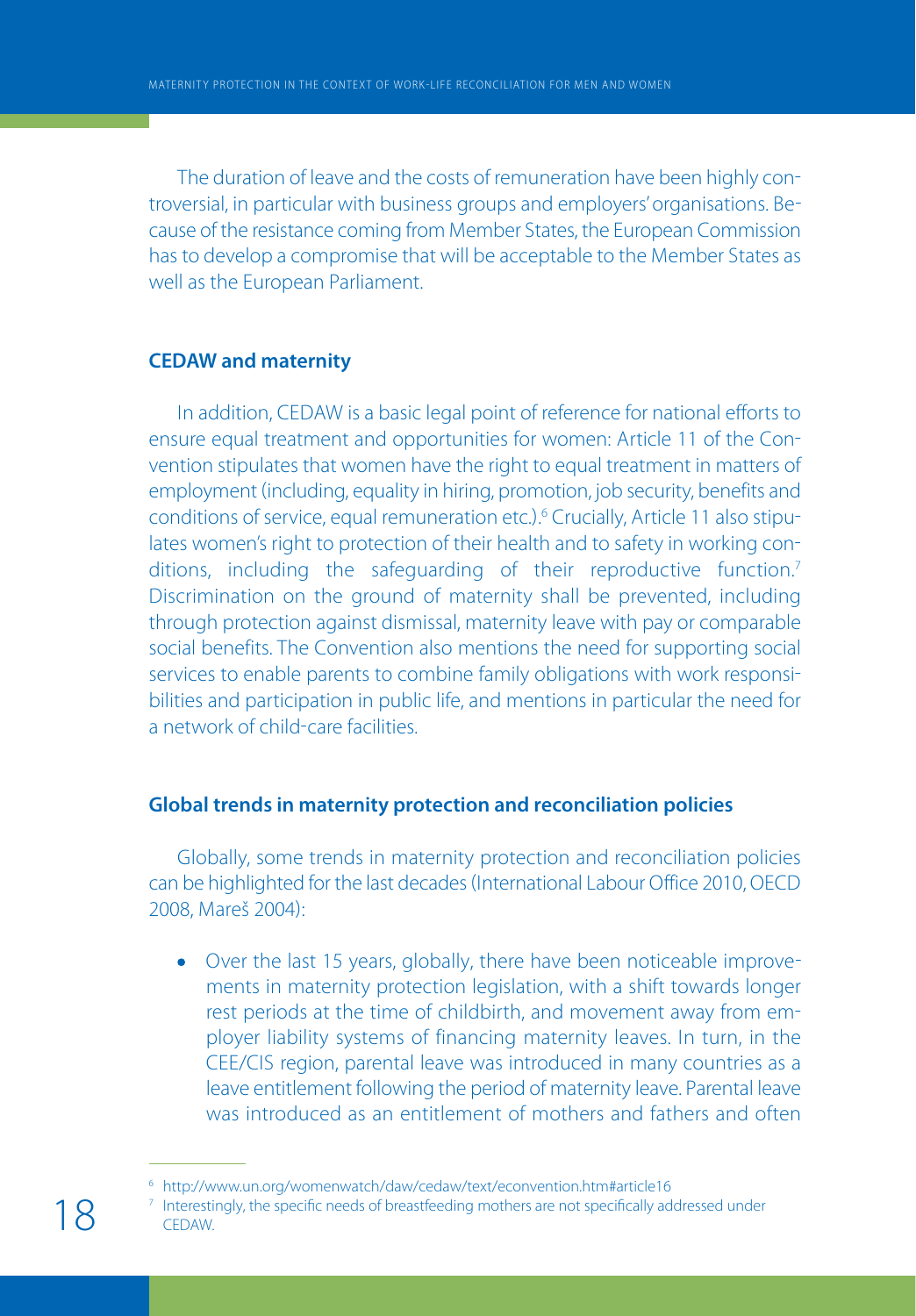The duration of leave and the costs of remuneration have been highly controversial, in particular with business groups and employers' organisations. Because of the resistance coming from Member States, the European Commission has to develop a compromise that will be acceptable to the Member States as well as the European Parliament.

### CEDAW and maternity

In addition, CEDAW is a basic legal point of reference for national efforts to ensure equal treatment and opportunities for women: Article 11 of the Convention stipulates that women have the right to equal treatment in matters of employment (including, equality in hiring, promotion, job security, benefits and conditions of service, equal remuneration etc.).[6] Crucially, Article 11 also stipulates women's right to protection of their health and to safety in working conditions, including the safeguarding of their reproductive function.[7] Discrimination on the ground of maternity shall be prevented, including through protection against dismissal, maternity leave with pay or comparable social benefits. The Convention also mentions the need for supporting social services to enable parents to combine family obligations with work responsibilities and participation in public life, and mentions in particular the need for a network of child-care facilities.

### Global trends in maternity protection and reconciliation policies

Globally, some trends in maternity protection and reconciliation policies can be highlighted for the last decades (International Labour Office 2010, OECD 2008, Mareš 2004):

- Over the last 15 years, globally, there have been noticeable improvements in maternity protection legislation, with a shift towards longer rest periods at the time of childbirth, and movement away from employer liability systems of financing maternity leaves. In turn, in the CEE/CIS region, parental leave was introduced in many countries as a leave entitlement following the period of maternity leave. Parental leave was introduced as an entitlement of mothers and fathers and often

---

[6] http://www.un.org/womenwatch/daw/cedaw/text/econvention.htm#article16

[7] Interestingly, the specific needs of breastfeeding mothers are not specifically addressed under CEDAW.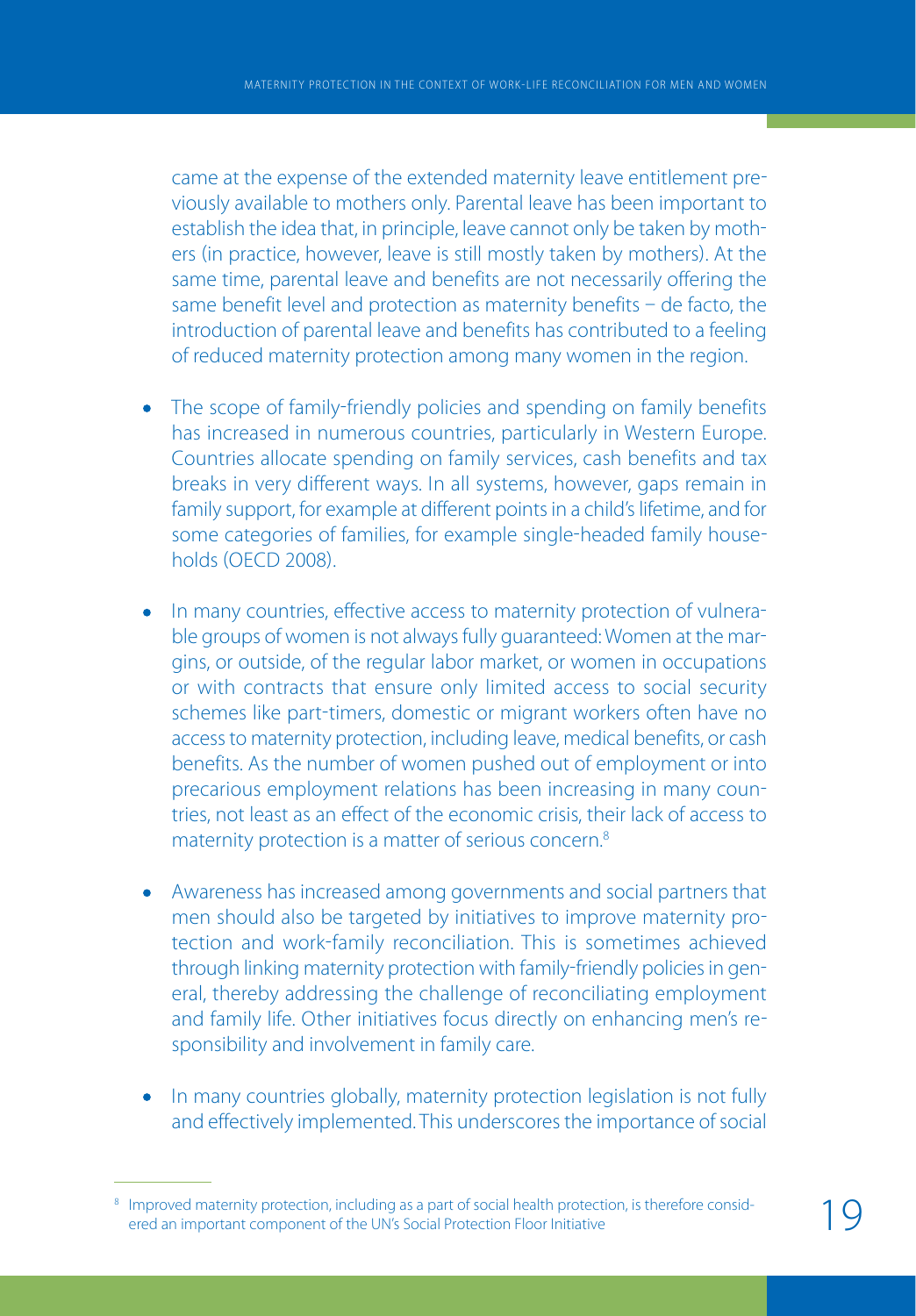came at the expense of the extended maternity leave entitlement previously available to mothers only. Parental leave has been important to establish the idea that, in principle, leave cannot only be taken by mothers (in practice, however, leave is still mostly taken by mothers). At the same time, parental leave and benefits are not necessarily offering the same benefit level and protection as maternity benefits – de facto, the introduction of parental leave and benefits has contributed to a feeling of reduced maternity protection among many women in the region.

- The scope of family-friendly policies and spending on family benefits has increased in numerous countries, particularly in Western Europe. Countries allocate spending on family services, cash benefits and tax breaks in very different ways. In all systems, however, gaps remain in family support, for example at different points in a child's lifetime, and for some categories of families, for example single-headed family households (OECD 2008).

- In many countries, effective access to maternity protection of vulnerable groups of women is not always fully guaranteed: Women at the margins, or outside, of the regular labor market, or women in occupations or with contracts that ensure only limited access to social security schemes like part-timers, domestic or migrant workers often have no access to maternity protection, including leave, medical benefits, or cash benefits. As the number of women pushed out of employment or into precarious employment relations has been increasing in many countries, not least as an effect of the economic crisis, their lack of access to maternity protection is a matter of serious concern.[8]

- Awareness has increased among governments and social partners that men should also be targeted by initiatives to improve maternity protection and work-family reconciliation. This is sometimes achieved through linking maternity protection with family-friendly policies in general, thereby addressing the challenge of reconciliating employment and family life. Other initiatives focus directly on enhancing men's responsibility and involvement in family care.

- In many countries globally, maternity protection legislation is not fully and effectively implemented. This underscores the importance of social

---

[8] Improved maternity protection, including as a part of social health protection, is therefore considered an important component of the UN's Social Protection Floor Initiative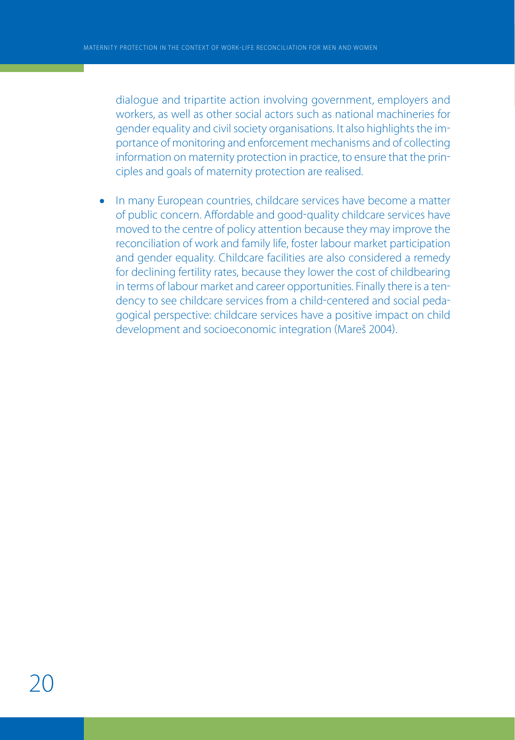dialogue and tripartite action involving government, employers and workers, as well as other social actors such as national machineries for gender equality and civil society organisations. It also highlights the importance of monitoring and enforcement mechanisms and of collecting information on maternity protection in practice, to ensure that the principles and goals of maternity protection are realised.

- In many European countries, childcare services have become a matter of public concern. Affordable and good-quality childcare services have moved to the centre of policy attention because they may improve the reconciliation of work and family life, foster labour market participation and gender equality. Childcare facilities are also considered a remedy for declining fertility rates, because they lower the cost of childbearing in terms of labour market and career opportunities. Finally there is a tendency to see childcare services from a child-centered and social pedagogical perspective: childcare services have a positive impact on child development and socioeconomic integration (Mareš 2004).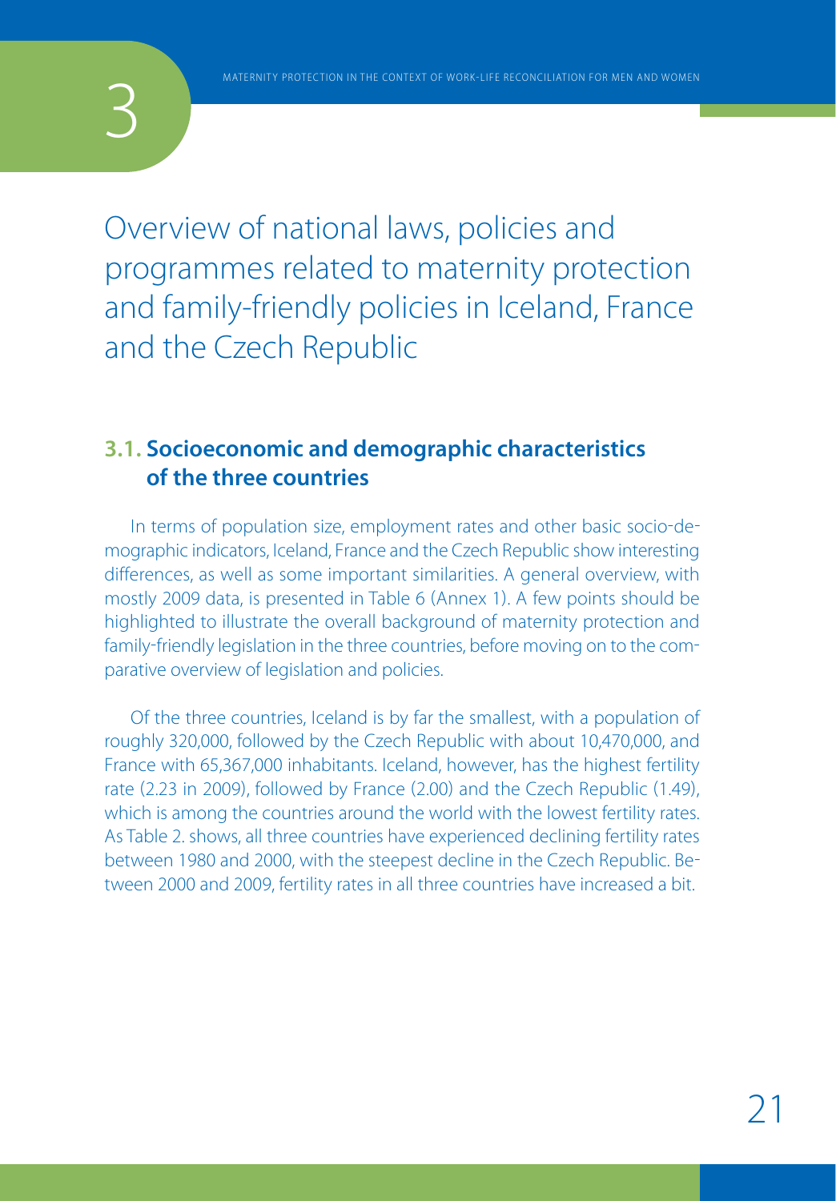# 3

# Overview of national laws, policies and programmes related to maternity protection and family-friendly policies in Iceland, France and the Czech Republic

## 3.1. Socioeconomic and demographic characteristics of the three countries

In terms of population size, employment rates and other basic socio-demographic indicators, Iceland, France and the Czech Republic show interesting differences, as well as some important similarities. A general overview, with mostly 2009 data, is presented in Table 6 (Annex 1). A few points should be highlighted to illustrate the overall background of maternity protection and family-friendly legislation in the three countries, before moving on to the comparative overview of legislation and policies.

Of the three countries, Iceland is by far the smallest, with a population of roughly 320,000, followed by the Czech Republic with about 10,470,000, and France with 65,367,000 inhabitants. Iceland, however, has the highest fertility rate (2.23 in 2009), followed by France (2.00) and the Czech Republic (1.49), which is among the countries around the world with the lowest fertility rates. As Table 2. shows, all three countries have experienced declining fertility rates between 1980 and 2000, with the steepest decline in the Czech Republic. Between 2000 and 2009, fertility rates in all three countries have increased a bit.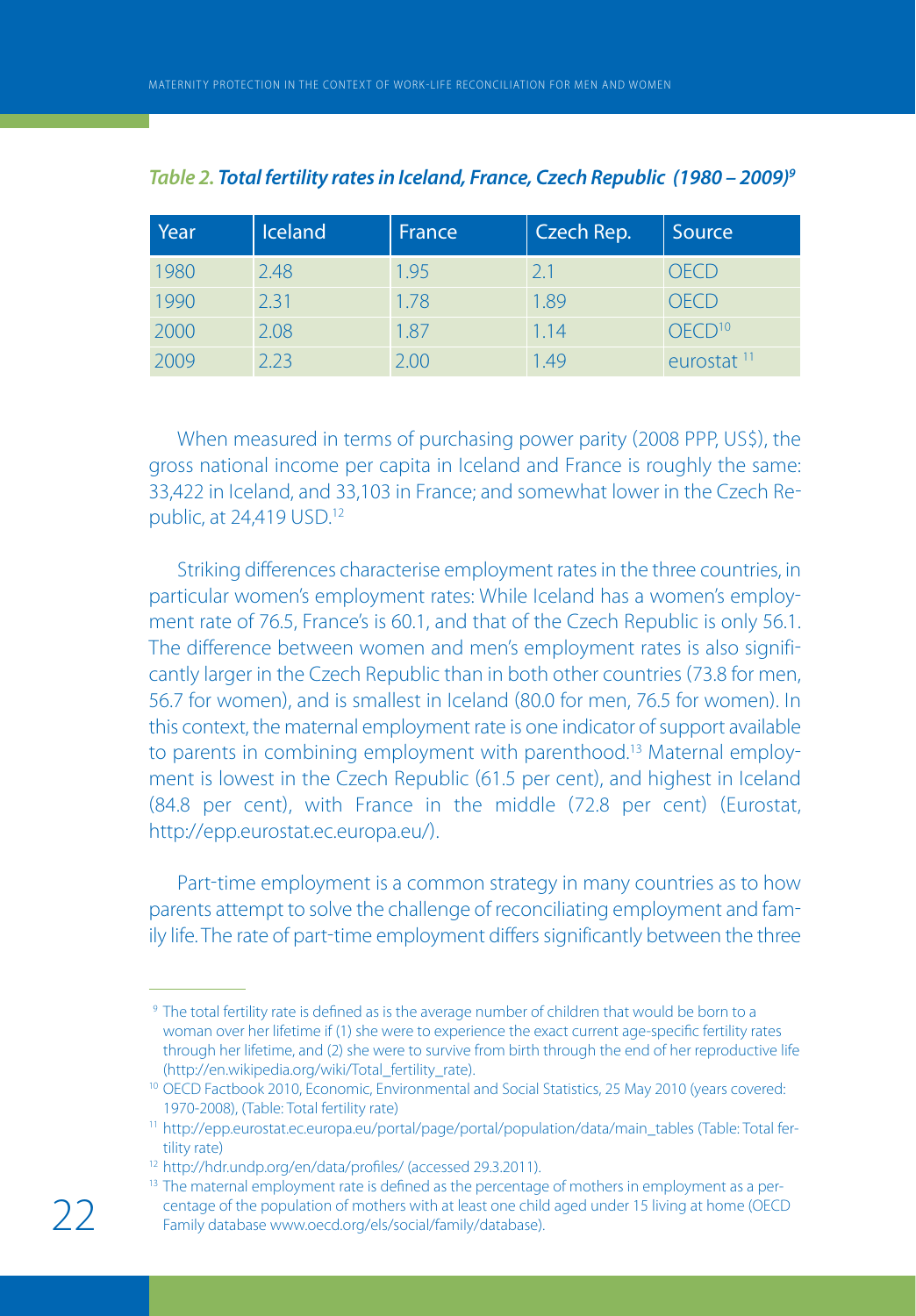***Table 2. Total fertility rates in Iceland, France, Czech Republic (1980 – 2009)[9]***

| Year | Iceland | France | Czech Rep. | Source |
|---|---|---|---|---|
| 1980 | 2.48 | 1.95 | 2.1 | OECD |
| 1990 | 2.31 | 1.78 | 1.89 | OECD |
| 2000 | 2.08 | 1.87 | 1.14 | OECD[10] |
| 2009 | 2.23 | 2.00 | 1.49 | eurostat [11] |

When measured in terms of purchasing power parity (2008 PPP, US$), the gross national income per capita in Iceland and France is roughly the same: 33,422 in Iceland, and 33,103 in France; and somewhat lower in the Czech Republic, at 24,419 USD.[12]

Striking differences characterise employment rates in the three countries, in particular women's employment rates: While Iceland has a women's employment rate of 76.5, France's is 60.1, and that of the Czech Republic is only 56.1. The difference between women and men's employment rates is also significantly larger in the Czech Republic than in both other countries (73.8 for men, 56.7 for women), and is smallest in Iceland (80.0 for men, 76.5 for women). In this context, the maternal employment rate is one indicator of support available to parents in combining employment with parenthood.[13] Maternal employment is lowest in the Czech Republic (61.5 per cent), and highest in Iceland (84.8 per cent), with France in the middle (72.8 per cent) (Eurostat, http://epp.eurostat.ec.europa.eu/).

Part-time employment is a common strategy in many countries as to how parents attempt to solve the challenge of reconciliating employment and family life. The rate of part-time employment differs significantly between the three

---

[9] The total fertility rate is defined as is the average number of children that would be born to a woman over her lifetime if (1) she were to experience the exact current age-specific fertility rates through her lifetime, and (2) she were to survive from birth through the end of her reproductive life (http://en.wikipedia.org/wiki/Total_fertility_rate).

[10] OECD Factbook 2010, Economic, Environmental and Social Statistics, 25 May 2010 (years covered: 1970-2008), (Table: Total fertility rate)

[11] http://epp.eurostat.ec.europa.eu/portal/page/portal/population/data/main_tables (Table: Total fertility rate)

[12] http://hdr.undp.org/en/data/profiles/ (accessed 29.3.2011).

[13] The maternal employment rate is defined as the percentage of mothers in employment as a percentage of the population of mothers with at least one child aged under 15 living at home (OECD Family database www.oecd.org/els/social/family/database).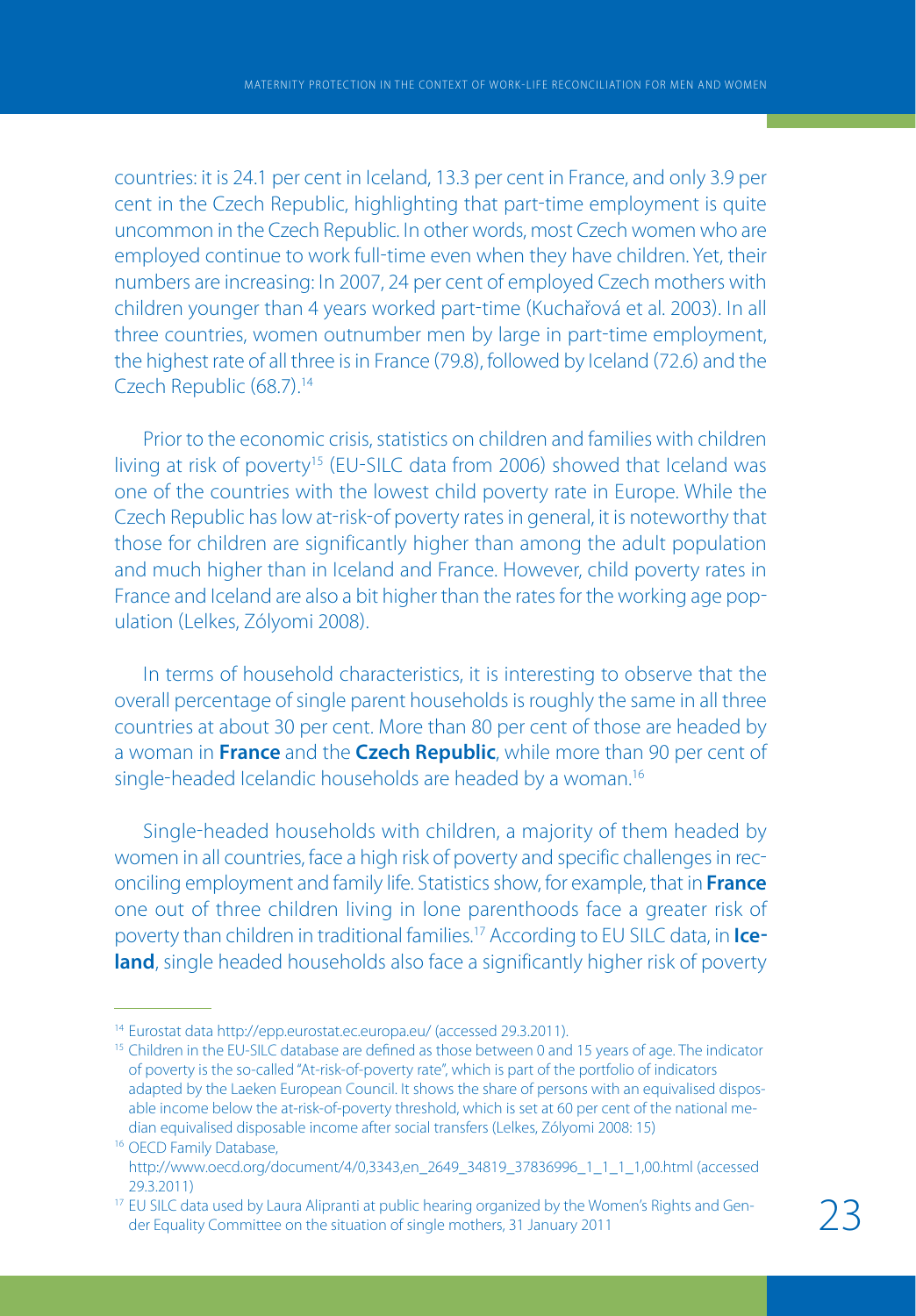countries: it is 24.1 per cent in Iceland, 13.3 per cent in France, and only 3.9 per cent in the Czech Republic, highlighting that part-time employment is quite uncommon in the Czech Republic. In other words, most Czech women who are employed continue to work full-time even when they have children. Yet, their numbers are increasing: In 2007, 24 per cent of employed Czech mothers with children younger than 4 years worked part-time (Kuchařová et al. 2003). In all three countries, women outnumber men by large in part-time employment, the highest rate of all three is in France (79.8), followed by Iceland (72.6) and the Czech Republic (68.7).[14]

Prior to the economic crisis, statistics on children and families with children living at risk of poverty[15] (EU-SILC data from 2006) showed that Iceland was one of the countries with the lowest child poverty rate in Europe. While the Czech Republic has low at-risk-of poverty rates in general, it is noteworthy that those for children are significantly higher than among the adult population and much higher than in Iceland and France. However, child poverty rates in France and Iceland are also a bit higher than the rates for the working age population (Lelkes, Zólyomi 2008).

In terms of household characteristics, it is interesting to observe that the overall percentage of single parent households is roughly the same in all three countries at about 30 per cent. More than 80 per cent of those are headed by a woman in **France** and the **Czech Republic**, while more than 90 per cent of single-headed Icelandic households are headed by a woman.[16]

Single-headed households with children, a majority of them headed by women in all countries, face a high risk of poverty and specific challenges in reconciling employment and family life. Statistics show, for example, that in **France** one out of three children living in lone parenthoods face a greater risk of poverty than children in traditional families.[17] According to EU SILC data, in **Iceland**, single headed households also face a significantly higher risk of poverty

---

[14] Eurostat data http://epp.eurostat.ec.europa.eu/ (accessed 29.3.2011).

[15] Children in the EU-SILC database are defined as those between 0 and 15 years of age. The indicator of poverty is the so-called "At-risk-of-poverty rate", which is part of the portfolio of indicators adapted by the Laeken European Council. It shows the share of persons with an equivalised disposable income below the at-risk-of-poverty threshold, which is set at 60 per cent of the national median equivalised disposable income after social transfers (Lelkes, Zólyomi 2008: 15)

[16] OECD Family Database, http://www.oecd.org/document/4/0,3343,en_2649_34819_37836996_1_1_1_1,00.html (accessed 29.3.2011)

[17] EU SILC data used by Laura Alipranti at public hearing organized by the Women's Rights and Gender Equality Committee on the situation of single mothers, 31 January 2011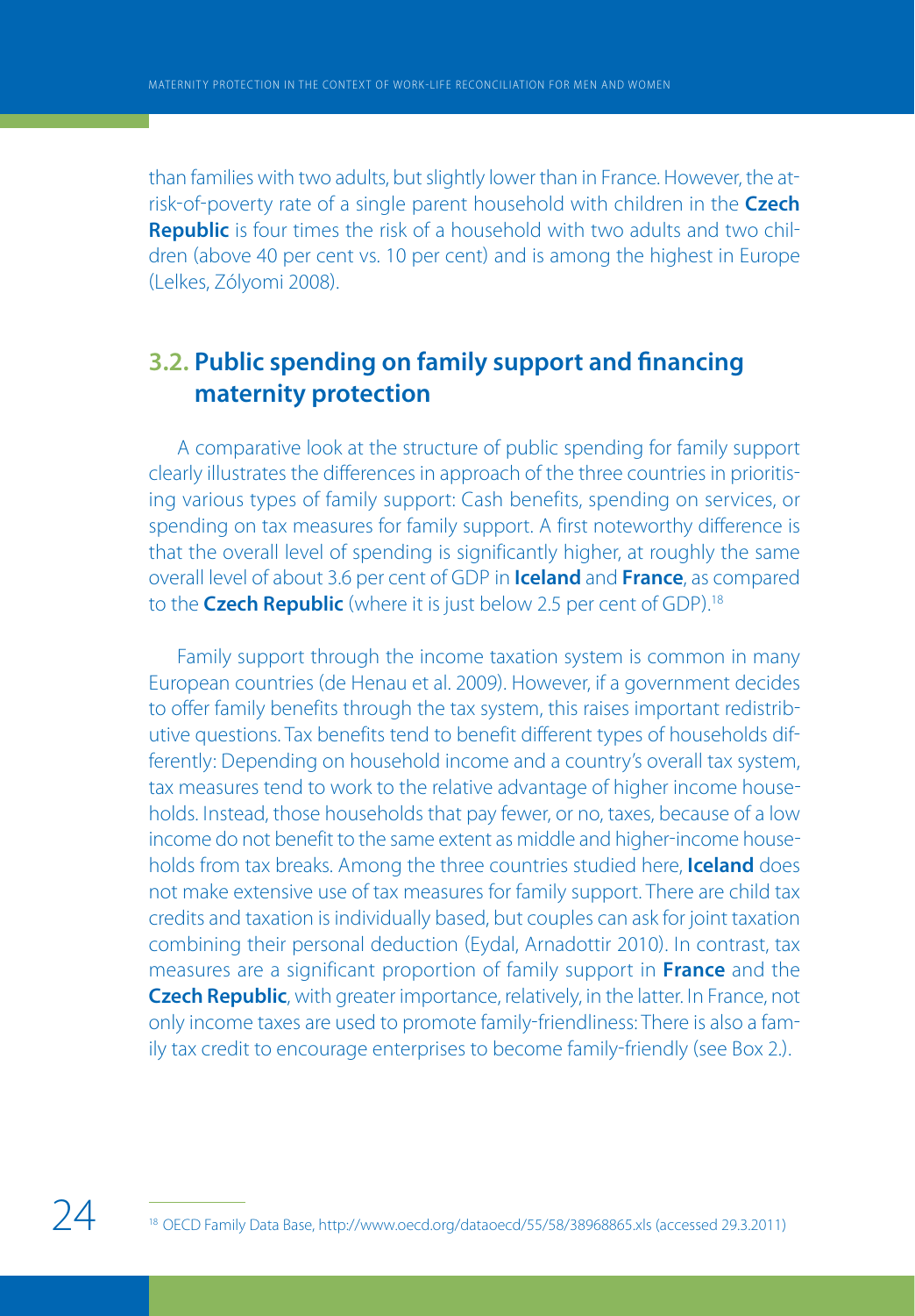than families with two adults, but slightly lower than in France. However, the at-risk-of-poverty rate of a single parent household with children in the **Czech Republic** is four times the risk of a household with two adults and two children (above 40 per cent vs. 10 per cent) and is among the highest in Europe (Lelkes, Zólyomi 2008).

## 3.2. Public spending on family support and financing maternity protection

A comparative look at the structure of public spending for family support clearly illustrates the differences in approach of the three countries in prioritising various types of family support: Cash benefits, spending on services, or spending on tax measures for family support. A first noteworthy difference is that the overall level of spending is significantly higher, at roughly the same overall level of about 3.6 per cent of GDP in **Iceland** and **France**, as compared to the **Czech Republic** (where it is just below 2.5 per cent of GDP).[18]

Family support through the income taxation system is common in many European countries (de Henau et al. 2009). However, if a government decides to offer family benefits through the tax system, this raises important redistributive questions. Tax benefits tend to benefit different types of households differently: Depending on household income and a country's overall tax system, tax measures tend to work to the relative advantage of higher income households. Instead, those households that pay fewer, or no, taxes, because of a low income do not benefit to the same extent as middle and higher-income households from tax breaks. Among the three countries studied here, **Iceland** does not make extensive use of tax measures for family support. There are child tax credits and taxation is individually based, but couples can ask for joint taxation combining their personal deduction (Eydal, Arnadottir 2010). In contrast, tax measures are a significant proportion of family support in **France** and the **Czech Republic**, with greater importance, relatively, in the latter. In France, not only income taxes are used to promote family-friendliness: There is also a family tax credit to encourage enterprises to become family-friendly (see Box 2.).

[18] OECD Family Data Base, http://www.oecd.org/dataoecd/55/58/38968865.xls (accessed 29.3.2011)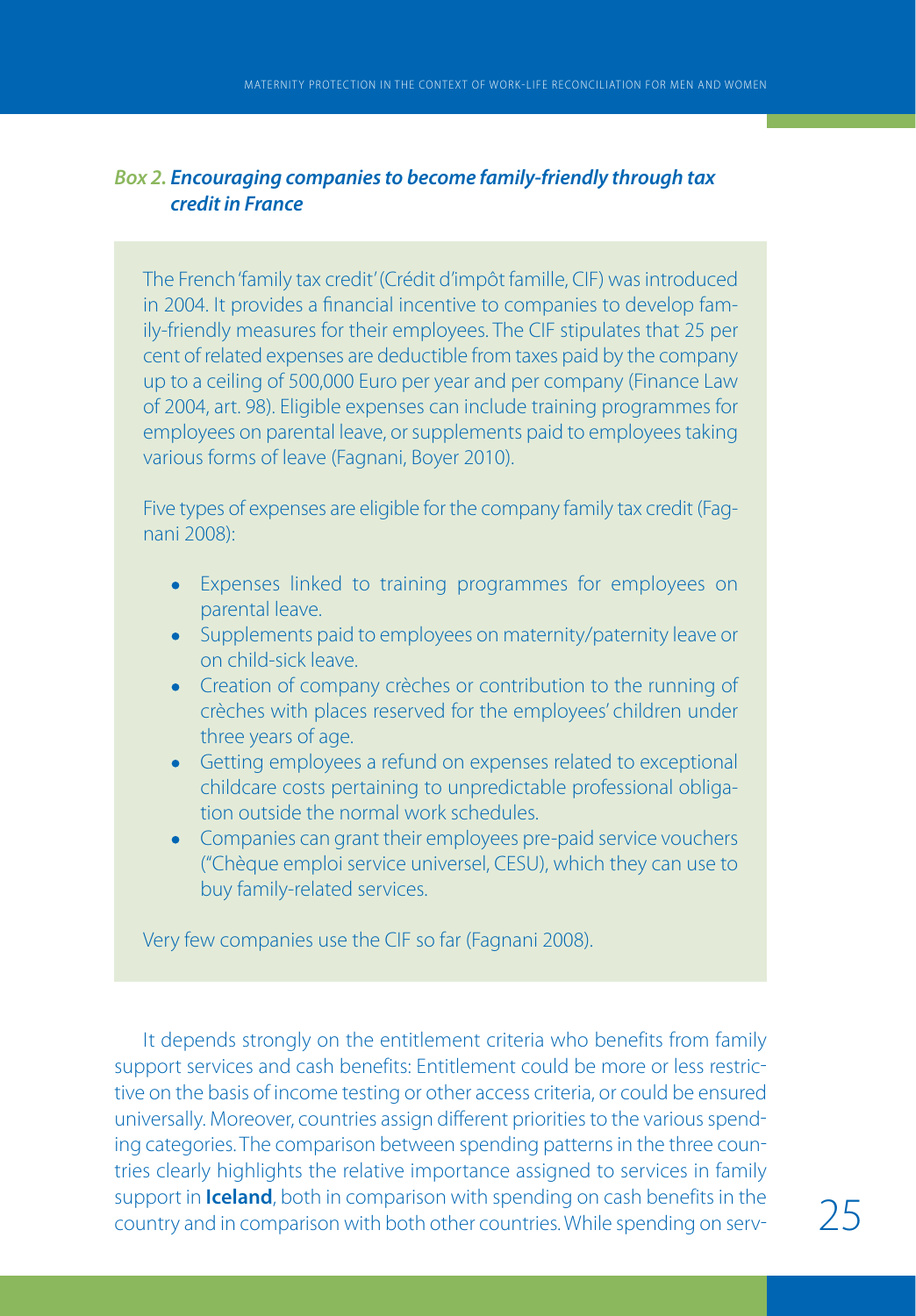### *Box 2. Encouraging companies to become family-friendly through tax credit in France*

The French 'family tax credit' (Crédit d'impôt famille, CIF) was introduced in 2004. It provides a financial incentive to companies to develop family-friendly measures for their employees. The CIF stipulates that 25 per cent of related expenses are deductible from taxes paid by the company up to a ceiling of 500,000 Euro per year and per company (Finance Law of 2004, art. 98). Eligible expenses can include training programmes for employees on parental leave, or supplements paid to employees taking various forms of leave (Fagnani, Boyer 2010).

Five types of expenses are eligible for the company family tax credit (Fagnani 2008):

- Expenses linked to training programmes for employees on parental leave.
- Supplements paid to employees on maternity/paternity leave or on child-sick leave.
- Creation of company crèches or contribution to the running of crèches with places reserved for the employees' children under three years of age.
- Getting employees a refund on expenses related to exceptional childcare costs pertaining to unpredictable professional obligation outside the normal work schedules.
- Companies can grant their employees pre-paid service vouchers ("Chèque emploi service universel, CESU), which they can use to buy family-related services.

Very few companies use the CIF so far (Fagnani 2008).

It depends strongly on the entitlement criteria who benefits from family support services and cash benefits: Entitlement could be more or less restrictive on the basis of income testing or other access criteria, or could be ensured universally. Moreover, countries assign different priorities to the various spending categories. The comparison between spending patterns in the three countries clearly highlights the relative importance assigned to services in family support in **Iceland**, both in comparison with spending on cash benefits in the country and in comparison with both other countries. While spending on serv-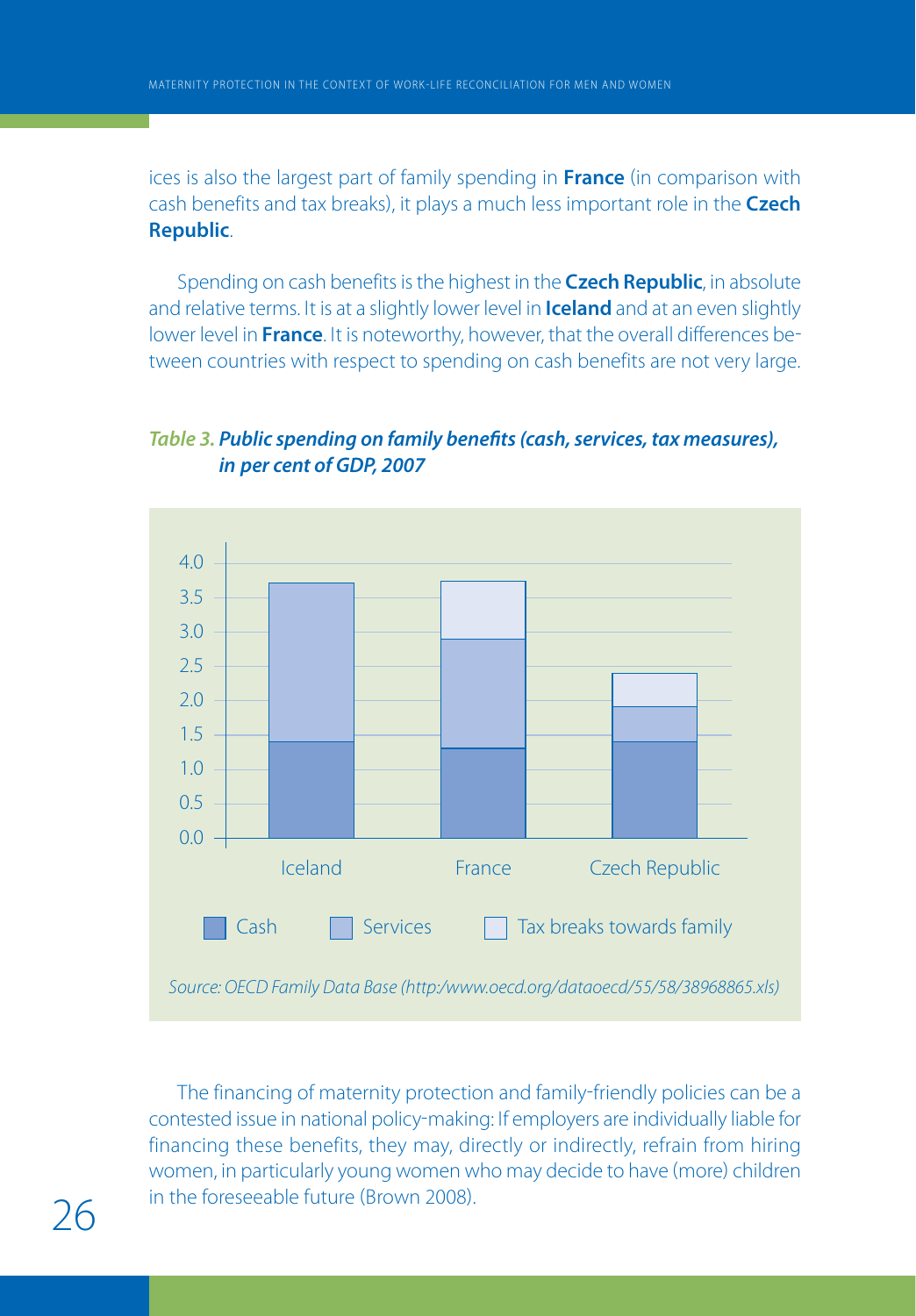ices is also the largest part of family spending in **France** (in comparison with cash benefits and tax breaks), it plays a much less important role in the **Czech Republic**.

Spending on cash benefits is the highest in the **Czech Republic**, in absolute and relative terms. It is at a slightly lower level in **Iceland** and at an even slightly lower level in **France**. It is noteworthy, however, that the overall differences between countries with respect to spending on cash benefits are not very large.

***Table 3. Public spending on family benefits (cash, services, tax measures), in per cent of GDP, 2007***

*Source: OECD Family Data Base (http:/www.oecd.org/dataoecd/55/58/38968865.xls)*

The financing of maternity protection and family-friendly policies can be a contested issue in national policy-making: If employers are individually liable for financing these benefits, they may, directly or indirectly, refrain from hiring women, in particularly young women who may decide to have (more) children in the foreseeable future (Brown 2008).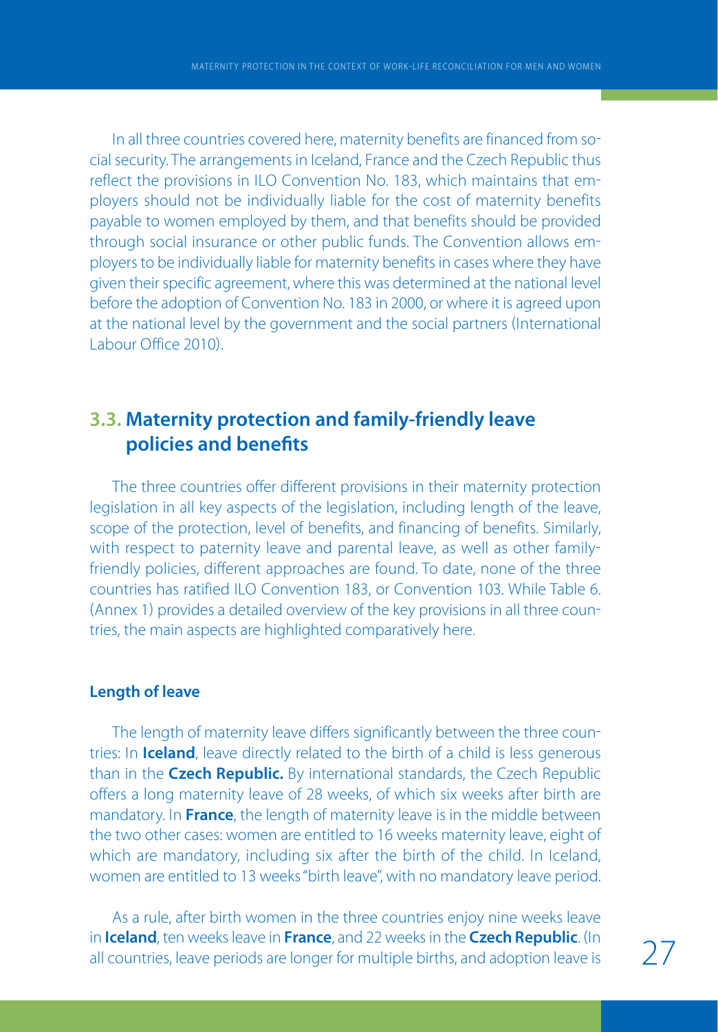In all three countries covered here, maternity benefits are financed from social security. The arrangements in Iceland, France and the Czech Republic thus reflect the provisions in ILO Convention No. 183, which maintains that employers should not be individually liable for the cost of maternity benefits payable to women employed by them, and that benefits should be provided through social insurance or other public funds. The Convention allows employers to be individually liable for maternity benefits in cases where they have given their specific agreement, where this was determined at the national level before the adoption of Convention No. 183 in 2000, or where it is agreed upon at the national level by the government and the social partners (International Labour Office 2010).

## 3.3. Maternity protection and family-friendly leave policies and benefits

The three countries offer different provisions in their maternity protection legislation in all key aspects of the legislation, including length of the leave, scope of the protection, level of benefits, and financing of benefits. Similarly, with respect to paternity leave and parental leave, as well as other family-friendly policies, different approaches are found. To date, none of the three countries has ratified ILO Convention 183, or Convention 103. While Table 6. (Annex 1) provides a detailed overview of the key provisions in all three countries, the main aspects are highlighted comparatively here.

### Length of leave

The length of maternity leave differs significantly between the three countries: In **Iceland**, leave directly related to the birth of a child is less generous than in the **Czech Republic.** By international standards, the Czech Republic offers a long maternity leave of 28 weeks, of which six weeks after birth are mandatory. In **France**, the length of maternity leave is in the middle between the two other cases: women are entitled to 16 weeks maternity leave, eight of which are mandatory, including six after the birth of the child. In Iceland, women are entitled to 13 weeks "birth leave", with no mandatory leave period.

As a rule, after birth women in the three countries enjoy nine weeks leave in **Iceland**, ten weeks leave in **France**, and 22 weeks in the **Czech Republic**. (In all countries, leave periods are longer for multiple births, and adoption leave is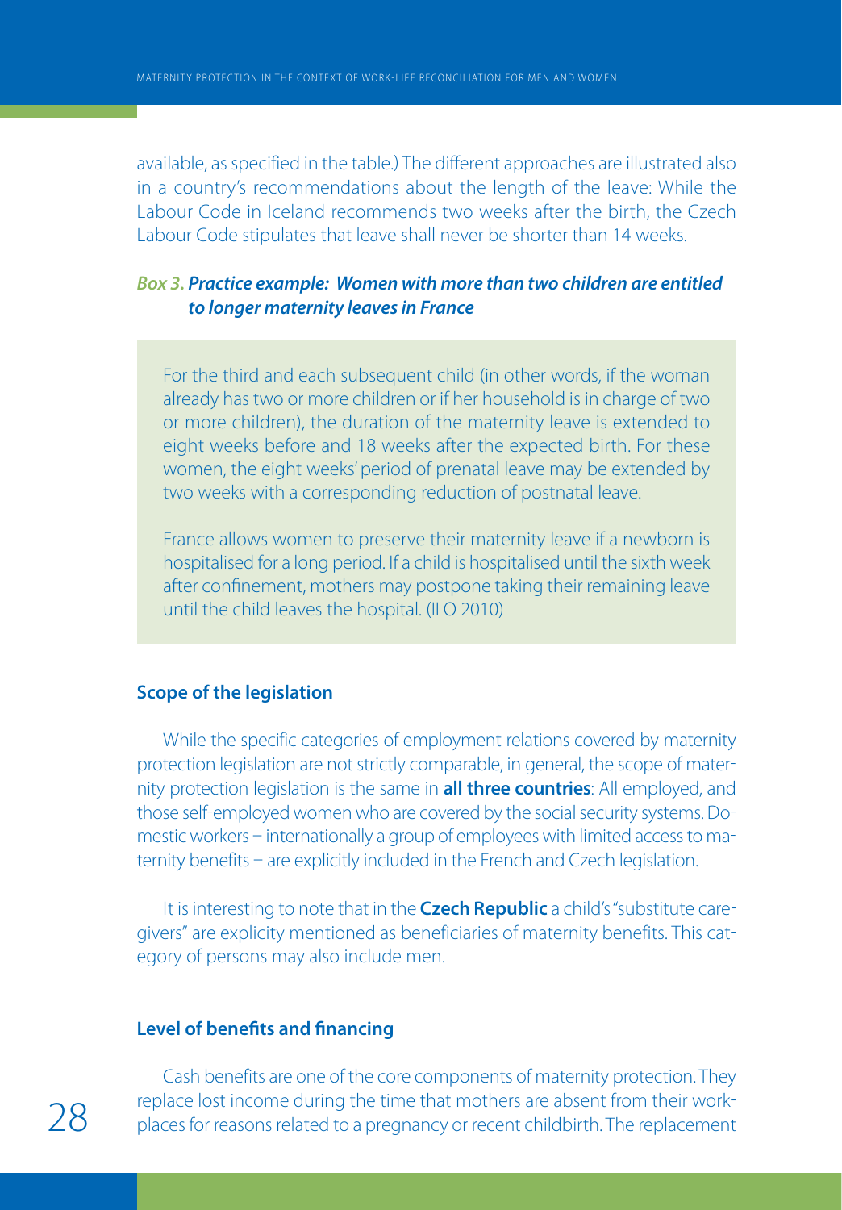available, as specified in the table.) The different approaches are illustrated also in a country's recommendations about the length of the leave: While the Labour Code in Iceland recommends two weeks after the birth, the Czech Labour Code stipulates that leave shall never be shorter than 14 weeks.

***Box 3. Practice example: Women with more than two children are entitled to longer maternity leaves in France***

> For the third and each subsequent child (in other words, if the woman already has two or more children or if her household is in charge of two or more children), the duration of the maternity leave is extended to eight weeks before and 18 weeks after the expected birth. For these women, the eight weeks' period of prenatal leave may be extended by two weeks with a corresponding reduction of postnatal leave.
>
> France allows women to preserve their maternity leave if a newborn is hospitalised for a long period. If a child is hospitalised until the sixth week after confinement, mothers may postpone taking their remaining leave until the child leaves the hospital. (ILO 2010)

### Scope of the legislation

While the specific categories of employment relations covered by maternity protection legislation are not strictly comparable, in general, the scope of maternity protection legislation is the same in **all three countries**: All employed, and those self-employed women who are covered by the social security systems. Domestic workers – internationally a group of employees with limited access to maternity benefits – are explicitly included in the French and Czech legislation.

It is interesting to note that in the **Czech Republic** a child's "substitute caregivers" are explicity mentioned as beneficiaries of maternity benefits. This category of persons may also include men.

### Level of benefits and financing

Cash benefits are one of the core components of maternity protection. They replace lost income during the time that mothers are absent from their workplaces for reasons related to a pregnancy or recent childbirth. The replacement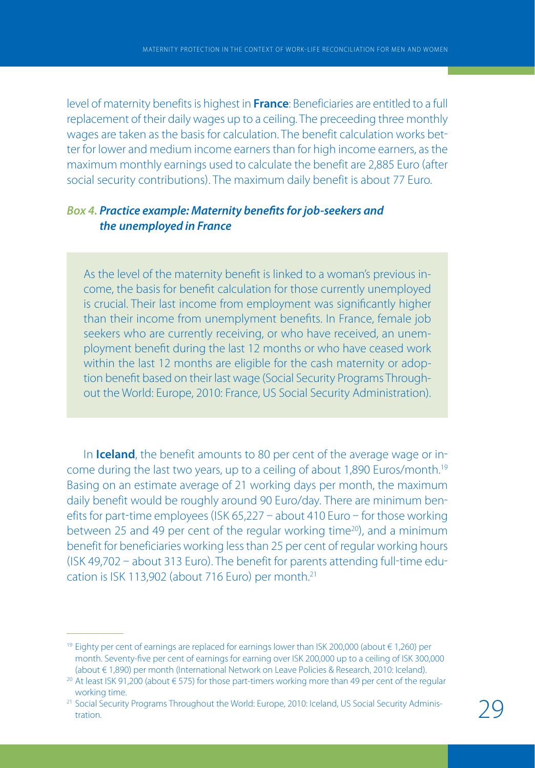level of maternity benefits is highest in **France**: Beneficiaries are entitled to a full replacement of their daily wages up to a ceiling. The preceeding three monthly wages are taken as the basis for calculation. The benefit calculation works better for lower and medium income earners than for high income earners, as the maximum monthly earnings used to calculate the benefit are 2,885 Euro (after social security contributions). The maximum daily benefit is about 77 Euro.

### *Box 4. Practice example: Maternity benefits for job-seekers and the unemployed in France*

> As the level of the maternity benefit is linked to a woman's previous income, the basis for benefit calculation for those currently unemployed is crucial. Their last income from employment was significantly higher than their income from unemplyment benefits. In France, female job seekers who are currently receiving, or who have received, an unemployment benefit during the last 12 months or who have ceased work within the last 12 months are eligible for the cash maternity or adoption benefit based on their last wage (Social Security Programs Throughout the World: Europe, 2010: France, US Social Security Administration).

In **Iceland**, the benefit amounts to 80 per cent of the average wage or income during the last two years, up to a ceiling of about 1,890 Euros/month.[19] Basing on an estimate average of 21 working days per month, the maximum daily benefit would be roughly around 90 Euro/day. There are minimum benefits for part-time employees (ISK 65,227 – about 410 Euro – for those working between 25 and 49 per cent of the regular working time[20]), and a minimum benefit for beneficiaries working less than 25 per cent of regular working hours (ISK 49,702 – about 313 Euro). The benefit for parents attending full-time education is ISK 113,902 (about 716 Euro) per month.[21]

---

[19] Eighty per cent of earnings are replaced for earnings lower than ISK 200,000 (about € 1,260) per month. Seventy-five per cent of earnings for earning over ISK 200,000 up to a ceiling of ISK 300,000 (about € 1,890) per month (International Network on Leave Policies & Research, 2010: Iceland).

[20] At least ISK 91,200 (about € 575) for those part-timers working more than 49 per cent of the regular working time.

[21] Social Security Programs Throughout the World: Europe, 2010: Iceland, US Social Security Administration.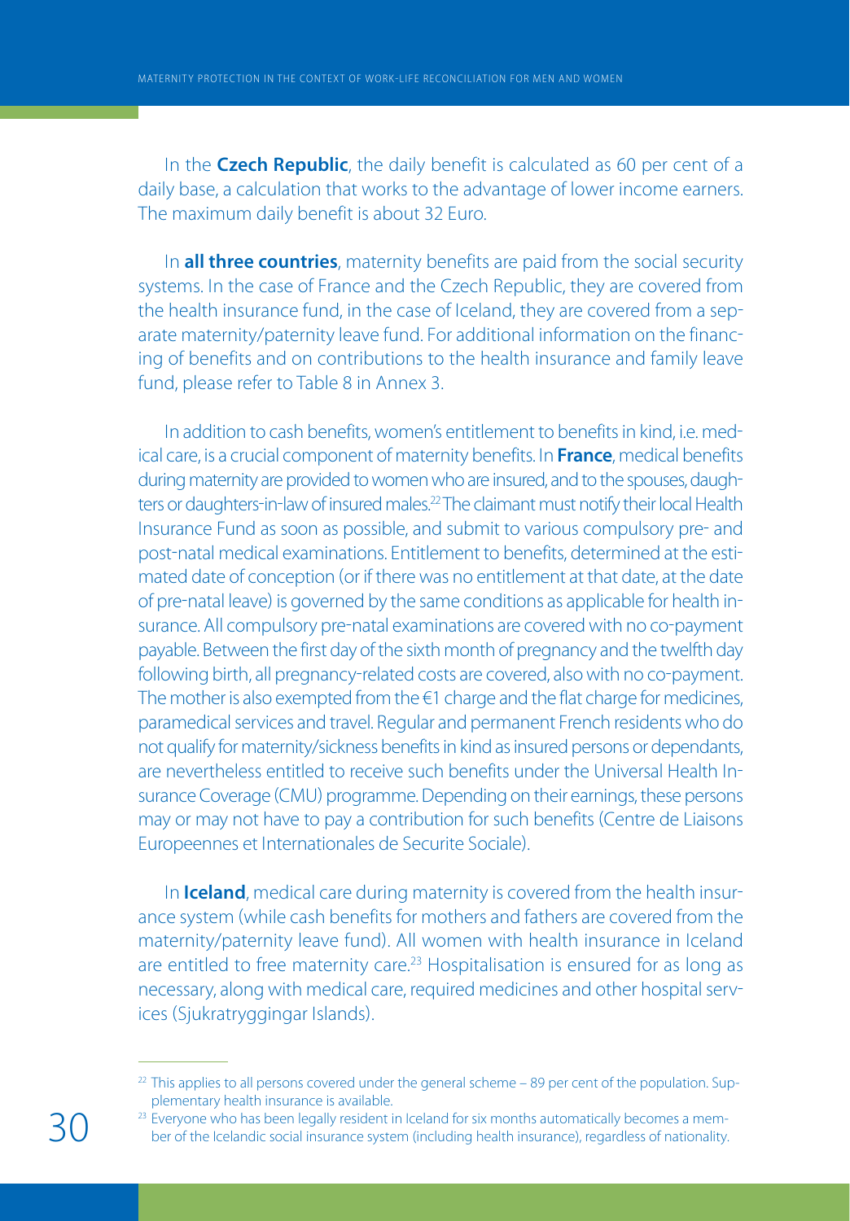In the **Czech Republic**, the daily benefit is calculated as 60 per cent of a daily base, a calculation that works to the advantage of lower income earners. The maximum daily benefit is about 32 Euro.

In **all three countries**, maternity benefits are paid from the social security systems. In the case of France and the Czech Republic, they are covered from the health insurance fund, in the case of Iceland, they are covered from a separate maternity/paternity leave fund. For additional information on the financing of benefits and on contributions to the health insurance and family leave fund, please refer to Table 8 in Annex 3.

In addition to cash benefits, women's entitlement to benefits in kind, i.e. medical care, is a crucial component of maternity benefits. In **France**, medical benefits during maternity are provided to women who are insured, and to the spouses, daughters or daughters-in-law of insured males.[22] The claimant must notify their local Health Insurance Fund as soon as possible, and submit to various compulsory pre- and post-natal medical examinations. Entitlement to benefits, determined at the estimated date of conception (or if there was no entitlement at that date, at the date of pre-natal leave) is governed by the same conditions as applicable for health insurance. All compulsory pre-natal examinations are covered with no co-payment payable. Between the first day of the sixth month of pregnancy and the twelfth day following birth, all pregnancy-related costs are covered, also with no co-payment. The mother is also exempted from the €1 charge and the flat charge for medicines, paramedical services and travel. Regular and permanent French residents who do not qualify for maternity/sickness benefits in kind as insured persons or dependants, are nevertheless entitled to receive such benefits under the Universal Health Insurance Coverage (CMU) programme. Depending on their earnings, these persons may or may not have to pay a contribution for such benefits (Centre de Liaisons Europeennes et Internationales de Securite Sociale).

In **Iceland**, medical care during maternity is covered from the health insurance system (while cash benefits for mothers and fathers are covered from the maternity/paternity leave fund). All women with health insurance in Iceland are entitled to free maternity care.[23] Hospitalisation is ensured for as long as necessary, along with medical care, required medicines and other hospital services (Sjukratryggingar Islands).

---

[22] This applies to all persons covered under the general scheme – 89 per cent of the population. Supplementary health insurance is available.

[23] Everyone who has been legally resident in Iceland for six months automatically becomes a member of the Icelandic social insurance system (including health insurance), regardless of nationality.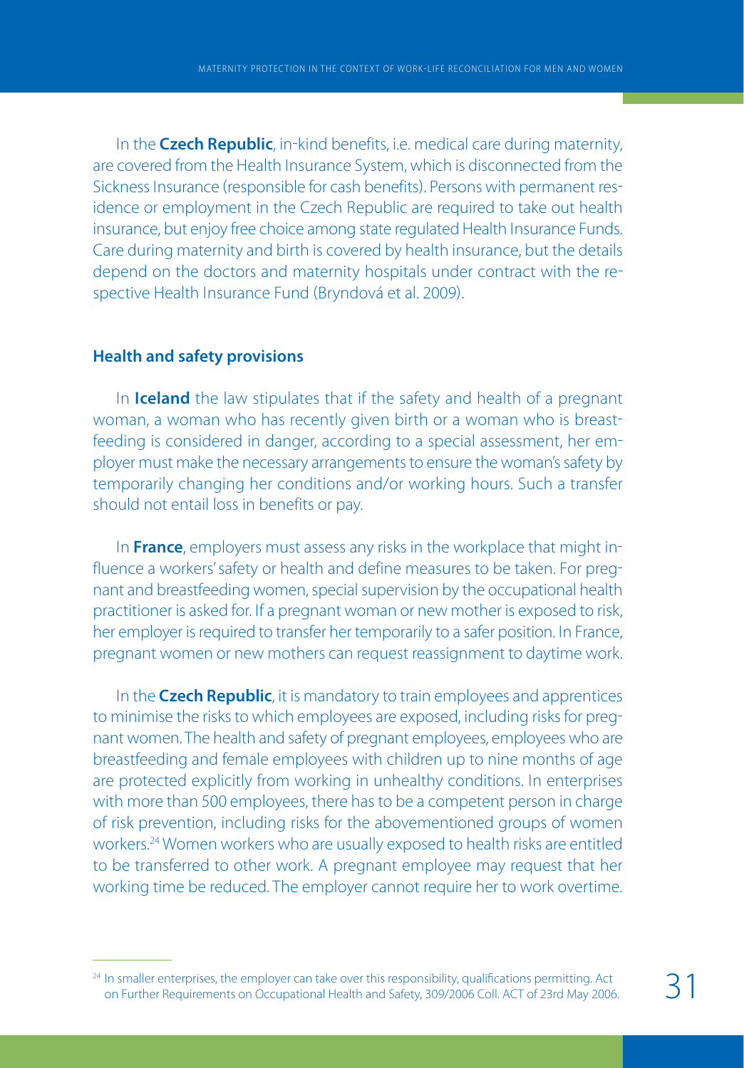In the **Czech Republic**, in-kind benefits, i.e. medical care during maternity, are covered from the Health Insurance System, which is disconnected from the Sickness Insurance (responsible for cash benefits). Persons with permanent residence or employment in the Czech Republic are required to take out health insurance, but enjoy free choice among state regulated Health Insurance Funds. Care during maternity and birth is covered by health insurance, but the details depend on the doctors and maternity hospitals under contract with the respective Health Insurance Fund (Bryndová et al. 2009).

### Health and safety provisions

In **Iceland** the law stipulates that if the safety and health of a pregnant woman, a woman who has recently given birth or a woman who is breastfeeding is considered in danger, according to a special assessment, her employer must make the necessary arrangements to ensure the woman's safety by temporarily changing her conditions and/or working hours. Such a transfer should not entail loss in benefits or pay.

In **France**, employers must assess any risks in the workplace that might influence a workers' safety or health and define measures to be taken. For pregnant and breastfeeding women, special supervision by the occupational health practitioner is asked for. If a pregnant woman or new mother is exposed to risk, her employer is required to transfer her temporarily to a safer position. In France, pregnant women or new mothers can request reassignment to daytime work.

In the **Czech Republic**, it is mandatory to train employees and apprentices to minimise the risks to which employees are exposed, including risks for pregnant women. The health and safety of pregnant employees, employees who are breastfeeding and female employees with children up to nine months of age are protected explicitly from working in unhealthy conditions. In enterprises with more than 500 employees, there has to be a competent person in charge of risk prevention, including risks for the abovementioned groups of women workers.[24] Women workers who are usually exposed to health risks are entitled to be transferred to other work. A pregnant employee may request that her working time be reduced. The employer cannot require her to work overtime.

---

[24] In smaller enterprises, the employer can take over this responsibility, qualifications permitting. Act on Further Requirements on Occupational Health and Safety, 309/2006 Coll. ACT of 23rd May 2006.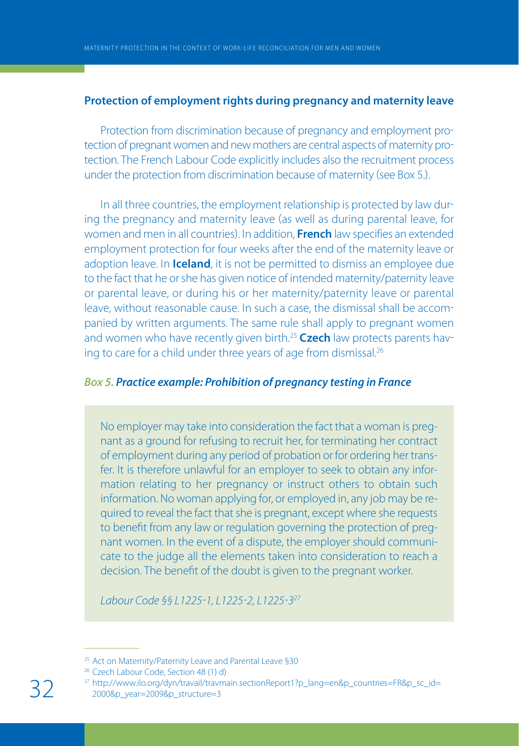## Protection of employment rights during pregnancy and maternity leave

Protection from discrimination because of pregnancy and employment protection of pregnant women and new mothers are central aspects of maternity protection. The French Labour Code explicitly includes also the recruitment process under the protection from discrimination because of maternity (see Box 5.).

In all three countries, the employment relationship is protected by law during the pregnancy and maternity leave (as well as during parental leave, for women and men in all countries). In addition, **French** law specifies an extended employment protection for four weeks after the end of the maternity leave or adoption leave. In **Iceland**, it is not be permitted to dismiss an employee due to the fact that he or she has given notice of intended maternity/paternity leave or parental leave, or during his or her maternity/paternity leave or parental leave, without reasonable cause. In such a case, the dismissal shall be accompanied by written arguments. The same rule shall apply to pregnant women and women who have recently given birth.[25] **Czech** law protects parents having to care for a child under three years of age from dismissal.[26]

### *Box 5. Practice example: Prohibition of pregnancy testing in France*

No employer may take into consideration the fact that a woman is pregnant as a ground for refusing to recruit her, for terminating her contract of employment during any period of probation or for ordering her transfer. It is therefore unlawful for an employer to seek to obtain any information relating to her pregnancy or instruct others to obtain such information. No woman applying for, or employed in, any job may be required to reveal the fact that she is pregnant, except where she requests to benefit from any law or regulation governing the protection of pregnant women. In the event of a dispute, the employer should communicate to the judge all the elements taken into consideration to reach a decision. The benefit of the doubt is given to the pregnant worker.

*Labour Code §§ L1225-1, L1225-2, L1225-3*[27]

---

[25] Act on Maternity/Paternity Leave and Parental Leave §30

[26] Czech Labour Code, Section 48 (1) d)

[27] http://www.ilo.org/dyn/travail/travmain.sectionReport1?p_lang=en&p_countries=FR&p_sc_id=2000&p_year=2009&p_structure=3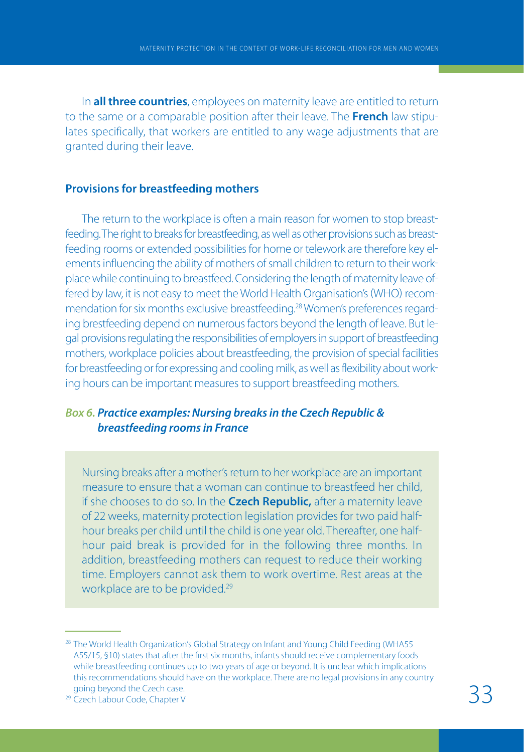In **all three countries**, employees on maternity leave are entitled to return to the same or a comparable position after their leave. The **French** law stipulates specifically, that workers are entitled to any wage adjustments that are granted during their leave.

## Provisions for breastfeeding mothers

The return to the workplace is often a main reason for women to stop breastfeeding. The right to breaks for breastfeeding, as well as other provisions such as breastfeeding rooms or extended possibilities for home or telework are therefore key elements influencing the ability of mothers of small children to return to their workplace while continuing to breastfeed. Considering the length of maternity leave offered by law, it is not easy to meet the World Health Organisation's (WHO) recommendation for six months exclusive breastfeeding.[28] Women's preferences regarding brestfeeding depend on numerous factors beyond the length of leave. But legal provisions regulating the responsibilities of employers in support of breastfeeding mothers, workplace policies about breastfeeding, the provision of special facilities for breastfeeding or for expressing and cooling milk, as well as flexibility about working hours can be important measures to support breastfeeding mothers.

### *Box 6. Practice examples: Nursing breaks in the Czech Republic & breastfeeding rooms in France*

> Nursing breaks after a mother's return to her workplace are an important measure to ensure that a woman can continue to breastfeed her child, if she chooses to do so. In the **Czech Republic,** after a maternity leave of 22 weeks, maternity protection legislation provides for two paid half-hour breaks per child until the child is one year old. Thereafter, one half-hour paid break is provided for in the following three months. In addition, breastfeeding mothers can request to reduce their working time. Employers cannot ask them to work overtime. Rest areas at the workplace are to be provided.[29]

---

[28] The World Health Organization's Global Strategy on Infant and Young Child Feeding (WHA55 A55/15, §10) states that after the first six months, infants should receive complementary foods while breastfeeding continues up to two years of age or beyond. It is unclear which implications this recommendations should have on the workplace. There are no legal provisions in any country going beyond the Czech case.

[29] Czech Labour Code, Chapter V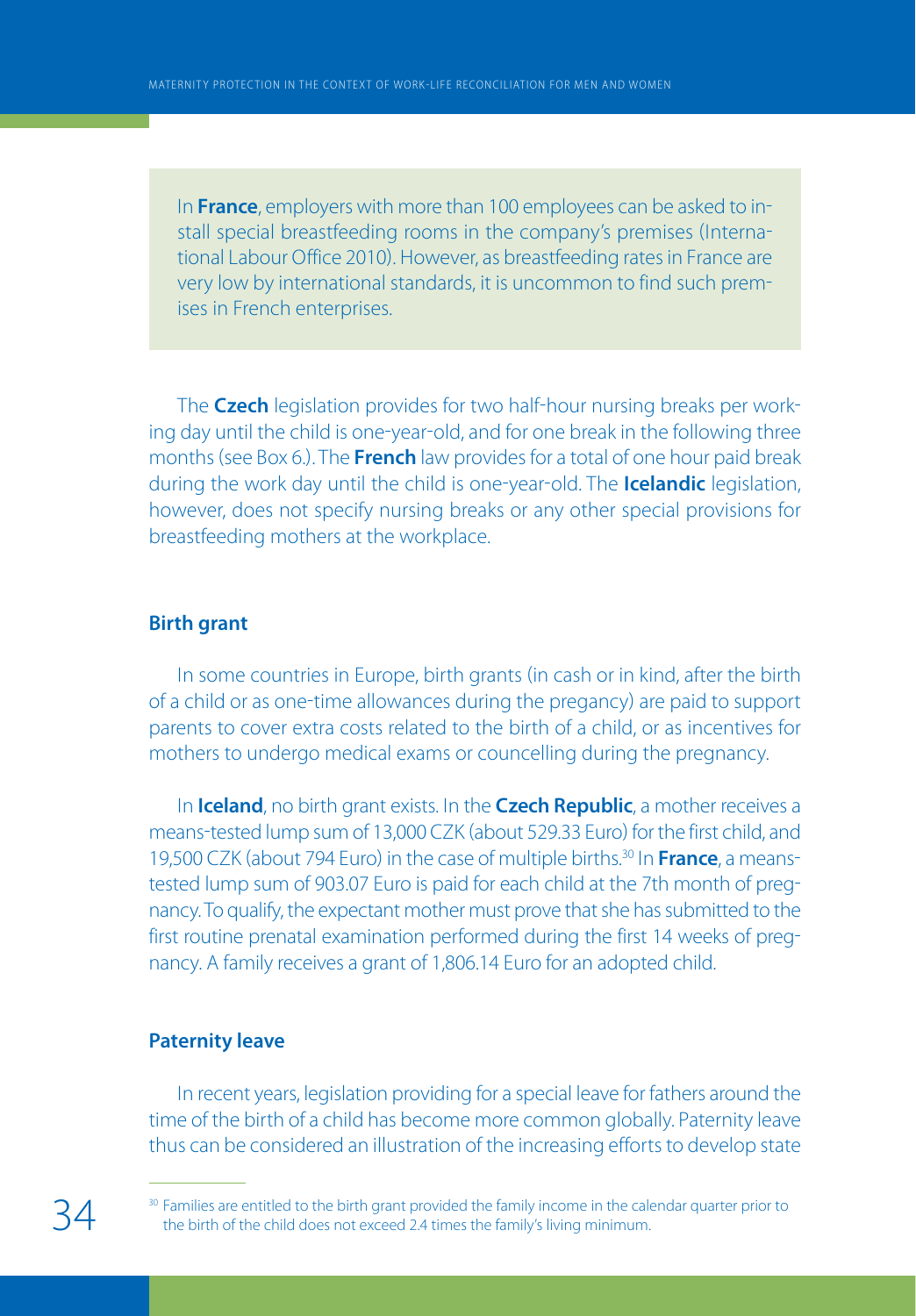In **France**, employers with more than 100 employees can be asked to install special breastfeeding rooms in the company's premises (International Labour Office 2010). However, as breastfeeding rates in France are very low by international standards, it is uncommon to find such premises in French enterprises.

The **Czech** legislation provides for two half-hour nursing breaks per working day until the child is one-year-old, and for one break in the following three months (see Box 6.). The **French** law provides for a total of one hour paid break during the work day until the child is one-year-old. The **Icelandic** legislation, however, does not specify nursing breaks or any other special provisions for breastfeeding mothers at the workplace.

### Birth grant

In some countries in Europe, birth grants (in cash or in kind, after the birth of a child or as one-time allowances during the pregancy) are paid to support parents to cover extra costs related to the birth of a child, or as incentives for mothers to undergo medical exams or councelling during the pregnancy.

In **Iceland**, no birth grant exists. In the **Czech Republic**, a mother receives a means-tested lump sum of 13,000 CZK (about 529.33 Euro) for the first child, and 19,500 CZK (about 794 Euro) in the case of multiple births.[30] In **France**, a means-tested lump sum of 903.07 Euro is paid for each child at the 7th month of pregnancy. To qualify, the expectant mother must prove that she has submitted to the first routine prenatal examination performed during the first 14 weeks of pregnancy. A family receives a grant of 1,806.14 Euro for an adopted child.

### Paternity leave

In recent years, legislation providing for a special leave for fathers around the time of the birth of a child has become more common globally. Paternity leave thus can be considered an illustration of the increasing efforts to develop state

[30] Families are entitled to the birth grant provided the family income in the calendar quarter prior to the birth of the child does not exceed 2.4 times the family's living minimum.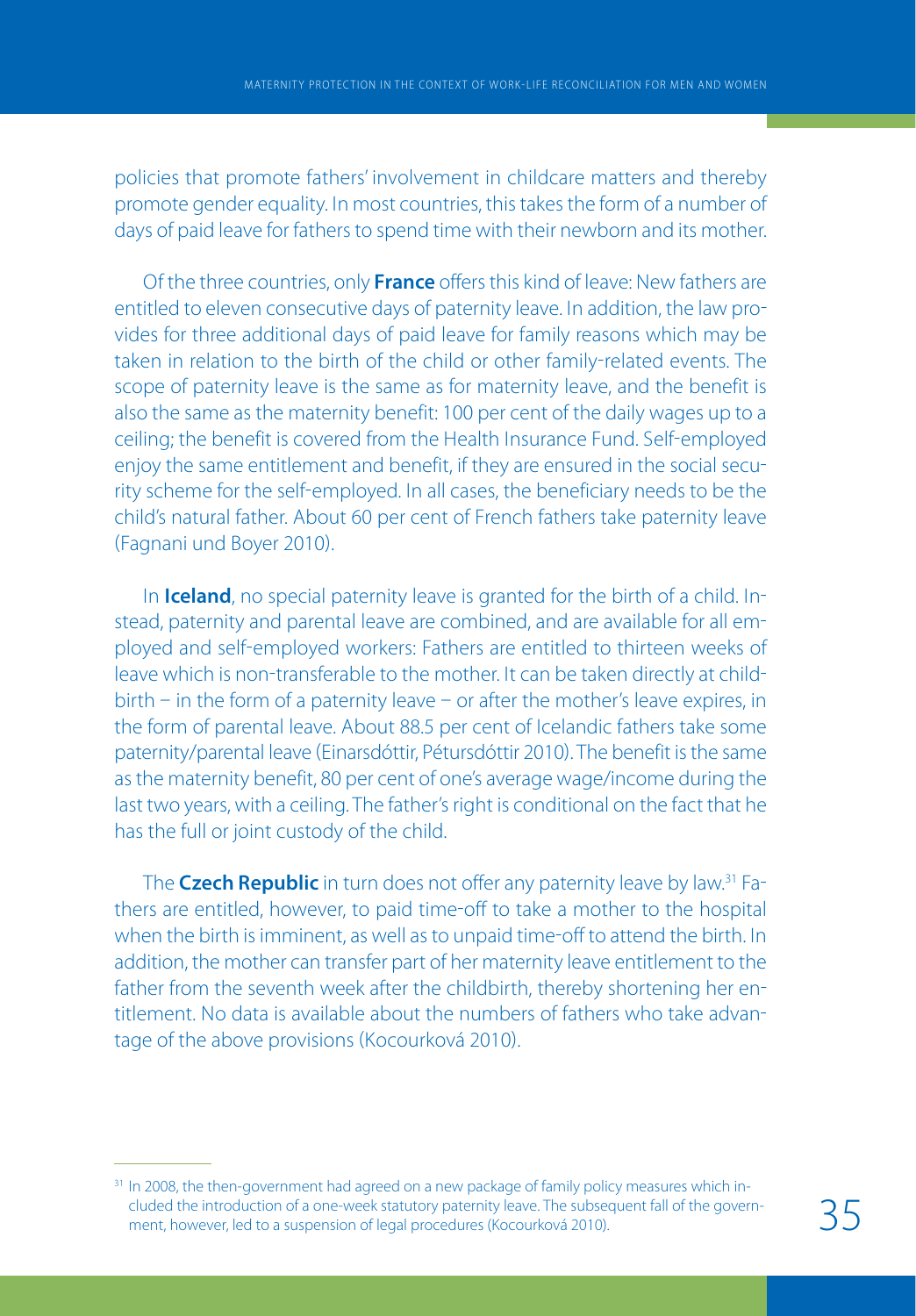policies that promote fathers' involvement in childcare matters and thereby promote gender equality. In most countries, this takes the form of a number of days of paid leave for fathers to spend time with their newborn and its mother.

Of the three countries, only **France** offers this kind of leave: New fathers are entitled to eleven consecutive days of paternity leave. In addition, the law provides for three additional days of paid leave for family reasons which may be taken in relation to the birth of the child or other family-related events. The scope of paternity leave is the same as for maternity leave, and the benefit is also the same as the maternity benefit: 100 per cent of the daily wages up to a ceiling; the benefit is covered from the Health Insurance Fund. Self-employed enjoy the same entitlement and benefit, if they are ensured in the social security scheme for the self-employed. In all cases, the beneficiary needs to be the child's natural father. About 60 per cent of French fathers take paternity leave (Fagnani und Boyer 2010).

In **Iceland**, no special paternity leave is granted for the birth of a child. Instead, paternity and parental leave are combined, and are available for all employed and self-employed workers: Fathers are entitled to thirteen weeks of leave which is non-transferable to the mother. It can be taken directly at childbirth – in the form of a paternity leave – or after the mother's leave expires, in the form of parental leave. About 88.5 per cent of Icelandic fathers take some paternity/parental leave (Einarsdóttir, Pétursdóttir 2010). The benefit is the same as the maternity benefit, 80 per cent of one's average wage/income during the last two years, with a ceiling. The father's right is conditional on the fact that he has the full or joint custody of the child.

The **Czech Republic** in turn does not offer any paternity leave by law.[31] Fathers are entitled, however, to paid time-off to take a mother to the hospital when the birth is imminent, as well as to unpaid time-off to attend the birth. In addition, the mother can transfer part of her maternity leave entitlement to the father from the seventh week after the childbirth, thereby shortening her entitlement. No data is available about the numbers of fathers who take advantage of the above provisions (Kocourková 2010).

---

[31] In 2008, the then-government had agreed on a new package of family policy measures which included the introduction of a one-week statutory paternity leave. The subsequent fall of the government, however, led to a suspension of legal procedures (Kocourková 2010).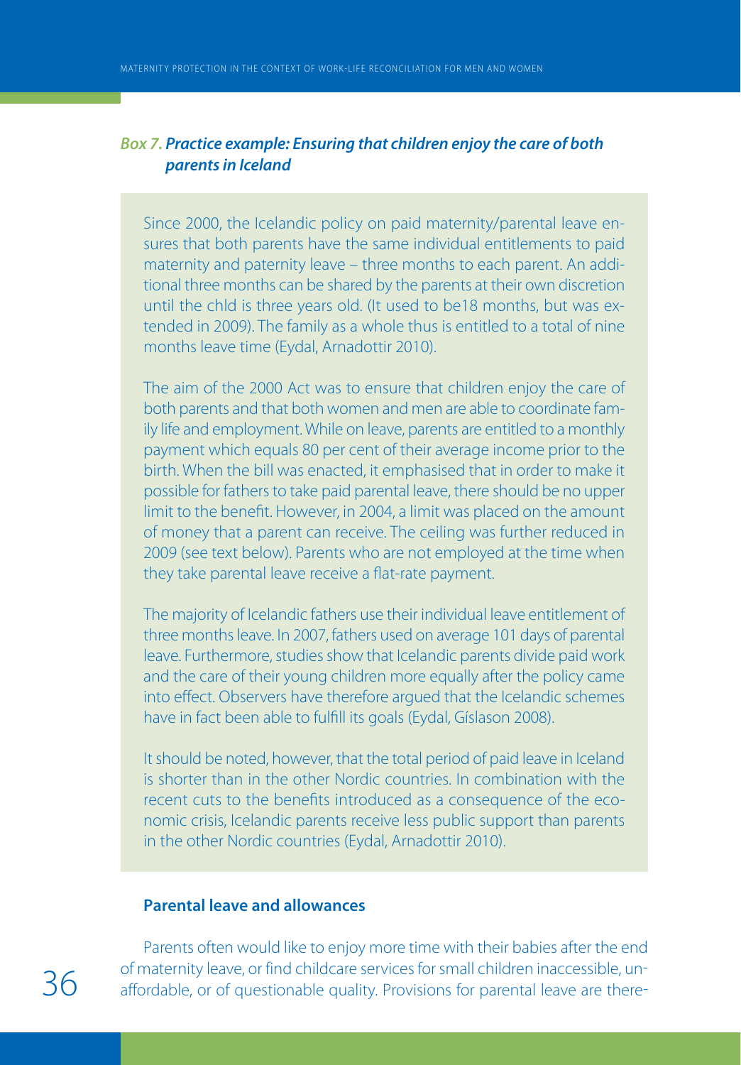### *Box 7. Practice example: Ensuring that children enjoy the care of both parents in Iceland*

Since 2000, the Icelandic policy on paid maternity/parental leave ensures that both parents have the same individual entitlements to paid maternity and paternity leave – three months to each parent. An additional three months can be shared by the parents at their own discretion until the chld is three years old. (It used to be18 months, but was extended in 2009). The family as a whole thus is entitled to a total of nine months leave time (Eydal, Arnadottir 2010).

The aim of the 2000 Act was to ensure that children enjoy the care of both parents and that both women and men are able to coordinate family life and employment. While on leave, parents are entitled to a monthly payment which equals 80 per cent of their average income prior to the birth. When the bill was enacted, it emphasised that in order to make it possible for fathers to take paid parental leave, there should be no upper limit to the benefit. However, in 2004, a limit was placed on the amount of money that a parent can receive. The ceiling was further reduced in 2009 (see text below). Parents who are not employed at the time when they take parental leave receive a flat-rate payment.

The majority of Icelandic fathers use their individual leave entitlement of three months leave. In 2007, fathers used on average 101 days of parental leave. Furthermore, studies show that Icelandic parents divide paid work and the care of their young children more equally after the policy came into effect. Observers have therefore argued that the Icelandic schemes have in fact been able to fulfill its goals (Eydal, Gíslason 2008).

It should be noted, however, that the total period of paid leave in Iceland is shorter than in the other Nordic countries. In combination with the recent cuts to the benefits introduced as a consequence of the economic crisis, Icelandic parents receive less public support than parents in the other Nordic countries (Eydal, Arnadottir 2010).

#### Parental leave and allowances

Parents often would like to enjoy more time with their babies after the end of maternity leave, or find childcare services for small children inaccessible, unaffordable, or of questionable quality. Provisions for parental leave are there-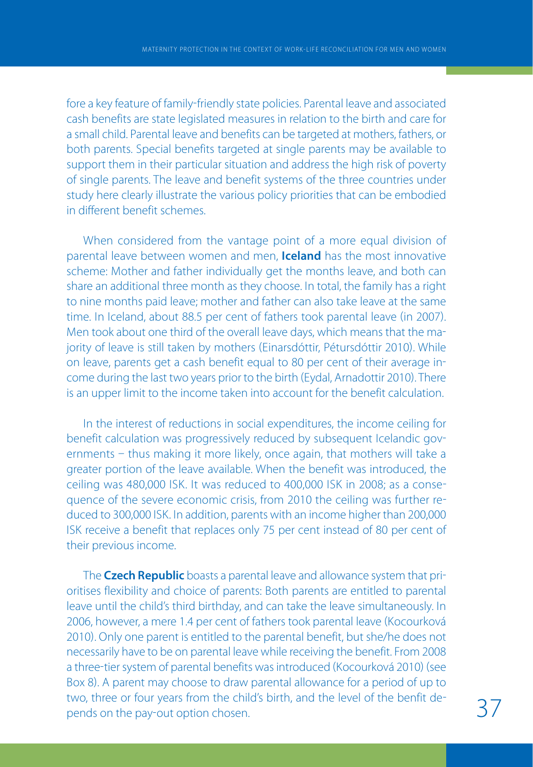fore a key feature of family-friendly state policies. Parental leave and associated cash benefits are state legislated measures in relation to the birth and care for a small child. Parental leave and benefits can be targeted at mothers, fathers, or both parents. Special benefits targeted at single parents may be available to support them in their particular situation and address the high risk of poverty of single parents. The leave and benefit systems of the three countries under study here clearly illustrate the various policy priorities that can be embodied in different benefit schemes.

When considered from the vantage point of a more equal division of parental leave between women and men, **Iceland** has the most innovative scheme: Mother and father individually get the months leave, and both can share an additional three month as they choose. In total, the family has a right to nine months paid leave; mother and father can also take leave at the same time. In Iceland, about 88.5 per cent of fathers took parental leave (in 2007). Men took about one third of the overall leave days, which means that the majority of leave is still taken by mothers (Einarsdóttir, Pétursdóttir 2010). While on leave, parents get a cash benefit equal to 80 per cent of their average income during the last two years prior to the birth (Eydal, Arnadottir 2010). There is an upper limit to the income taken into account for the benefit calculation.

In the interest of reductions in social expenditures, the income ceiling for benefit calculation was progressively reduced by subsequent Icelandic governments – thus making it more likely, once again, that mothers will take a greater portion of the leave available. When the benefit was introduced, the ceiling was 480,000 ISK. It was reduced to 400,000 ISK in 2008; as a consequence of the severe economic crisis, from 2010 the ceiling was further reduced to 300,000 ISK. In addition, parents with an income higher than 200,000 ISK receive a benefit that replaces only 75 per cent instead of 80 per cent of their previous income.

The **Czech Republic** boasts a parental leave and allowance system that prioritises flexibility and choice of parents: Both parents are entitled to parental leave until the child's third birthday, and can take the leave simultaneously. In 2006, however, a mere 1.4 per cent of fathers took parental leave (Kocourková 2010). Only one parent is entitled to the parental benefit, but she/he does not necessarily have to be on parental leave while receiving the benefit. From 2008 a three-tier system of parental benefits was introduced (Kocourková 2010) (see Box 8). A parent may choose to draw parental allowance for a period of up to two, three or four years from the child's birth, and the level of the benfit depends on the pay-out option chosen.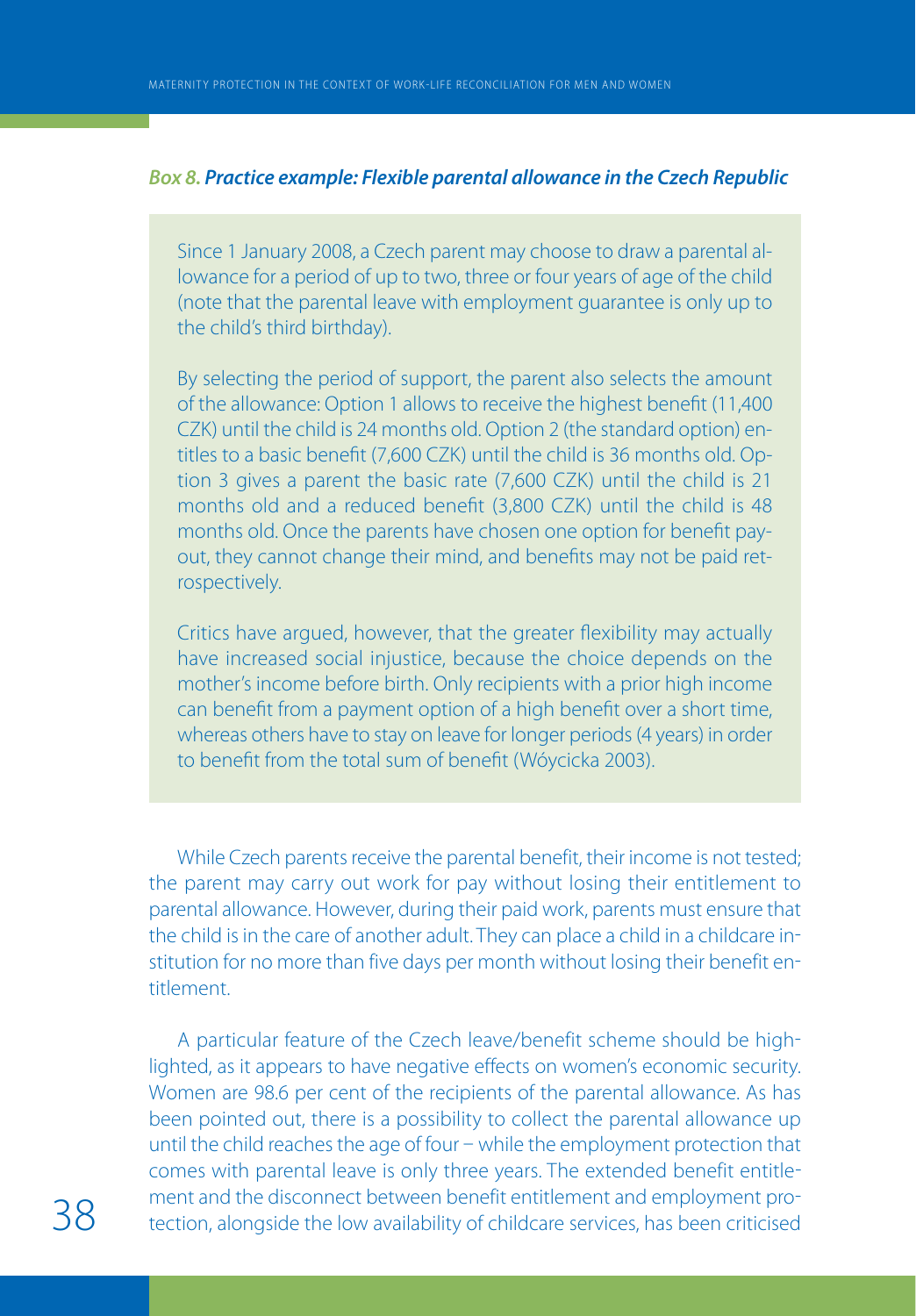***Box 8. Practice example: Flexible parental allowance in the Czech Republic***

> Since 1 January 2008, a Czech parent may choose to draw a parental allowance for a period of up to two, three or four years of age of the child (note that the parental leave with employment guarantee is only up to the child's third birthday).
>
> By selecting the period of support, the parent also selects the amount of the allowance: Option 1 allows to receive the highest benefit (11,400 CZK) until the child is 24 months old. Option 2 (the standard option) entitles to a basic benefit (7,600 CZK) until the child is 36 months old. Option 3 gives a parent the basic rate (7,600 CZK) until the child is 21 months old and a reduced benefit (3,800 CZK) until the child is 48 months old. Once the parents have chosen one option for benefit payout, they cannot change their mind, and benefits may not be paid retrospectively.
>
> Critics have argued, however, that the greater flexibility may actually have increased social injustice, because the choice depends on the mother's income before birth. Only recipients with a prior high income can benefit from a payment option of a high benefit over a short time, whereas others have to stay on leave for longer periods (4 years) in order to benefit from the total sum of benefit (Wóycicka 2003).

While Czech parents receive the parental benefit, their income is not tested; the parent may carry out work for pay without losing their entitlement to parental allowance. However, during their paid work, parents must ensure that the child is in the care of another adult. They can place a child in a childcare institution for no more than five days per month without losing their benefit entitlement.

A particular feature of the Czech leave/benefit scheme should be highlighted, as it appears to have negative effects on women's economic security. Women are 98.6 per cent of the recipients of the parental allowance. As has been pointed out, there is a possibility to collect the parental allowance up until the child reaches the age of four – while the employment protection that comes with parental leave is only three years. The extended benefit entitlement and the disconnect between benefit entitlement and employment protection, alongside the low availability of childcare services, has been criticised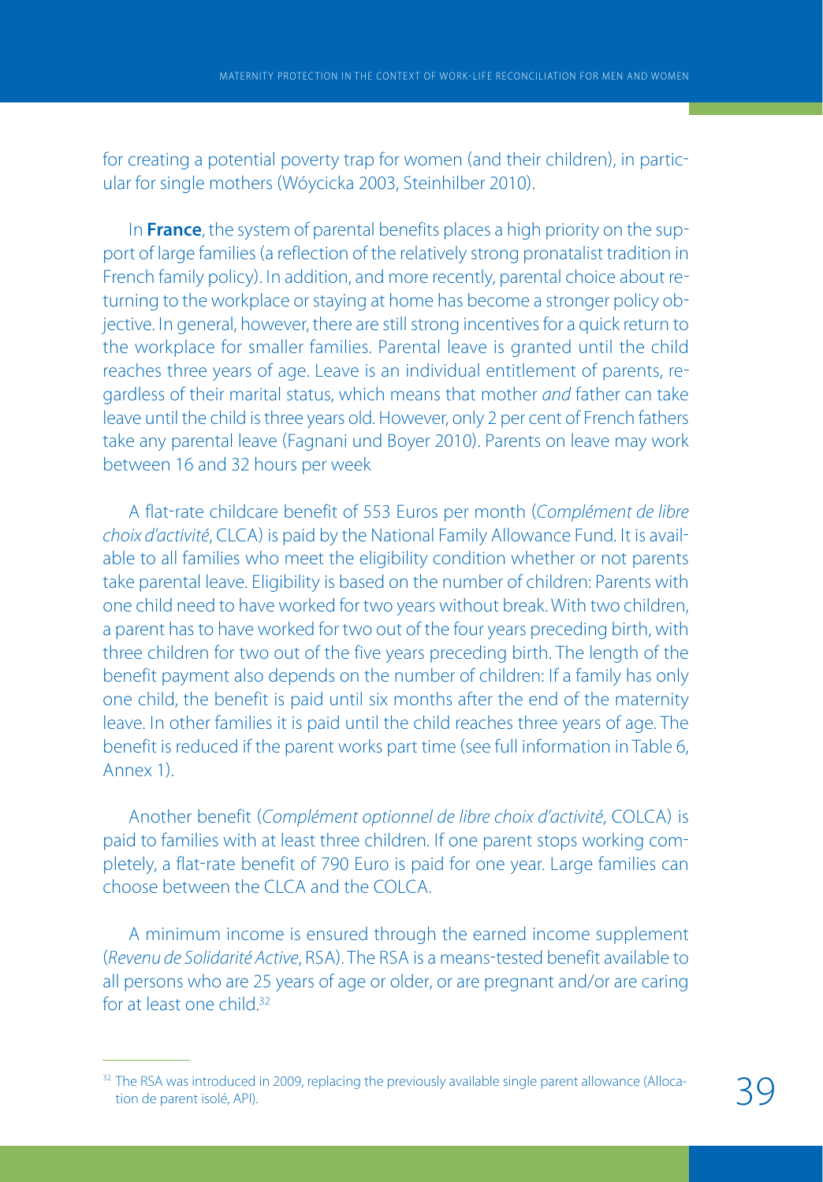for creating a potential poverty trap for women (and their children), in particular for single mothers (Wóycicka 2003, Steinhilber 2010).

In **France**, the system of parental benefits places a high priority on the support of large families (a reflection of the relatively strong pronatalist tradition in French family policy). In addition, and more recently, parental choice about returning to the workplace or staying at home has become a stronger policy objective. In general, however, there are still strong incentives for a quick return to the workplace for smaller families. Parental leave is granted until the child reaches three years of age. Leave is an individual entitlement of parents, regardless of their marital status, which means that mother *and* father can take leave until the child is three years old. However, only 2 per cent of French fathers take any parental leave (Fagnani und Boyer 2010). Parents on leave may work between 16 and 32 hours per week

A flat-rate childcare benefit of 553 Euros per month (*Complément de libre choix d'activité*, CLCA) is paid by the National Family Allowance Fund. It is available to all families who meet the eligibility condition whether or not parents take parental leave. Eligibility is based on the number of children: Parents with one child need to have worked for two years without break. With two children, a parent has to have worked for two out of the four years preceding birth, with three children for two out of the five years preceding birth. The length of the benefit payment also depends on the number of children: If a family has only one child, the benefit is paid until six months after the end of the maternity leave. In other families it is paid until the child reaches three years of age. The benefit is reduced if the parent works part time (see full information in Table 6, Annex 1).

Another benefit (*Complément optionnel de libre choix d'activité*, COLCA) is paid to families with at least three children. If one parent stops working completely, a flat-rate benefit of 790 Euro is paid for one year. Large families can choose between the CLCA and the COLCA.

A minimum income is ensured through the earned income supplement (*Revenu de Solidarité Active*, RSA). The RSA is a means-tested benefit available to all persons who are 25 years of age or older, or are pregnant and/or are caring for at least one child.[32]

[32] The RSA was introduced in 2009, replacing the previously available single parent allowance (Allocation de parent isolé, API).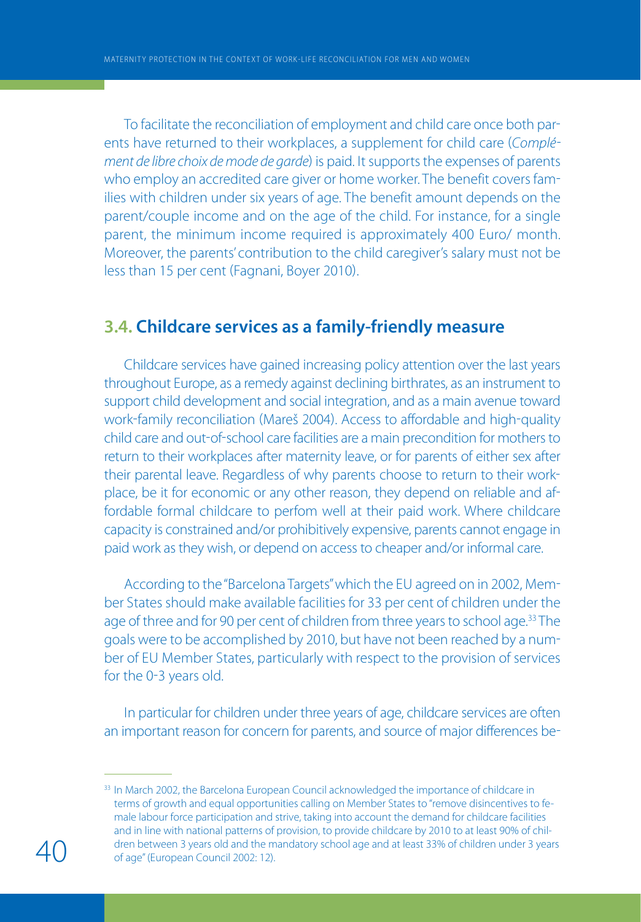To facilitate the reconciliation of employment and child care once both parents have returned to their workplaces, a supplement for child care (*Complément de libre choix de mode de garde*) is paid. It supports the expenses of parents who employ an accredited care giver or home worker. The benefit covers families with children under six years of age. The benefit amount depends on the parent/couple income and on the age of the child. For instance, for a single parent, the minimum income required is approximately 400 Euro/ month. Moreover, the parents' contribution to the child caregiver's salary must not be less than 15 per cent (Fagnani, Boyer 2010).

## 3.4. Childcare services as a family-friendly measure

Childcare services have gained increasing policy attention over the last years throughout Europe, as a remedy against declining birthrates, as an instrument to support child development and social integration, and as a main avenue toward work-family reconciliation (Mareš 2004). Access to affordable and high-quality child care and out-of-school care facilities are a main precondition for mothers to return to their workplaces after maternity leave, or for parents of either sex after their parental leave. Regardless of why parents choose to return to their workplace, be it for economic or any other reason, they depend on reliable and affordable formal childcare to perfom well at their paid work. Where childcare capacity is constrained and/or prohibitively expensive, parents cannot engage in paid work as they wish, or depend on access to cheaper and/or informal care.

According to the "Barcelona Targets" which the EU agreed on in 2002, Member States should make available facilities for 33 per cent of children under the age of three and for 90 per cent of children from three years to school age.[33] The goals were to be accomplished by 2010, but have not been reached by a number of EU Member States, particularly with respect to the provision of services for the 0-3 years old.

In particular for children under three years of age, childcare services are often an important reason for concern for parents, and source of major differences be-

[33] In March 2002, the Barcelona European Council acknowledged the importance of childcare in terms of growth and equal opportunities calling on Member States to "remove disincentives to female labour force participation and strive, taking into account the demand for childcare facilities and in line with national patterns of provision, to provide childcare by 2010 to at least 90% of children between 3 years old and the mandatory school age and at least 33% of children under 3 years of age" (European Council 2002: 12).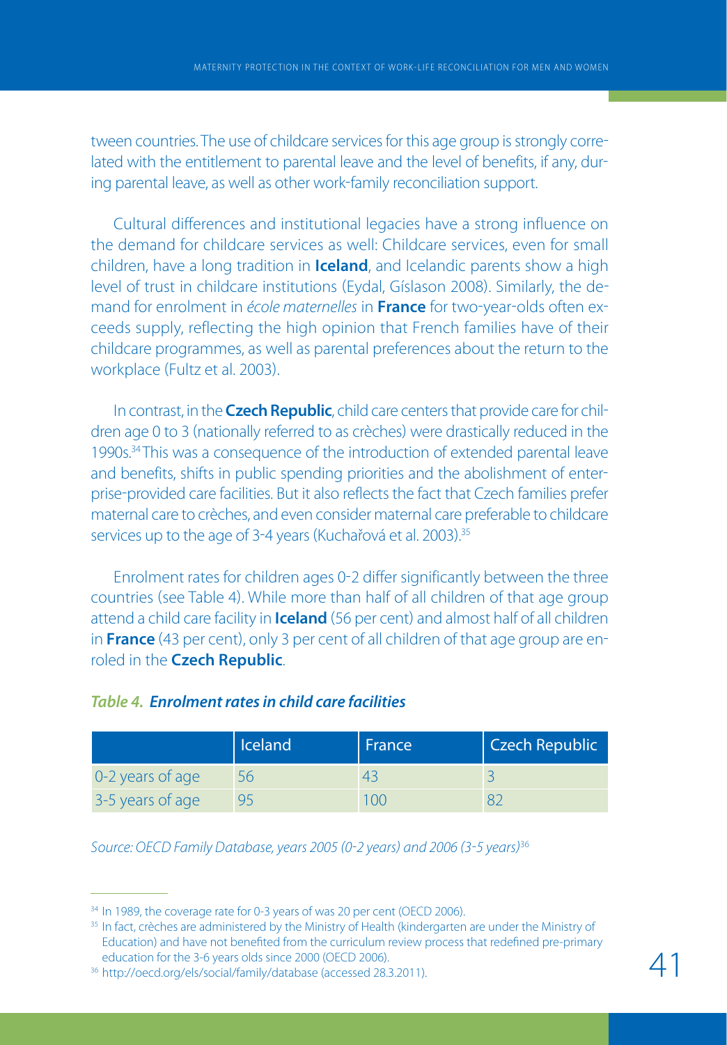tween countries. The use of childcare services for this age group is strongly correlated with the entitlement to parental leave and the level of benefits, if any, during parental leave, as well as other work-family reconciliation support.

Cultural differences and institutional legacies have a strong influence on the demand for childcare services as well: Childcare services, even for small children, have a long tradition in **Iceland**, and Icelandic parents show a high level of trust in childcare institutions (Eydal, Gíslason 2008). Similarly, the demand for enrolment in *école maternelles* in **France** for two-year-olds often exceeds supply, reflecting the high opinion that French families have of their childcare programmes, as well as parental preferences about the return to the workplace (Fultz et al. 2003).

In contrast, in the **Czech Republic**, child care centers that provide care for children age 0 to 3 (nationally referred to as crèches) were drastically reduced in the 1990s.[34] This was a consequence of the introduction of extended parental leave and benefits, shifts in public spending priorities and the abolishment of enterprise-provided care facilities. But it also reflects the fact that Czech families prefer maternal care to crèches, and even consider maternal care preferable to childcare services up to the age of 3-4 years (Kuchařová et al. 2003).[35]

Enrolment rates for children ages 0-2 differ significantly between the three countries (see Table 4). While more than half of all children of that age group attend a child care facility in **Iceland** (56 per cent) and almost half of all children in **France** (43 per cent), only 3 per cent of all children of that age group are enroled in the **Czech Republic**.

***Table 4. Enrolment rates in child care facilities***

| | Iceland | France | Czech Republic |
|---|---|---|---|
| 0-2 years of age | 56 | 43 | 3 |
| 3-5 years of age | 95 | 100 | 82 |

*Source: OECD Family Database, years 2005 (0-2 years) and 2006 (3-5 years)*[36]

---

[34] In 1989, the coverage rate for 0-3 years of was 20 per cent (OECD 2006).

[35] In fact, crèches are administered by the Ministry of Health (kindergarten are under the Ministry of Education) and have not benefited from the curriculum review process that redefined pre-primary education for the 3-6 years olds since 2000 (OECD 2006).

[36] http://oecd.org/els/social/family/database (accessed 28.3.2011).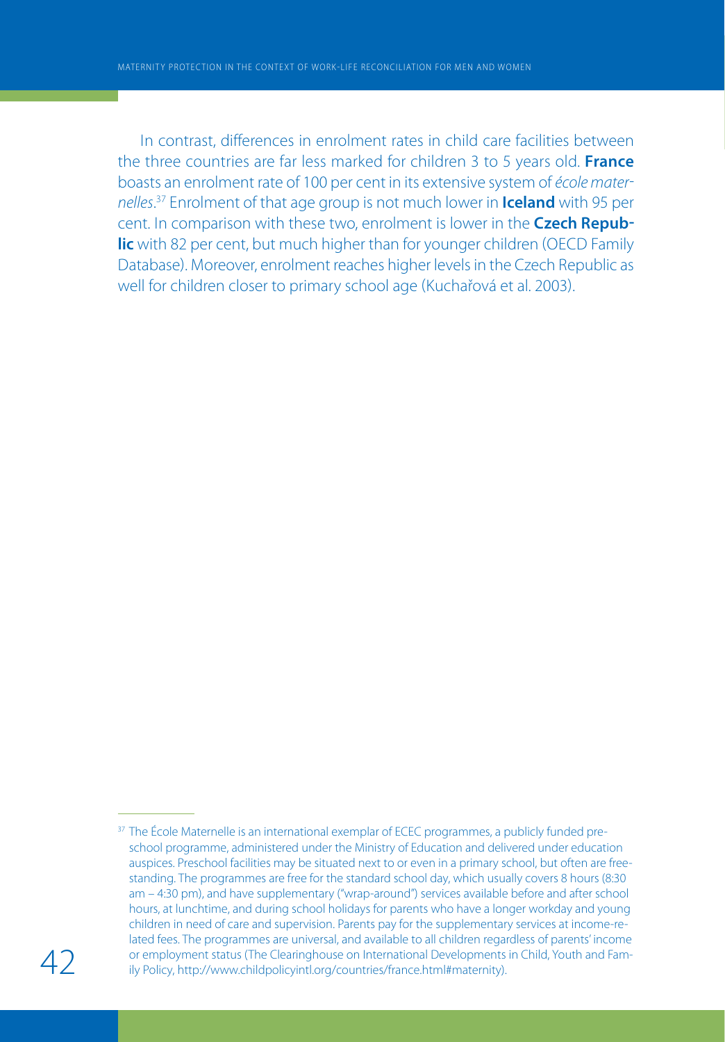In contrast, differences in enrolment rates in child care facilities between the three countries are far less marked for children 3 to 5 years old. **France** boasts an enrolment rate of 100 per cent in its extensive system of *école maternelles*.[37] Enrolment of that age group is not much lower in **Iceland** with 95 per cent. In comparison with these two, enrolment is lower in the **Czech Republic** with 82 per cent, but much higher than for younger children (OECD Family Database). Moreover, enrolment reaches higher levels in the Czech Republic as well for children closer to primary school age (Kuchařová et al. 2003).

---

[37] The École Maternelle is an international exemplar of ECEC programmes, a publicly funded preschool programme, administered under the Ministry of Education and delivered under education auspices. Preschool facilities may be situated next to or even in a primary school, but often are freestanding. The programmes are free for the standard school day, which usually covers 8 hours (8:30 am – 4:30 pm), and have supplementary ("wrap-around") services available before and after school hours, at lunchtime, and during school holidays for parents who have a longer workday and young children in need of care and supervision. Parents pay for the supplementary services at income-related fees. The programmes are universal, and available to all children regardless of parents' income or employment status (The Clearinghouse on International Developments in Child, Youth and Family Policy, http://www.childpolicyintl.org/countries/france.html#maternity).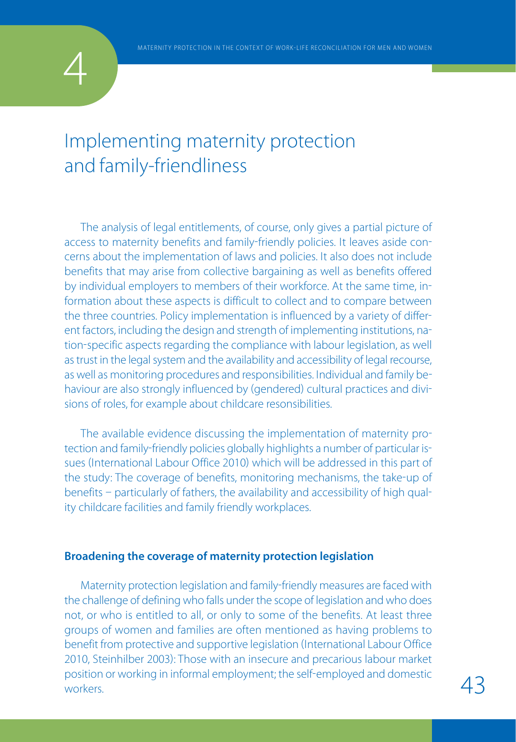# Implementing maternity protection and family-friendliness

The analysis of legal entitlements, of course, only gives a partial picture of access to maternity benefits and family-friendly policies. It leaves aside concerns about the implementation of laws and policies. It also does not include benefits that may arise from collective bargaining as well as benefits offered by individual employers to members of their workforce. At the same time, information about these aspects is difficult to collect and to compare between the three countries. Policy implementation is influenced by a variety of different factors, including the design and strength of implementing institutions, nation-specific aspects regarding the compliance with labour legislation, as well as trust in the legal system and the availability and accessibility of legal recourse, as well as monitoring procedures and responsibilities. Individual and family behaviour are also strongly influenced by (gendered) cultural practices and divisions of roles, for example about childcare resonsibilities.

The available evidence discussing the implementation of maternity protection and family-friendly policies globally highlights a number of particular issues (International Labour Office 2010) which will be addressed in this part of the study: The coverage of benefits, monitoring mechanisms, the take-up of benefits – particularly of fathers, the availability and accessibility of high quality childcare facilities and family friendly workplaces.

**Broadening the coverage of maternity protection legislation**

Maternity protection legislation and family-friendly measures are faced with the challenge of defining who falls under the scope of legislation and who does not, or who is entitled to all, or only to some of the benefits. At least three groups of women and families are often mentioned as having problems to benefit from protective and supportive legislation (International Labour Office 2010, Steinhilber 2003): Those with an insecure and precarious labour market position or working in informal employment; the self-employed and domestic workers.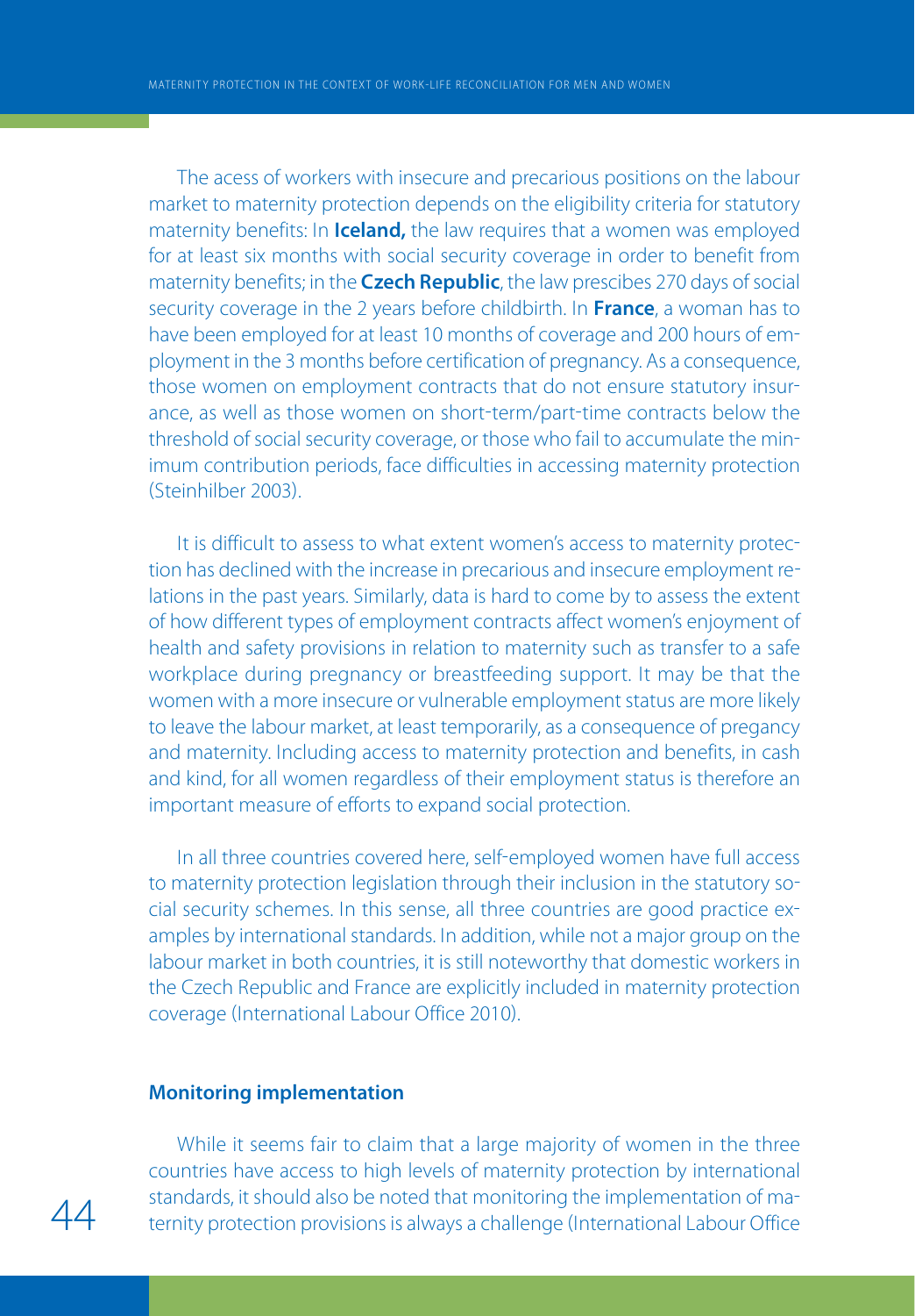The acess of workers with insecure and precarious positions on the labour market to maternity protection depends on the eligibility criteria for statutory maternity benefits: In **Iceland,** the law requires that a women was employed for at least six months with social security coverage in order to benefit from maternity benefits; in the **Czech Republic**, the law prescibes 270 days of social security coverage in the 2 years before childbirth. In **France**, a woman has to have been employed for at least 10 months of coverage and 200 hours of employment in the 3 months before certification of pregnancy. As a consequence, those women on employment contracts that do not ensure statutory insurance, as well as those women on short-term/part-time contracts below the threshold of social security coverage, or those who fail to accumulate the minimum contribution periods, face difficulties in accessing maternity protection (Steinhilber 2003).

It is difficult to assess to what extent women's access to maternity protection has declined with the increase in precarious and insecure employment relations in the past years. Similarly, data is hard to come by to assess the extent of how different types of employment contracts affect women's enjoyment of health and safety provisions in relation to maternity such as transfer to a safe workplace during pregnancy or breastfeeding support. It may be that the women with a more insecure or vulnerable employment status are more likely to leave the labour market, at least temporarily, as a consequence of pregancy and maternity. Including access to maternity protection and benefits, in cash and kind, for all women regardless of their employment status is therefore an important measure of efforts to expand social protection.

In all three countries covered here, self-employed women have full access to maternity protection legislation through their inclusion in the statutory social security schemes. In this sense, all three countries are good practice examples by international standards. In addition, while not a major group on the labour market in both countries, it is still noteworthy that domestic workers in the Czech Republic and France are explicitly included in maternity protection coverage (International Labour Office 2010).

### Monitoring implementation

While it seems fair to claim that a large majority of women in the three countries have access to high levels of maternity protection by international standards, it should also be noted that monitoring the implementation of maternity protection provisions is always a challenge (International Labour Office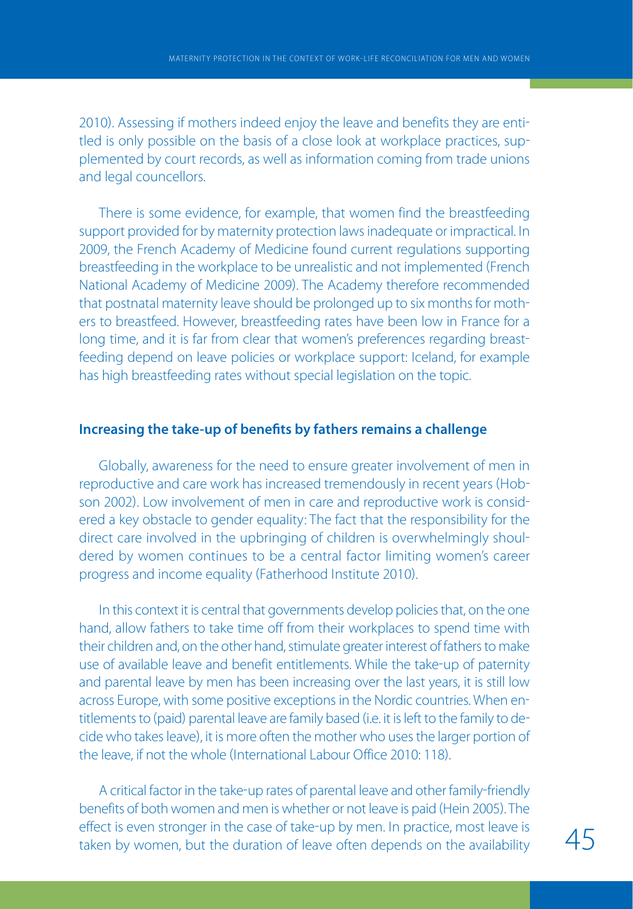2010). Assessing if mothers indeed enjoy the leave and benefits they are entitled is only possible on the basis of a close look at workplace practices, supplemented by court records, as well as information coming from trade unions and legal councellors.

There is some evidence, for example, that women find the breastfeeding support provided for by maternity protection laws inadequate or impractical. In 2009, the French Academy of Medicine found current regulations supporting breastfeeding in the workplace to be unrealistic and not implemented (French National Academy of Medicine 2009). The Academy therefore recommended that postnatal maternity leave should be prolonged up to six months for mothers to breastfeed. However, breastfeeding rates have been low in France for a long time, and it is far from clear that women's preferences regarding breastfeeding depend on leave policies or workplace support: Iceland, for example has high breastfeeding rates without special legislation on the topic.

### Increasing the take-up of benefits by fathers remains a challenge

Globally, awareness for the need to ensure greater involvement of men in reproductive and care work has increased tremendously in recent years (Hobson 2002). Low involvement of men in care and reproductive work is considered a key obstacle to gender equality: The fact that the responsibility for the direct care involved in the upbringing of children is overwhelmingly shouldered by women continues to be a central factor limiting women's career progress and income equality (Fatherhood Institute 2010).

In this context it is central that governments develop policies that, on the one hand, allow fathers to take time off from their workplaces to spend time with their children and, on the other hand, stimulate greater interest of fathers to make use of available leave and benefit entitlements. While the take-up of paternity and parental leave by men has been increasing over the last years, it is still low across Europe, with some positive exceptions in the Nordic countries. When entitlements to (paid) parental leave are family based (i.e. it is left to the family to decide who takes leave), it is more often the mother who uses the larger portion of the leave, if not the whole (International Labour Office 2010: 118).

A critical factor in the take-up rates of parental leave and other family-friendly benefits of both women and men is whether or not leave is paid (Hein 2005). The effect is even stronger in the case of take-up by men. In practice, most leave is taken by women, but the duration of leave often depends on the availability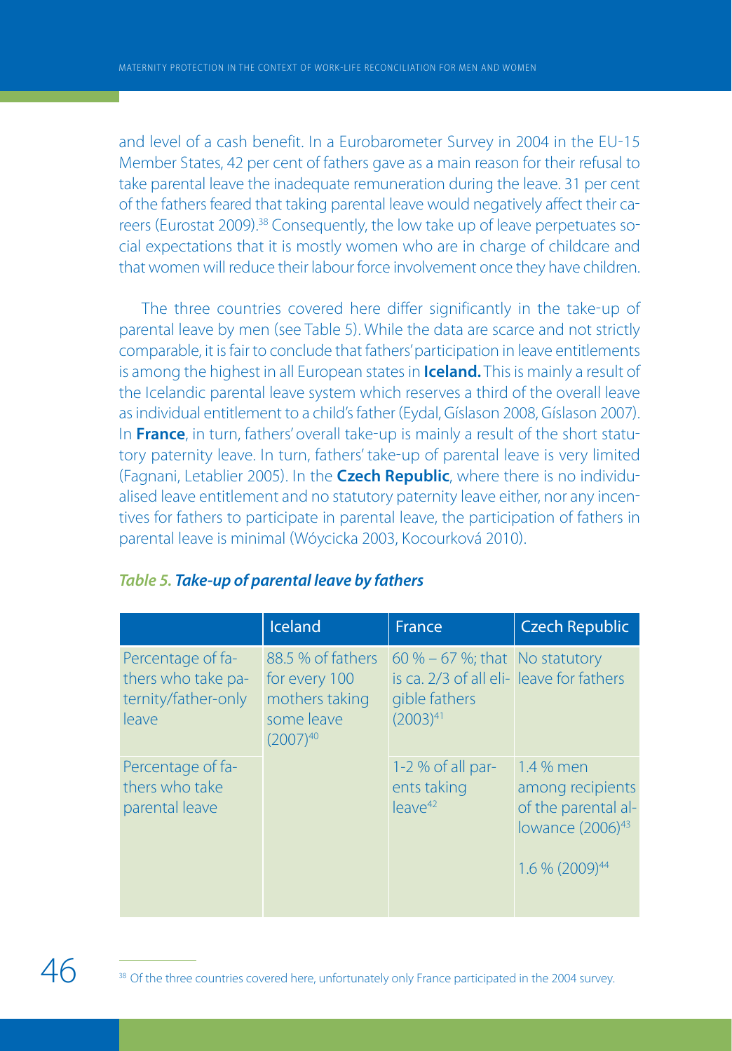and level of a cash benefit. In a Eurobarometer Survey in 2004 in the EU-15 Member States, 42 per cent of fathers gave as a main reason for their refusal to take parental leave the inadequate remuneration during the leave. 31 per cent of the fathers feared that taking parental leave would negatively affect their careers (Eurostat 2009).[38] Consequently, the low take up of leave perpetuates social expectations that it is mostly women who are in charge of childcare and that women will reduce their labour force involvement once they have children.

The three countries covered here differ significantly in the take-up of parental leave by men (see Table 5). While the data are scarce and not strictly comparable, it is fair to conclude that fathers' participation in leave entitlements is among the highest in all European states in **Iceland.** This is mainly a result of the Icelandic parental leave system which reserves a third of the overall leave as individual entitlement to a child's father (Eydal, Gíslason 2008, Gíslason 2007). In **France**, in turn, fathers' overall take-up is mainly a result of the short statutory paternity leave. In turn, fathers' take-up of parental leave is very limited (Fagnani, Letablier 2005). In the **Czech Republic**, where there is no individualised leave entitlement and no statutory paternity leave either, nor any incentives for fathers to participate in parental leave, the participation of fathers in parental leave is minimal (Wóycicka 2003, Kocourková 2010).

***Table 5. Take-up of parental leave by fathers***

| | Iceland | France | Czech Republic |
|---|---|---|---|
| Percentage of fathers who take paternity/father-only leave | 88.5 % of fathers for every 100 mothers taking some leave (2007)[40] | 60 % – 67 %; that is ca. 2/3 of all eligible fathers (2003)[41] | No statutory leave for fathers |
| Percentage of fathers who take parental leave | | 1-2 % of all parents taking leave[42] | 1.4 % men among recipients of the parental allowance (2006)[43]<br><br>1.6 % (2009)[44] |

[38] Of the three countries covered here, unfortunately only France participated in the 2004 survey.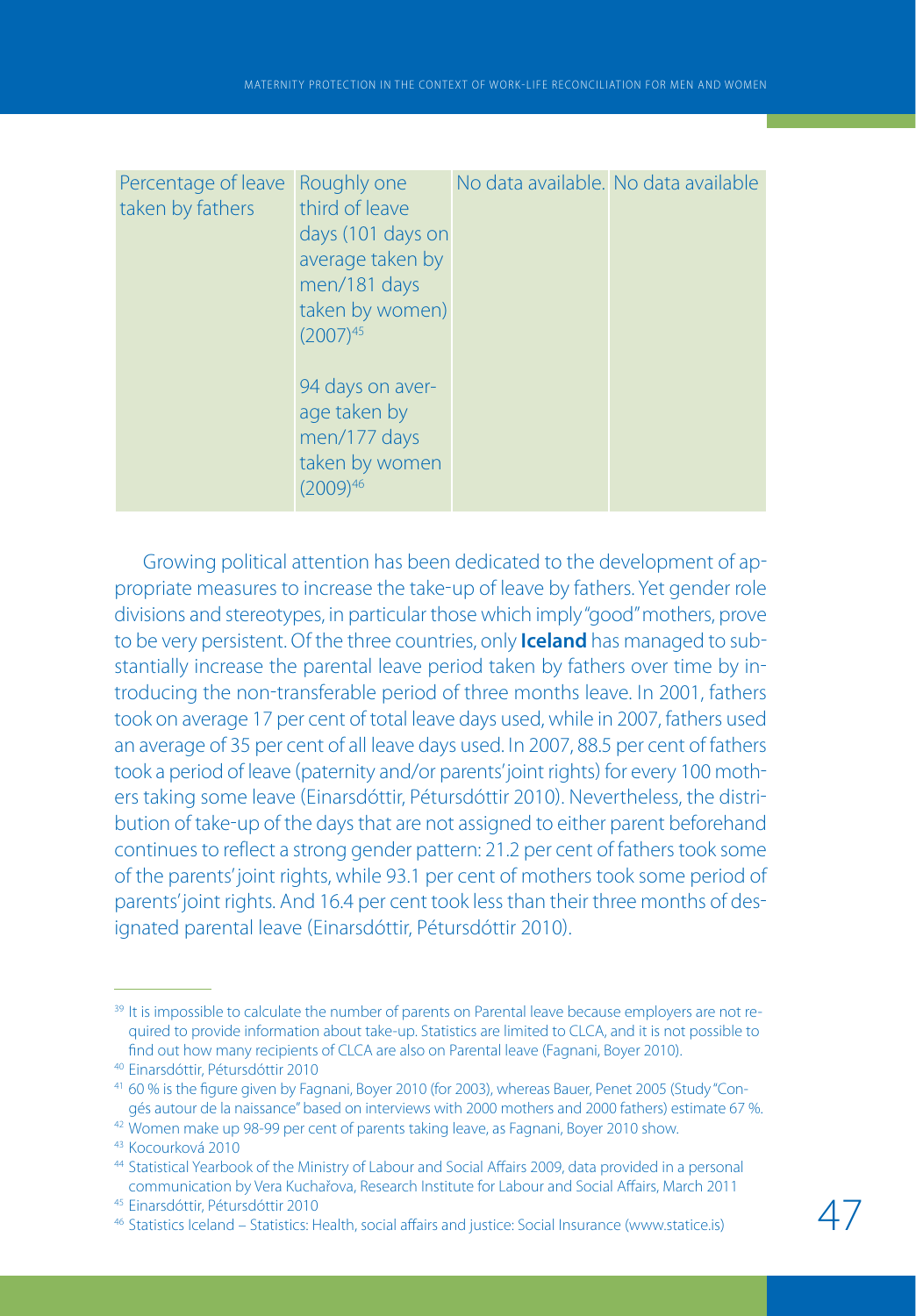| Percentage of leave taken by fathers | Roughly one third of leave days (101 days on average taken by men/181 days taken by women) (2007)[45]<br><br>94 days on average taken by men/177 days taken by women (2009)[46] | No data available. | No data available |
|---|---|---|---|

Growing political attention has been dedicated to the development of appropriate measures to increase the take-up of leave by fathers. Yet gender role divisions and stereotypes, in particular those which imply "good" mothers, prove to be very persistent. Of the three countries, only **Iceland** has managed to substantially increase the parental leave period taken by fathers over time by introducing the non-transferable period of three months leave. In 2001, fathers took on average 17 per cent of total leave days used, while in 2007, fathers used an average of 35 per cent of all leave days used. In 2007, 88.5 per cent of fathers took a period of leave (paternity and/or parents' joint rights) for every 100 mothers taking some leave (Einarsdóttir, Pétursdóttir 2010). Nevertheless, the distribution of take-up of the days that are not assigned to either parent beforehand continues to reflect a strong gender pattern: 21.2 per cent of fathers took some of the parents' joint rights, while 93.1 per cent of mothers took some period of parents' joint rights. And 16.4 per cent took less than their three months of designated parental leave (Einarsdóttir, Pétursdóttir 2010).

---

[39] It is impossible to calculate the number of parents on Parental leave because employers are not required to provide information about take-up. Statistics are limited to CLCA, and it is not possible to find out how many recipients of CLCA are also on Parental leave (Fagnani, Boyer 2010).

[40] Einarsdóttir, Pétursdóttir 2010

[41] 60 % is the figure given by Fagnani, Boyer 2010 (for 2003), whereas Bauer, Penet 2005 (Study "Congés autour de la naissance" based on interviews with 2000 mothers and 2000 fathers) estimate 67 %.

[42] Women make up 98-99 per cent of parents taking leave, as Fagnani, Boyer 2010 show.

[43] Kocourková 2010

[44] Statistical Yearbook of the Ministry of Labour and Social Affairs 2009, data provided in a personal communication by Vera Kuchařova, Research Institute for Labour and Social Affairs, March 2011

[45] Einarsdóttir, Pétursdóttir 2010

[46] Statistics Iceland – Statistics: Health, social affairs and justice: Social Insurance (www.statice.is)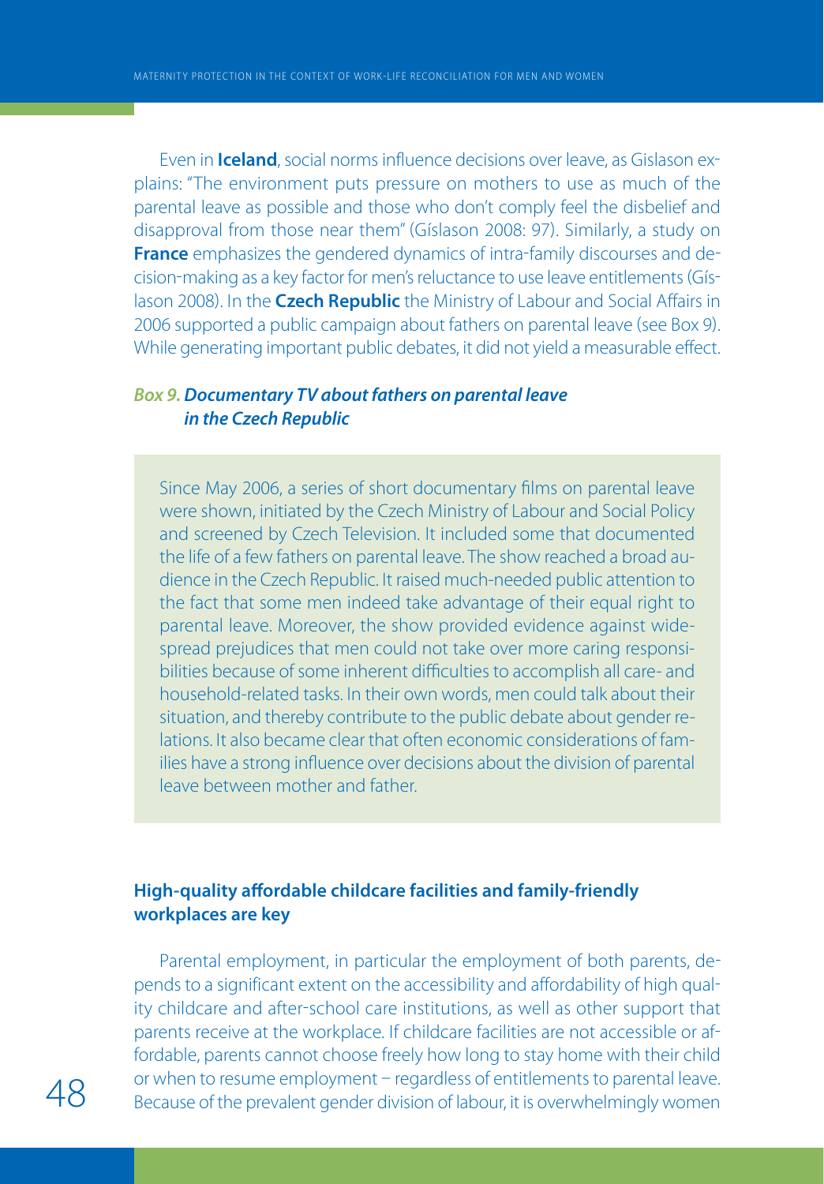Even in **Iceland**, social norms influence decisions over leave, as Gislason explains: "The environment puts pressure on mothers to use as much of the parental leave as possible and those who don't comply feel the disbelief and disapproval from those near them" (Gíslason 2008: 97). Similarly, a study on **France** emphasizes the gendered dynamics of intra-family discourses and decision-making as a key factor for men's reluctance to use leave entitlements (Gíslason 2008). In the **Czech Republic** the Ministry of Labour and Social Affairs in 2006 supported a public campaign about fathers on parental leave (see Box 9). While generating important public debates, it did not yield a measurable effect.

***Box 9. Documentary TV about fathers on parental leave in the Czech Republic***

> Since May 2006, a series of short documentary films on parental leave were shown, initiated by the Czech Ministry of Labour and Social Policy and screened by Czech Television. It included some that documented the life of a few fathers on parental leave. The show reached a broad audience in the Czech Republic. It raised much-needed public attention to the fact that some men indeed take advantage of their equal right to parental leave. Moreover, the show provided evidence against widespread prejudices that men could not take over more caring responsibilities because of some inherent difficulties to accomplish all care- and household-related tasks. In their own words, men could talk about their situation, and thereby contribute to the public debate about gender relations. It also became clear that often economic considerations of families have a strong influence over decisions about the division of parental leave between mother and father.

### High-quality affordable childcare facilities and family-friendly workplaces are key

Parental employment, in particular the employment of both parents, depends to a significant extent on the accessibility and affordability of high quality childcare and after-school care institutions, as well as other support that parents receive at the workplace. If childcare facilities are not accessible or affordable, parents cannot choose freely how long to stay home with their child or when to resume employment – regardless of entitlements to parental leave. Because of the prevalent gender division of labour, it is overwhelmingly women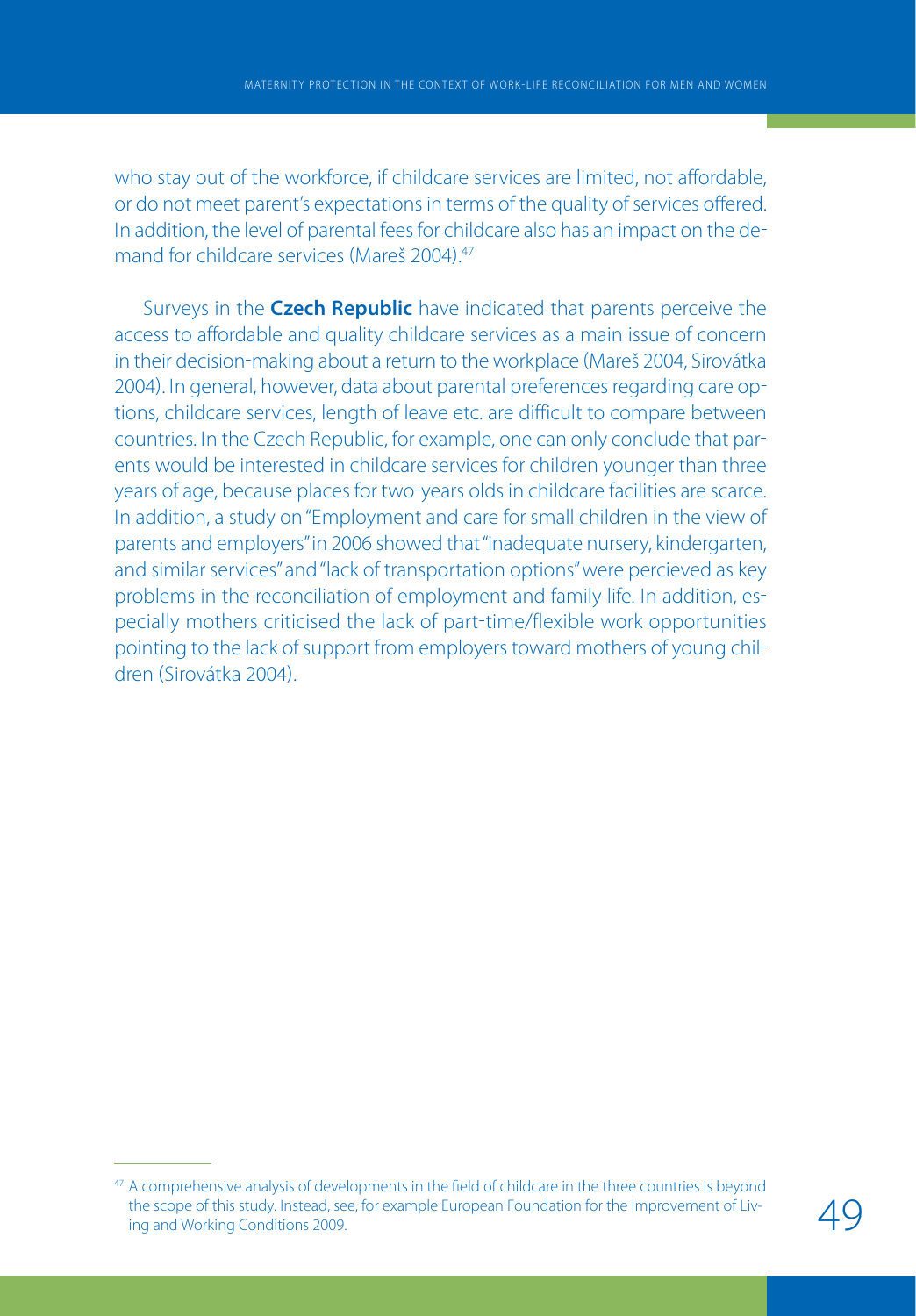who stay out of the workforce, if childcare services are limited, not affordable, or do not meet parent's expectations in terms of the quality of services offered. In addition, the level of parental fees for childcare also has an impact on the demand for childcare services (Mareš 2004).[47]

Surveys in the **Czech Republic** have indicated that parents perceive the access to affordable and quality childcare services as a main issue of concern in their decision-making about a return to the workplace (Mareš 2004, Sirovátka 2004). In general, however, data about parental preferences regarding care options, childcare services, length of leave etc. are difficult to compare between countries. In the Czech Republic, for example, one can only conclude that parents would be interested in childcare services for children younger than three years of age, because places for two-years olds in childcare facilities are scarce. In addition, a study on "Employment and care for small children in the view of parents and employers" in 2006 showed that "inadequate nursery, kindergarten, and similar services" and "lack of transportation options" were percieved as key problems in the reconciliation of employment and family life. In addition, especially mothers criticised the lack of part-time/flexible work opportunities pointing to the lack of support from employers toward mothers of young children (Sirovátka 2004).

---

[47] A comprehensive analysis of developments in the field of childcare in the three countries is beyond the scope of this study. Instead, see, for example European Foundation for the Improvement of Living and Working Conditions 2009.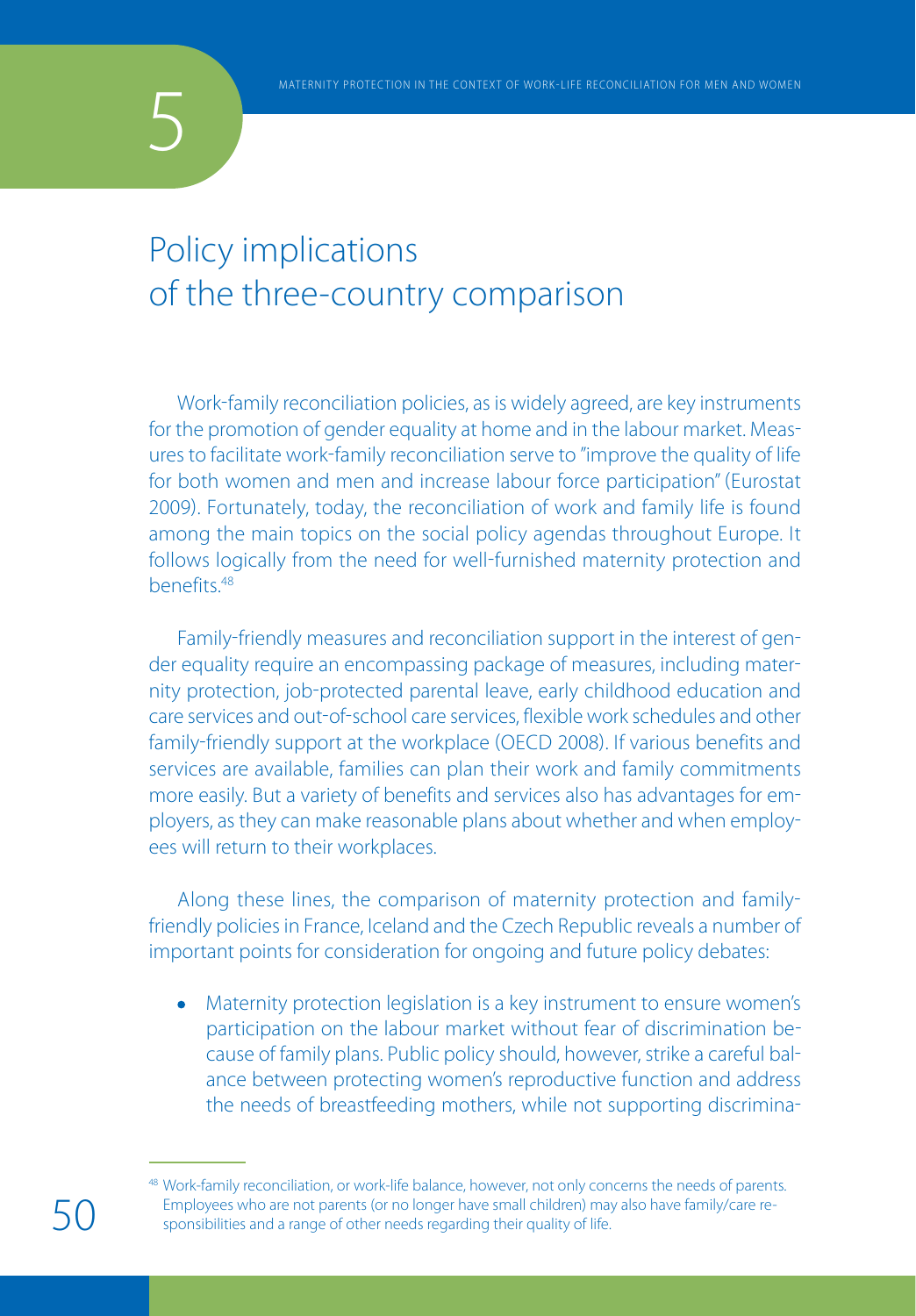# Policy implications of the three-country comparison

Work-family reconciliation policies, as is widely agreed, are key instruments for the promotion of gender equality at home and in the labour market. Measures to facilitate work-family reconciliation serve to "improve the quality of life for both women and men and increase labour force participation" (Eurostat 2009). Fortunately, today, the reconciliation of work and family life is found among the main topics on the social policy agendas throughout Europe. It follows logically from the need for well-furnished maternity protection and benefits.[48]

Family-friendly measures and reconciliation support in the interest of gender equality require an encompassing package of measures, including maternity protection, job-protected parental leave, early childhood education and care services and out-of-school care services, flexible work schedules and other family-friendly support at the workplace (OECD 2008). If various benefits and services are available, families can plan their work and family commitments more easily. But a variety of benefits and services also has advantages for employers, as they can make reasonable plans about whether and when employees will return to their workplaces.

Along these lines, the comparison of maternity protection and family-friendly policies in France, Iceland and the Czech Republic reveals a number of important points for consideration for ongoing and future policy debates:

- Maternity protection legislation is a key instrument to ensure women's participation on the labour market without fear of discrimination because of family plans. Public policy should, however, strike a careful balance between protecting women's reproductive function and address the needs of breastfeeding mothers, while not supporting discrimina-

[48] Work-family reconciliation, or work-life balance, however, not only concerns the needs of parents. Employees who are not parents (or no longer have small children) may also have family/care responsibilities and a range of other needs regarding their quality of life.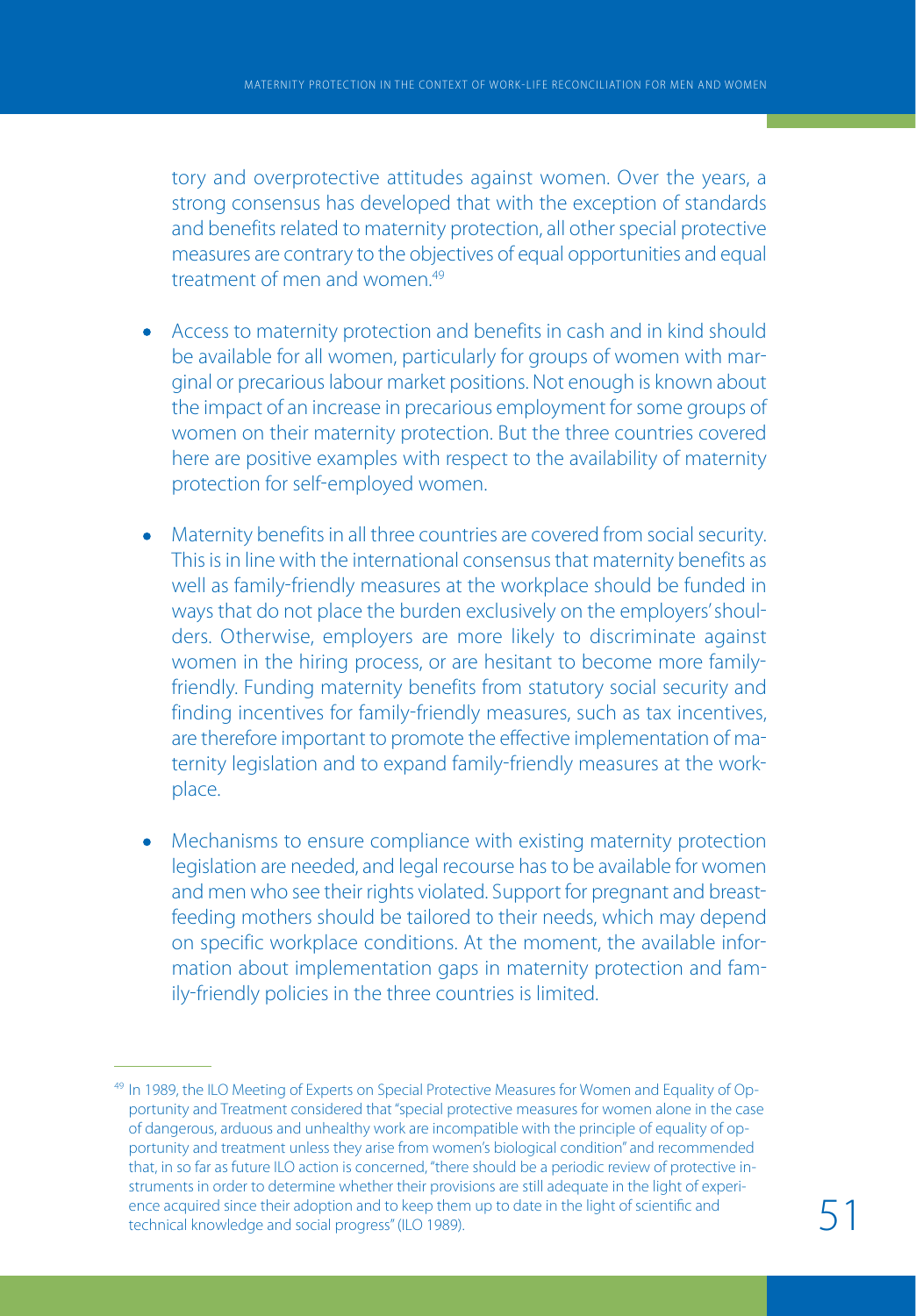tory and overprotective attitudes against women. Over the years, a strong consensus has developed that with the exception of standards and benefits related to maternity protection, all other special protective measures are contrary to the objectives of equal opportunities and equal treatment of men and women.[49]

- Access to maternity protection and benefits in cash and in kind should be available for all women, particularly for groups of women with marginal or precarious labour market positions. Not enough is known about the impact of an increase in precarious employment for some groups of women on their maternity protection. But the three countries covered here are positive examples with respect to the availability of maternity protection for self-employed women.

- Maternity benefits in all three countries are covered from social security. This is in line with the international consensus that maternity benefits as well as family-friendly measures at the workplace should be funded in ways that do not place the burden exclusively on the employers' shoulders. Otherwise, employers are more likely to discriminate against women in the hiring process, or are hesitant to become more family-friendly. Funding maternity benefits from statutory social security and finding incentives for family-friendly measures, such as tax incentives, are therefore important to promote the effective implementation of maternity legislation and to expand family-friendly measures at the workplace.

- Mechanisms to ensure compliance with existing maternity protection legislation are needed, and legal recourse has to be available for women and men who see their rights violated. Support for pregnant and breastfeeding mothers should be tailored to their needs, which may depend on specific workplace conditions. At the moment, the available information about implementation gaps in maternity protection and family-friendly policies in the three countries is limited.

---

[49] In 1989, the ILO Meeting of Experts on Special Protective Measures for Women and Equality of Opportunity and Treatment considered that "special protective measures for women alone in the case of dangerous, arduous and unhealthy work are incompatible with the principle of equality of opportunity and treatment unless they arise from women's biological condition" and recommended that, in so far as future ILO action is concerned, "there should be a periodic review of protective instruments in order to determine whether their provisions are still adequate in the light of experience acquired since their adoption and to keep them up to date in the light of scientific and technical knowledge and social progress" (ILO 1989).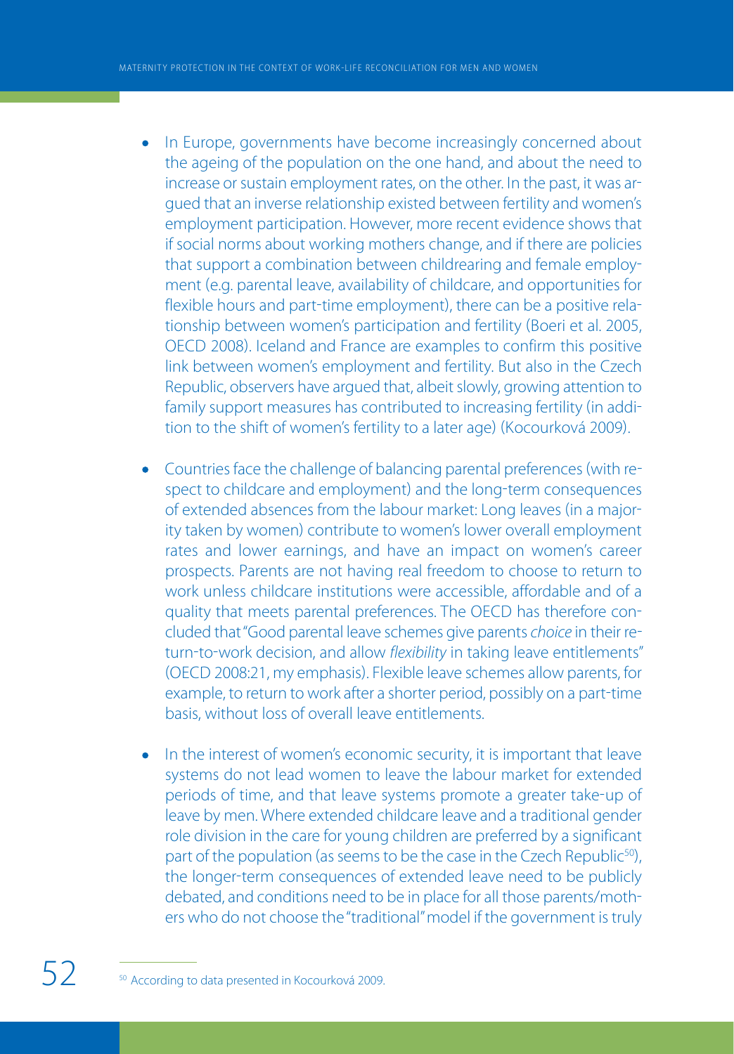- In Europe, governments have become increasingly concerned about the ageing of the population on the one hand, and about the need to increase or sustain employment rates, on the other. In the past, it was argued that an inverse relationship existed between fertility and women's employment participation. However, more recent evidence shows that if social norms about working mothers change, and if there are policies that support a combination between childrearing and female employment (e.g. parental leave, availability of childcare, and opportunities for flexible hours and part-time employment), there can be a positive relationship between women's participation and fertility (Boeri et al. 2005, OECD 2008). Iceland and France are examples to confirm this positive link between women's employment and fertility. But also in the Czech Republic, observers have argued that, albeit slowly, growing attention to family support measures has contributed to increasing fertility (in addition to the shift of women's fertility to a later age) (Kocourková 2009).

- Countries face the challenge of balancing parental preferences (with respect to childcare and employment) and the long-term consequences of extended absences from the labour market: Long leaves (in a majority taken by women) contribute to women's lower overall employment rates and lower earnings, and have an impact on women's career prospects. Parents are not having real freedom to choose to return to work unless childcare institutions were accessible, affordable and of a quality that meets parental preferences. The OECD has therefore concluded that "Good parental leave schemes give parents *choice* in their return-to-work decision, and allow *flexibility* in taking leave entitlements" (OECD 2008:21, my emphasis). Flexible leave schemes allow parents, for example, to return to work after a shorter period, possibly on a part-time basis, without loss of overall leave entitlements.

- In the interest of women's economic security, it is important that leave systems do not lead women to leave the labour market for extended periods of time, and that leave systems promote a greater take-up of leave by men. Where extended childcare leave and a traditional gender role division in the care for young children are preferred by a significant part of the population (as seems to be the case in the Czech Republic[50]), the longer-term consequences of extended leave need to be publicly debated, and conditions need to be in place for all those parents/mothers who do not choose the "traditional" model if the government is truly

[50] According to data presented in Kocourková 2009.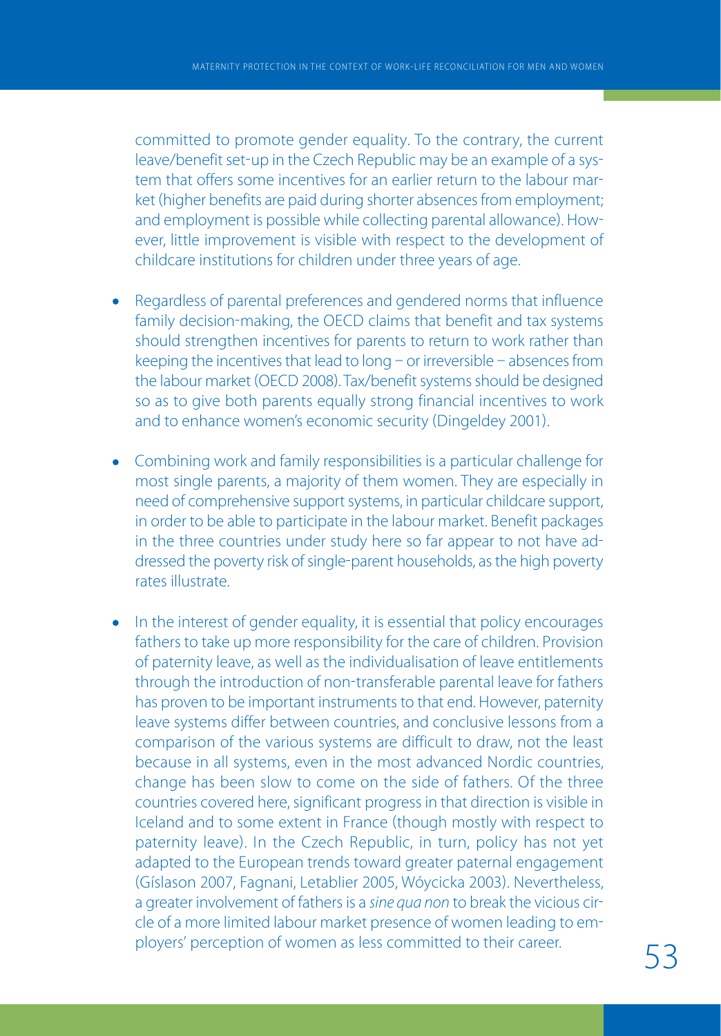committed to promote gender equality. To the contrary, the current leave/benefit set-up in the Czech Republic may be an example of a system that offers some incentives for an earlier return to the labour market (higher benefits are paid during shorter absences from employment; and employment is possible while collecting parental allowance). However, little improvement is visible with respect to the development of childcare institutions for children under three years of age.

- Regardless of parental preferences and gendered norms that influence family decision-making, the OECD claims that benefit and tax systems should strengthen incentives for parents to return to work rather than keeping the incentives that lead to long – or irreversible – absences from the labour market (OECD 2008). Tax/benefit systems should be designed so as to give both parents equally strong financial incentives to work and to enhance women's economic security (Dingeldey 2001).

- Combining work and family responsibilities is a particular challenge for most single parents, a majority of them women. They are especially in need of comprehensive support systems, in particular childcare support, in order to be able to participate in the labour market. Benefit packages in the three countries under study here so far appear to not have addressed the poverty risk of single-parent households, as the high poverty rates illustrate.

- In the interest of gender equality, it is essential that policy encourages fathers to take up more responsibility for the care of children. Provision of paternity leave, as well as the individualisation of leave entitlements through the introduction of non-transferable parental leave for fathers has proven to be important instruments to that end. However, paternity leave systems differ between countries, and conclusive lessons from a comparison of the various systems are difficult to draw, not the least because in all systems, even in the most advanced Nordic countries, change has been slow to come on the side of fathers. Of the three countries covered here, significant progress in that direction is visible in Iceland and to some extent in France (though mostly with respect to paternity leave). In the Czech Republic, in turn, policy has not yet adapted to the European trends toward greater paternal engagement (Gíslason 2007, Fagnani, Letablier 2005, Wóycicka 2003). Nevertheless, a greater involvement of fathers is a *sine qua non* to break the vicious circle of a more limited labour market presence of women leading to employers' perception of women as less committed to their career.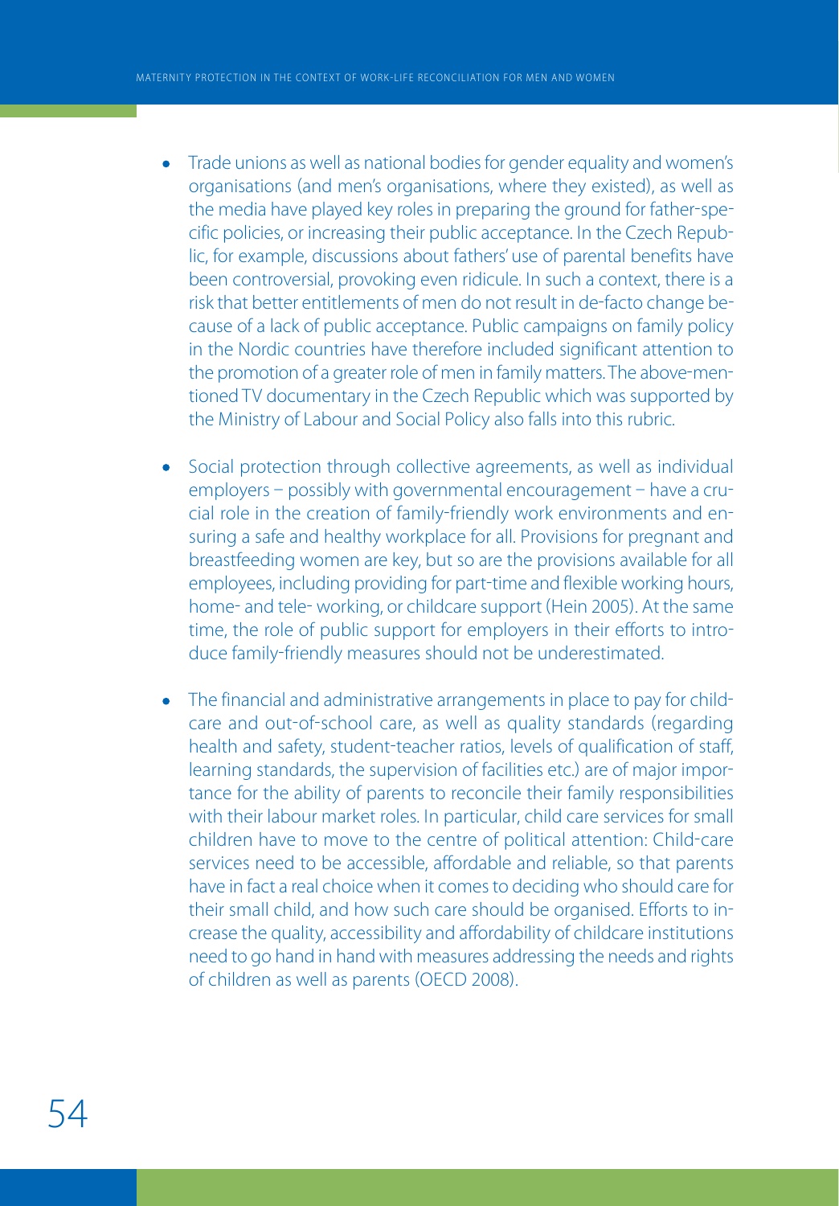- Trade unions as well as national bodies for gender equality and women's organisations (and men's organisations, where they existed), as well as the media have played key roles in preparing the ground for father-specific policies, or increasing their public acceptance. In the Czech Republic, for example, discussions about fathers' use of parental benefits have been controversial, provoking even ridicule. In such a context, there is a risk that better entitlements of men do not result in de-facto change because of a lack of public acceptance. Public campaigns on family policy in the Nordic countries have therefore included significant attention to the promotion of a greater role of men in family matters. The above-mentioned TV documentary in the Czech Republic which was supported by the Ministry of Labour and Social Policy also falls into this rubric.

- Social protection through collective agreements, as well as individual employers – possibly with governmental encouragement – have a crucial role in the creation of family-friendly work environments and ensuring a safe and healthy workplace for all. Provisions for pregnant and breastfeeding women are key, but so are the provisions available for all employees, including providing for part-time and flexible working hours, home- and tele- working, or childcare support (Hein 2005). At the same time, the role of public support for employers in their efforts to introduce family-friendly measures should not be underestimated.

- The financial and administrative arrangements in place to pay for childcare and out-of-school care, as well as quality standards (regarding health and safety, student-teacher ratios, levels of qualification of staff, learning standards, the supervision of facilities etc.) are of major importance for the ability of parents to reconcile their family responsibilities with their labour market roles. In particular, child care services for small children have to move to the centre of political attention: Child-care services need to be accessible, affordable and reliable, so that parents have in fact a real choice when it comes to deciding who should care for their small child, and how such care should be organised. Efforts to increase the quality, accessibility and affordability of childcare institutions need to go hand in hand with measures addressing the needs and rights of children as well as parents (OECD 2008).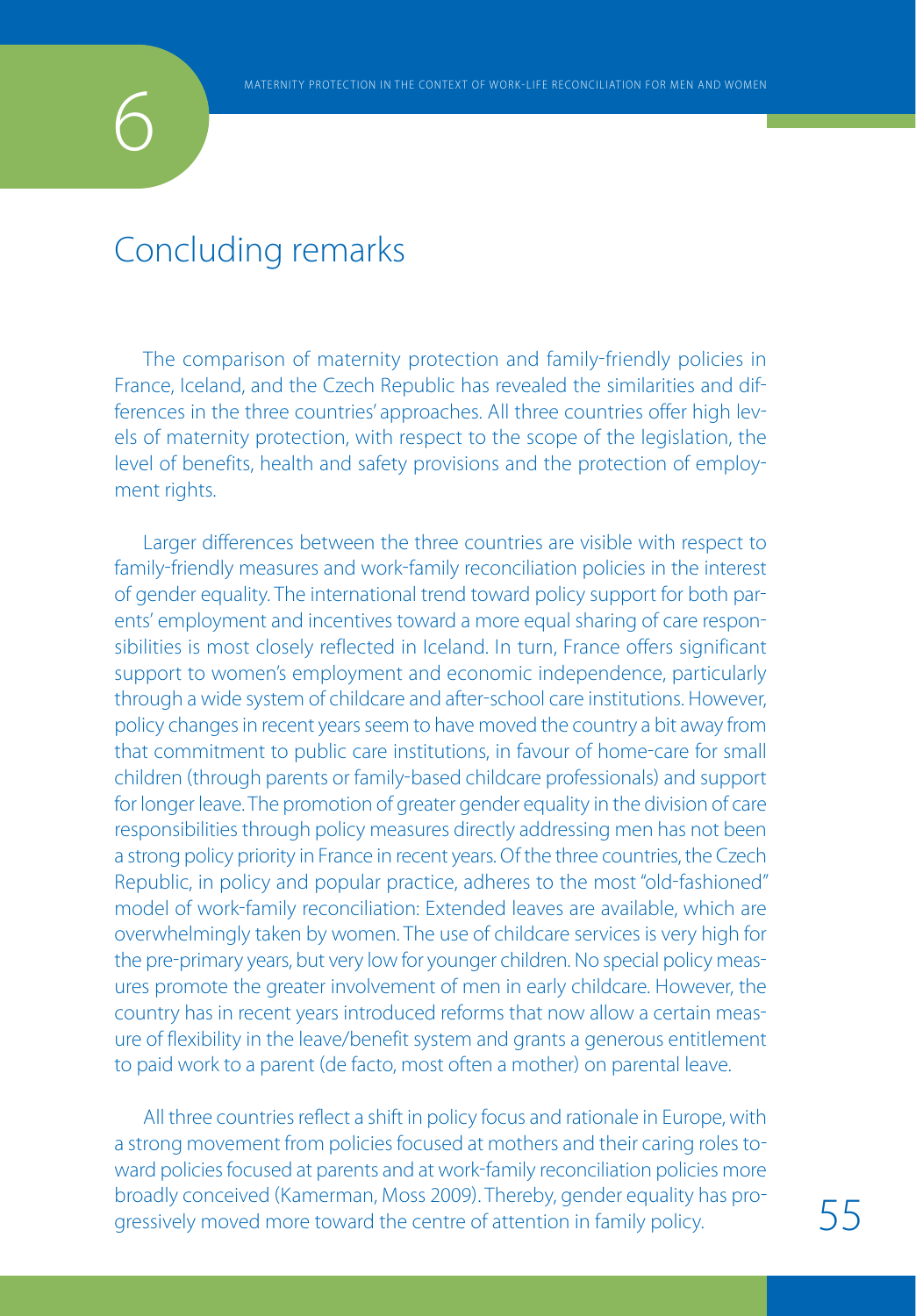# 6 Concluding remarks

The comparison of maternity protection and family-friendly policies in France, Iceland, and the Czech Republic has revealed the similarities and differences in the three countries' approaches. All three countries offer high levels of maternity protection, with respect to the scope of the legislation, the level of benefits, health and safety provisions and the protection of employment rights.

Larger differences between the three countries are visible with respect to family-friendly measures and work-family reconciliation policies in the interest of gender equality. The international trend toward policy support for both parents' employment and incentives toward a more equal sharing of care responsibilities is most closely reflected in Iceland. In turn, France offers significant support to women's employment and economic independence, particularly through a wide system of childcare and after-school care institutions. However, policy changes in recent years seem to have moved the country a bit away from that commitment to public care institutions, in favour of home-care for small children (through parents or family-based childcare professionals) and support for longer leave. The promotion of greater gender equality in the division of care responsibilities through policy measures directly addressing men has not been a strong policy priority in France in recent years. Of the three countries, the Czech Republic, in policy and popular practice, adheres to the most "old-fashioned" model of work-family reconciliation: Extended leaves are available, which are overwhelmingly taken by women. The use of childcare services is very high for the pre-primary years, but very low for younger children. No special policy measures promote the greater involvement of men in early childcare. However, the country has in recent years introduced reforms that now allow a certain measure of flexibility in the leave/benefit system and grants a generous entitlement to paid work to a parent (de facto, most often a mother) on parental leave.

All three countries reflect a shift in policy focus and rationale in Europe, with a strong movement from policies focused at mothers and their caring roles toward policies focused at parents and at work-family reconciliation policies more broadly conceived (Kamerman, Moss 2009). Thereby, gender equality has progressively moved more toward the centre of attention in family policy.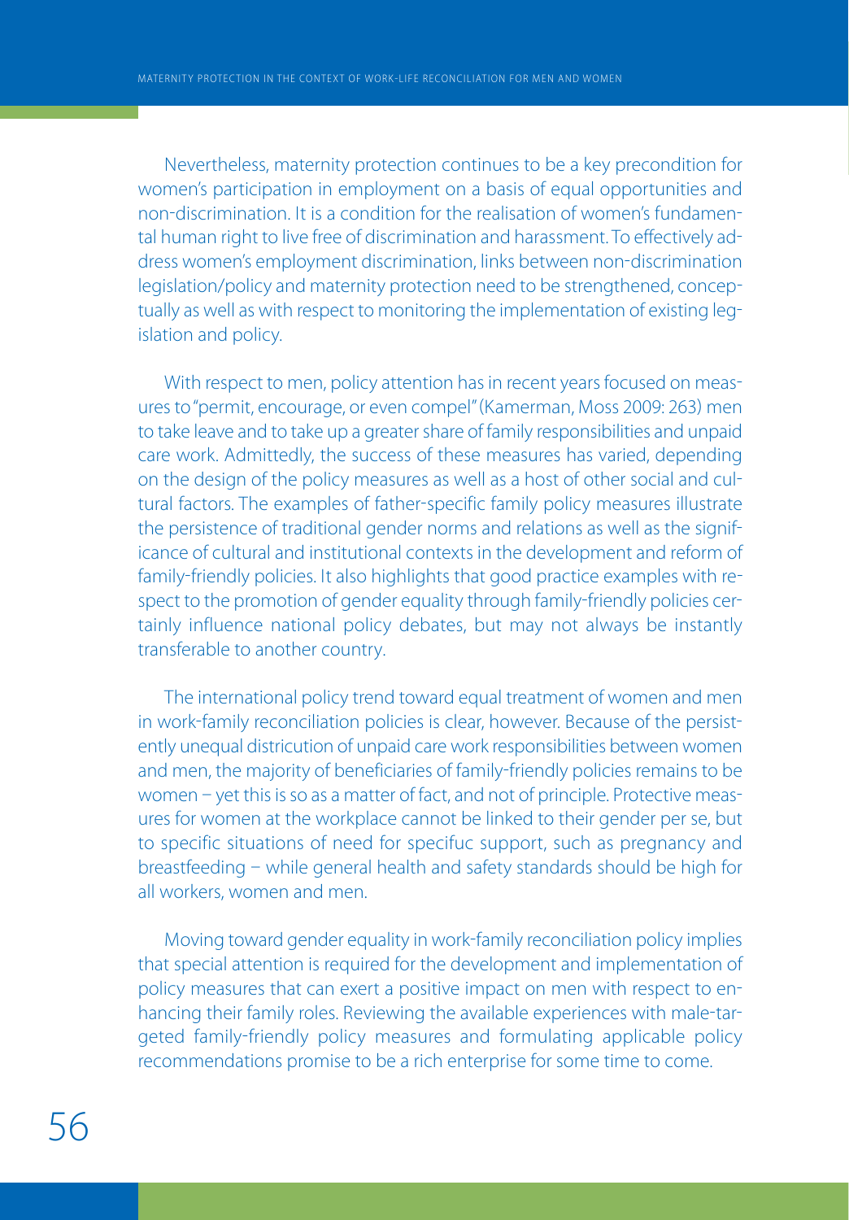Nevertheless, maternity protection continues to be a key precondition for women's participation in employment on a basis of equal opportunities and non-discrimination. It is a condition for the realisation of women's fundamental human right to live free of discrimination and harassment. To effectively address women's employment discrimination, links between non-discrimination legislation/policy and maternity protection need to be strengthened, conceptually as well as with respect to monitoring the implementation of existing legislation and policy.

With respect to men, policy attention has in recent years focused on measures to "permit, encourage, or even compel" (Kamerman, Moss 2009: 263) men to take leave and to take up a greater share of family responsibilities and unpaid care work. Admittedly, the success of these measures has varied, depending on the design of the policy measures as well as a host of other social and cultural factors. The examples of father-specific family policy measures illustrate the persistence of traditional gender norms and relations as well as the significance of cultural and institutional contexts in the development and reform of family-friendly policies. It also highlights that good practice examples with respect to the promotion of gender equality through family-friendly policies certainly influence national policy debates, but may not always be instantly transferable to another country.

The international policy trend toward equal treatment of women and men in work-family reconciliation policies is clear, however. Because of the persistently unequal districution of unpaid care work responsibilities between women and men, the majority of beneficiaries of family-friendly policies remains to be women – yet this is so as a matter of fact, and not of principle. Protective measures for women at the workplace cannot be linked to their gender per se, but to specific situations of need for specifuc support, such as pregnancy and breastfeeding – while general health and safety standards should be high for all workers, women and men.

Moving toward gender equality in work-family reconciliation policy implies that special attention is required for the development and implementation of policy measures that can exert a positive impact on men with respect to enhancing their family roles. Reviewing the available experiences with male-targeted family-friendly policy measures and formulating applicable policy recommendations promise to be a rich enterprise for some time to come.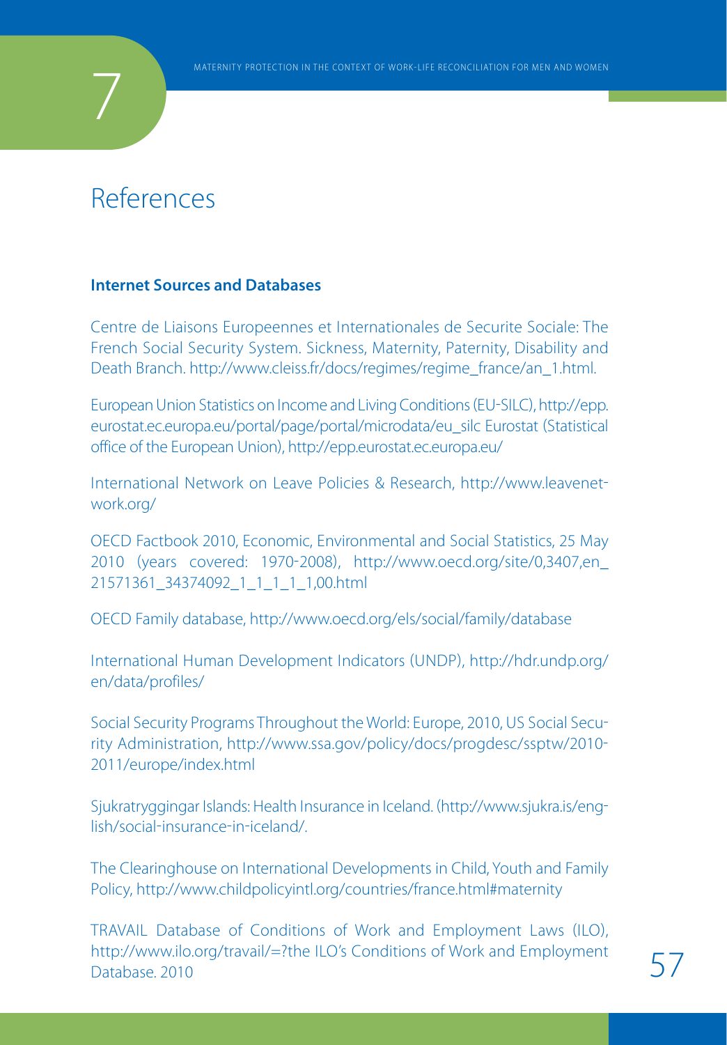# References

### Internet Sources and Databases

Centre de Liaisons Europeennes et Internationales de Securite Sociale: The French Social Security System. Sickness, Maternity, Paternity, Disability and Death Branch. http://www.cleiss.fr/docs/regimes/regime_france/an_1.html.

European Union Statistics on Income and Living Conditions (EU-SILC), http://epp.eurostat.ec.europa.eu/portal/page/portal/microdata/eu_silc Eurostat (Statistical office of the European Union), http://epp.eurostat.ec.europa.eu/

International Network on Leave Policies & Research, http://www.leavenetwork.org/

OECD Factbook 2010, Economic, Environmental and Social Statistics, 25 May 2010 (years covered: 1970-2008), http://www.oecd.org/site/0,3407,en_21571361_34374092_1_1_1_1_1,00.html

OECD Family database, http://www.oecd.org/els/social/family/database

International Human Development Indicators (UNDP), http://hdr.undp.org/en/data/profiles/

Social Security Programs Throughout the World: Europe, 2010, US Social Security Administration, http://www.ssa.gov/policy/docs/progdesc/ssptw/2010-2011/europe/index.html

Sjukratryggingar Islands: Health Insurance in Iceland. (http://www.sjukra.is/english/social-insurance-in-iceland/.

The Clearinghouse on International Developments in Child, Youth and Family Policy, http://www.childpolicyintl.org/countries/france.html#maternity

TRAVAIL Database of Conditions of Work and Employment Laws (ILO), http://www.ilo.org/travail/=?the ILO's Conditions of Work and Employment Database. 2010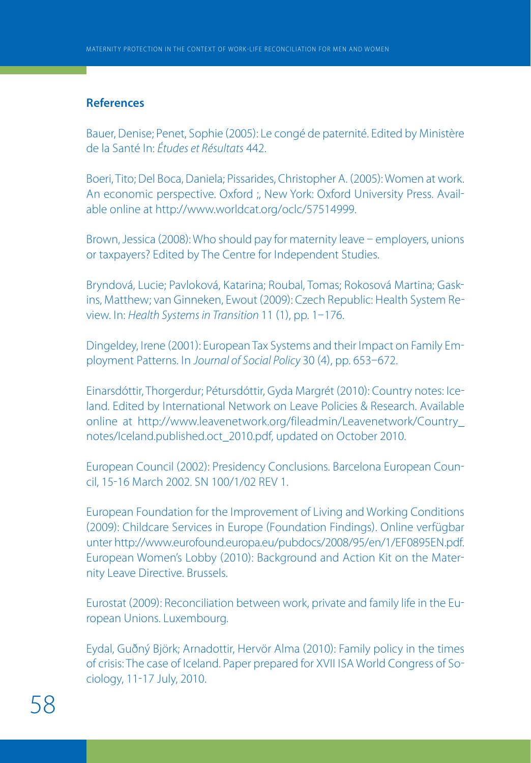## References

Bauer, Denise; Penet, Sophie (2005): Le congé de paternité. Edited by Ministère de la Santé In: *Études et Résultats* 442.

Boeri, Tito; Del Boca, Daniela; Pissarides, Christopher A. (2005): Women at work. An economic perspective. Oxford ;, New York: Oxford University Press. Available online at http://www.worldcat.org/oclc/57514999.

Brown, Jessica (2008): Who should pay for maternity leave – employers, unions or taxpayers? Edited by The Centre for Independent Studies.

Bryndová, Lucie; Pavloková, Katarina; Roubal, Tomas; Rokosová Martina; Gaskins, Matthew; van Ginneken, Ewout (2009): Czech Republic: Health System Review. In: *Health Systems in Transition* 11 (1), pp. 1–176.

Dingeldey, Irene (2001): European Tax Systems and their Impact on Family Employment Patterns. In *Journal of Social Policy* 30 (4), pp. 653–672.

Einarsdóttir, Thorgerdur; Pétursdóttir, Gyda Margrét (2010): Country notes: Iceland. Edited by International Network on Leave Policies & Research. Available online at http://www.leavenetwork.org/fileadmin/Leavenetwork/Country_notes/Iceland.published.oct_2010.pdf, updated on October 2010.

European Council (2002): Presidency Conclusions. Barcelona European Council, 15-16 March 2002. SN 100/1/02 REV 1.

European Foundation for the Improvement of Living and Working Conditions (2009): Childcare Services in Europe (Foundation Findings). Online verfügbar unter http://www.eurofound.europa.eu/pubdocs/2008/95/en/1/EF0895EN.pdf.
European Women's Lobby (2010): Background and Action Kit on the Maternity Leave Directive. Brussels.

Eurostat (2009): Reconciliation between work, private and family life in the European Unions. Luxembourg.

Eydal, Guðný Björk; Arnadottir, Hervör Alma (2010): Family policy in the times of crisis: The case of Iceland. Paper prepared for XVII ISA World Congress of Sociology, 11-17 July, 2010.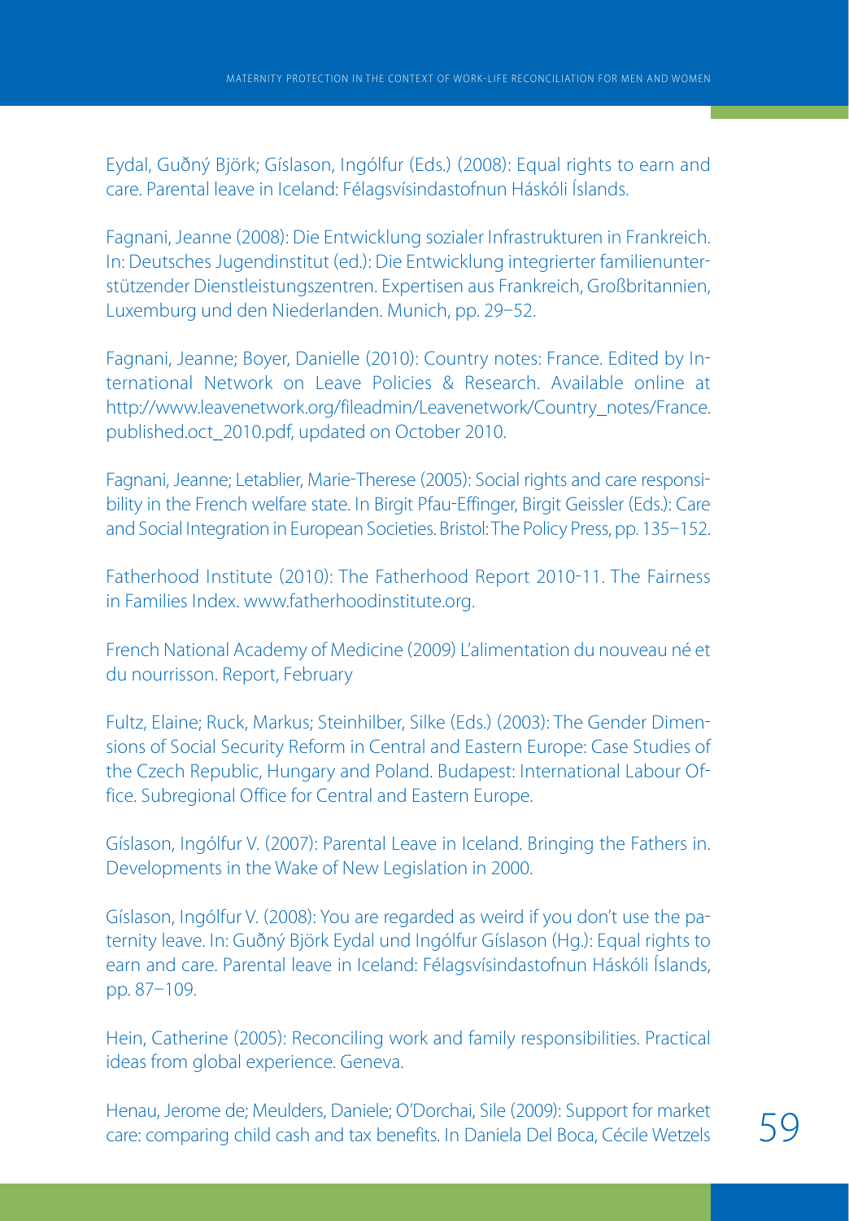Eydal, Guðný Björk; Gíslason, Ingólfur (Eds.) (2008): Equal rights to earn and care. Parental leave in Iceland: Félagsvísindastofnun Háskóli Íslands.

Fagnani, Jeanne (2008): Die Entwicklung sozialer Infrastrukturen in Frankreich. In: Deutsches Jugendinstitut (ed.): Die Entwicklung integrierter familienunterstützender Dienstleistungszentren. Expertisen aus Frankreich, Großbritannien, Luxemburg und den Niederlanden. Munich, pp. 29–52.

Fagnani, Jeanne; Boyer, Danielle (2010): Country notes: France. Edited by International Network on Leave Policies & Research. Available online at http://www.leavenetwork.org/fileadmin/Leavenetwork/Country_notes/France.published.oct_2010.pdf, updated on October 2010.

Fagnani, Jeanne; Letablier, Marie-Therese (2005): Social rights and care responsibility in the French welfare state. In Birgit Pfau-Effinger, Birgit Geissler (Eds.): Care and Social Integration in European Societies. Bristol: The Policy Press, pp. 135–152.

Fatherhood Institute (2010): The Fatherhood Report 2010-11. The Fairness in Families Index. www.fatherhoodinstitute.org.

French National Academy of Medicine (2009) L'alimentation du nouveau né et du nourrisson. Report, February

Fultz, Elaine; Ruck, Markus; Steinhilber, Silke (Eds.) (2003): The Gender Dimensions of Social Security Reform in Central and Eastern Europe: Case Studies of the Czech Republic, Hungary and Poland. Budapest: International Labour Office. Subregional Office for Central and Eastern Europe.

Gíslason, Ingólfur V. (2007): Parental Leave in Iceland. Bringing the Fathers in. Developments in the Wake of New Legislation in 2000.

Gíslason, Ingólfur V. (2008): You are regarded as weird if you don't use the paternity leave. In: Guðný Björk Eydal und Ingólfur Gíslason (Hg.): Equal rights to earn and care. Parental leave in Iceland: Félagsvísindastofnun Háskóli Íslands, pp. 87–109.

Hein, Catherine (2005): Reconciling work and family responsibilities. Practical ideas from global experience. Geneva.

Henau, Jerome de; Meulders, Daniele; O'Dorchai, Sile (2009): Support for market care: comparing child cash and tax benefits. In Daniela Del Boca, Cécile Wetzels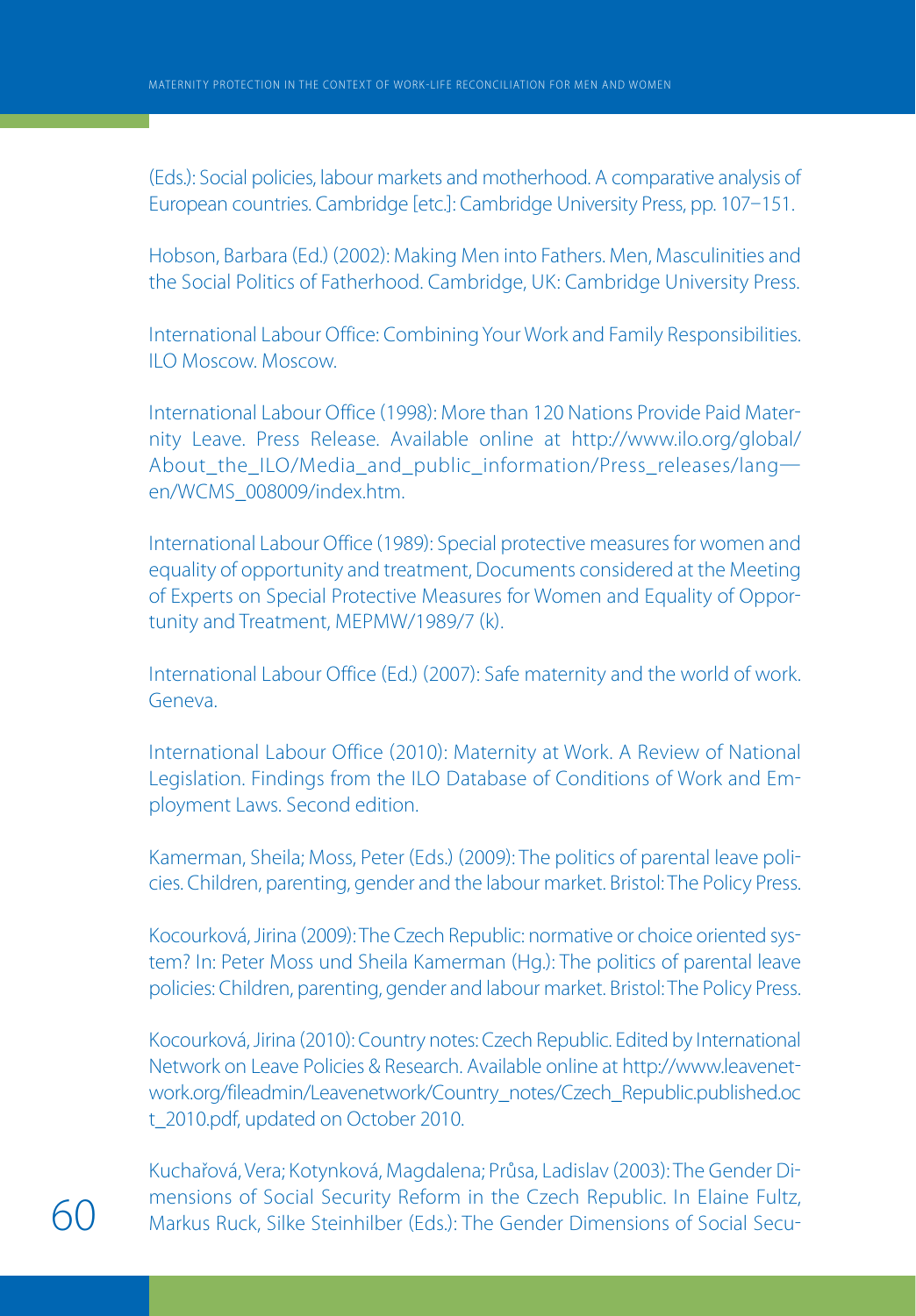(Eds.): Social policies, labour markets and motherhood. A comparative analysis of European countries. Cambridge [etc.]: Cambridge University Press, pp. 107–151.

Hobson, Barbara (Ed.) (2002): Making Men into Fathers. Men, Masculinities and the Social Politics of Fatherhood. Cambridge, UK: Cambridge University Press.

International Labour Office: Combining Your Work and Family Responsibilities. ILO Moscow. Moscow.

International Labour Office (1998): More than 120 Nations Provide Paid Maternity Leave. Press Release. Available online at http://www.ilo.org/global/About_the_ILO/Media_and_public_information/Press_releases/lang—en/WCMS_008009/index.htm.

International Labour Office (1989): Special protective measures for women and equality of opportunity and treatment, Documents considered at the Meeting of Experts on Special Protective Measures for Women and Equality of Opportunity and Treatment, MEPMW/1989/7 (k).

International Labour Office (Ed.) (2007): Safe maternity and the world of work. Geneva.

International Labour Office (2010): Maternity at Work. A Review of National Legislation. Findings from the ILO Database of Conditions of Work and Employment Laws. Second edition.

Kamerman, Sheila; Moss, Peter (Eds.) (2009): The politics of parental leave policies. Children, parenting, gender and the labour market. Bristol: The Policy Press.

Kocourková, Jirina (2009): The Czech Republic: normative or choice oriented system? In: Peter Moss und Sheila Kamerman (Hg.): The politics of parental leave policies: Children, parenting, gender and labour market. Bristol: The Policy Press.

Kocourková, Jirina (2010): Country notes: Czech Republic. Edited by International Network on Leave Policies & Research. Available online at http://www.leavenetwork.org/fileadmin/Leavenetwork/Country_notes/Czech_Republic.published.oct_2010.pdf, updated on October 2010.

Kuchařová, Vera; Kotynková, Magdalena; Průsa, Ladislav (2003): The Gender Dimensions of Social Security Reform in the Czech Republic. In Elaine Fultz, Markus Ruck, Silke Steinhilber (Eds.): The Gender Dimensions of Social Secu-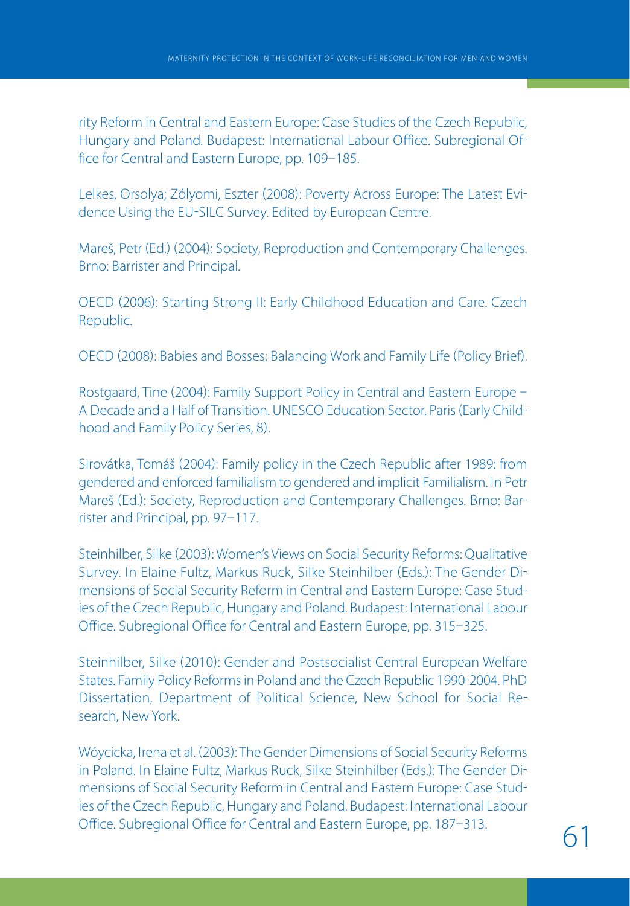rity Reform in Central and Eastern Europe: Case Studies of the Czech Republic, Hungary and Poland. Budapest: International Labour Office. Subregional Office for Central and Eastern Europe, pp. 109–185.

Lelkes, Orsolya; Zólyomi, Eszter (2008): Poverty Across Europe: The Latest Evidence Using the EU-SILC Survey. Edited by European Centre.

Mareš, Petr (Ed.) (2004): Society, Reproduction and Contemporary Challenges. Brno: Barrister and Principal.

OECD (2006): Starting Strong II: Early Childhood Education and Care. Czech Republic.

OECD (2008): Babies and Bosses: Balancing Work and Family Life (Policy Brief).

Rostgaard, Tine (2004): Family Support Policy in Central and Eastern Europe – A Decade and a Half of Transition. UNESCO Education Sector. Paris (Early Childhood and Family Policy Series, 8).

Sirovátka, Tomáš (2004): Family policy in the Czech Republic after 1989: from gendered and enforced familialism to gendered and implicit Familialism. In Petr Mareš (Ed.): Society, Reproduction and Contemporary Challenges. Brno: Barrister and Principal, pp. 97–117.

Steinhilber, Silke (2003): Women's Views on Social Security Reforms: Qualitative Survey. In Elaine Fultz, Markus Ruck, Silke Steinhilber (Eds.): The Gender Dimensions of Social Security Reform in Central and Eastern Europe: Case Studies of the Czech Republic, Hungary and Poland. Budapest: International Labour Office. Subregional Office for Central and Eastern Europe, pp. 315–325.

Steinhilber, Silke (2010): Gender and Postsocialist Central European Welfare States. Family Policy Reforms in Poland and the Czech Republic 1990-2004. PhD Dissertation, Department of Political Science, New School for Social Research, New York.

Wóycicka, Irena et al. (2003): The Gender Dimensions of Social Security Reforms in Poland. In Elaine Fultz, Markus Ruck, Silke Steinhilber (Eds.): The Gender Dimensions of Social Security Reform in Central and Eastern Europe: Case Studies of the Czech Republic, Hungary and Poland. Budapest: International Labour Office. Subregional Office for Central and Eastern Europe, pp. 187–313.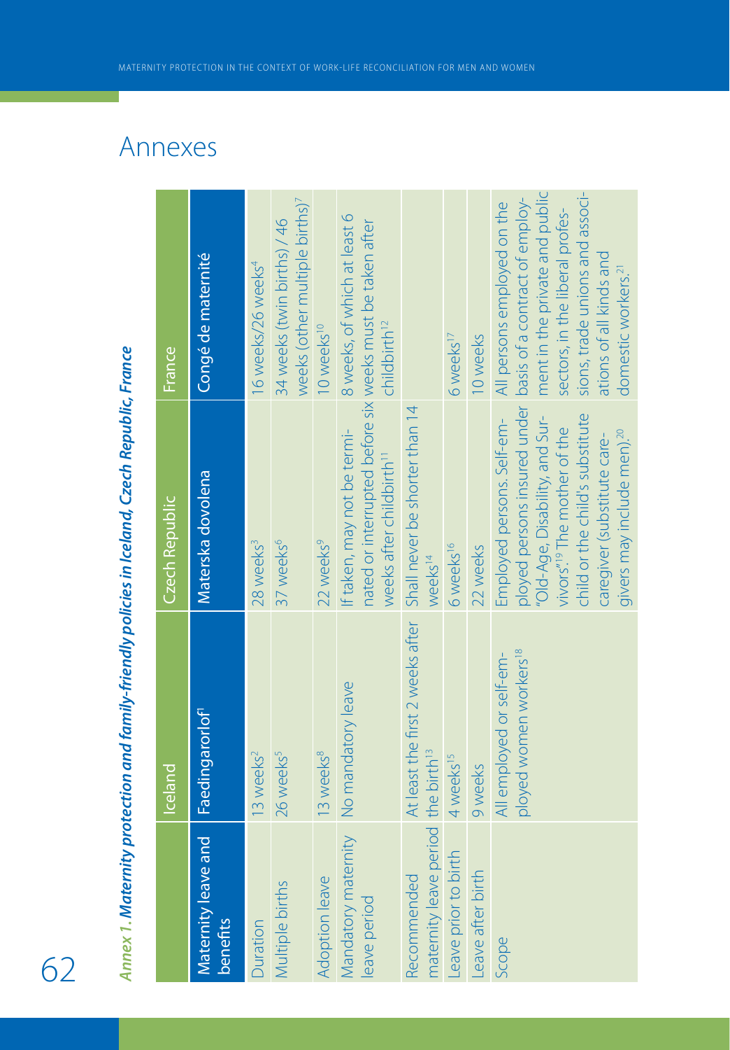# Annexes

***Annex 1. Maternity protection and family-friendly policies in Iceland, Czech Republic, France***

| | Iceland | Czech Republic | France |
|---|---|---|---|
| Maternity leave and benefits | Faedingarorlof[1] | Materska dovolena | Congé de maternité |
| Duration | 13 weeks[2] | 28 weeks[3] | 16 weeks/26 weeks[4] |
| Multiple births | 26 weeks[5] | 37 weeks[6] | 34 weeks (twin births) / 46 weeks (other multiple births)[7] |
| Adoption leave | 13 weeks[8] | 22 weeks[9] | 10 weeks[10] |
| Mandatory maternity leave period | No mandatory leave | If taken, may not be terminated or interrupted before six weeks after childbirth[11] | 8 weeks, of which at least 6 weeks must be taken after childbirth[12] |
| Recommended maternity leave period | At least the first 2 weeks after the birth[13] | Shall never be shorter than 14 weeks[14] | |
| Leave prior to birth | 4 weeks[15] | 6 weeks[16] | 6 weeks[17] |
| Leave after birth | 9 weeks | 22 weeks | 10 weeks |
| Scope | All employed or self-employed women workers[18] | Employed persons. Self-employed persons insured under "Old-Age, Disability, and Survivors".[19] The mother of the child or the child's substitute caregiver (substitute caregivers may include men).[20] | All persons employed on the basis of a contract of employment in the private and public sectors, in the liberal professions, trade unions and associations of all kinds and domestic workers.[21] |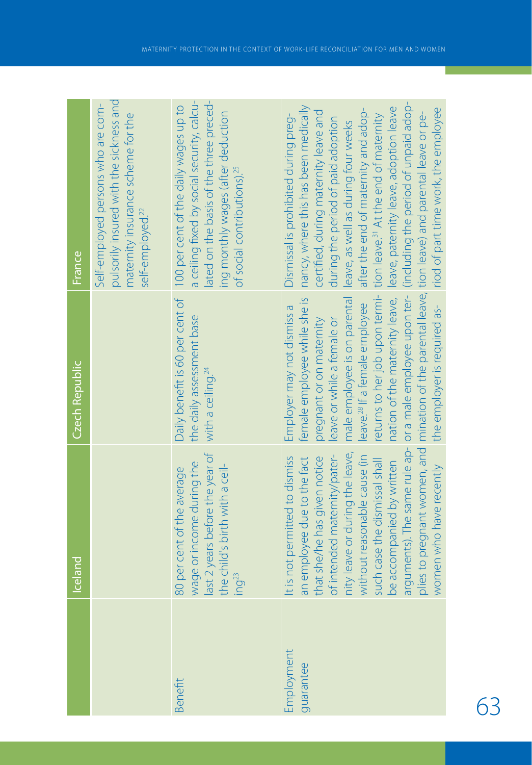| | Iceland | Czech Republic | France |
|---|---|---|---|
| | | | Self-employed persons who are compulsorily insured with the sickness and maternity insurance scheme for the self-employed.[22] |
| Benefit | 80 per cent of the average wage or income during the last 2 years before the year of the child's birth with a ceiling[23] | Daily benefit is 60 per cent of the daily assessment base with a ceiling.[24] | 100 per cent of the daily wages up to a ceiling fixed by social security, calculated on the basis of the three preceding monthly wages (after deduction of social contributions).[25] |
| Employment guarantee | It is not permitted to dismiss an employee due to the fact that she/he has given notice of intended maternity/paternity leave or during the leave, without reasonable cause (in such case the dismissal shall be accompanied by written arguments). The same rule applies to pregnant women, and women who have recently | Employer may not dismiss a female employee while she is pregnant or on maternity leave or while a female or male employee is on parental leave.[28] If a female employee returns to her job upon termination of the maternity leave, or a male employee upon termination of the parental leave, the employer is required as- | Dismissal is prohibited during pregnancy, where this has been medically certified, during maternity leave and during the period of paid adoption leave, as well as during four weeks after the end of maternity and adoption leave.[31] At the end of maternity leave, paternity leave, adoption leave (including the period of unpaid adoption leave) and parental leave or period of part time work, the employee |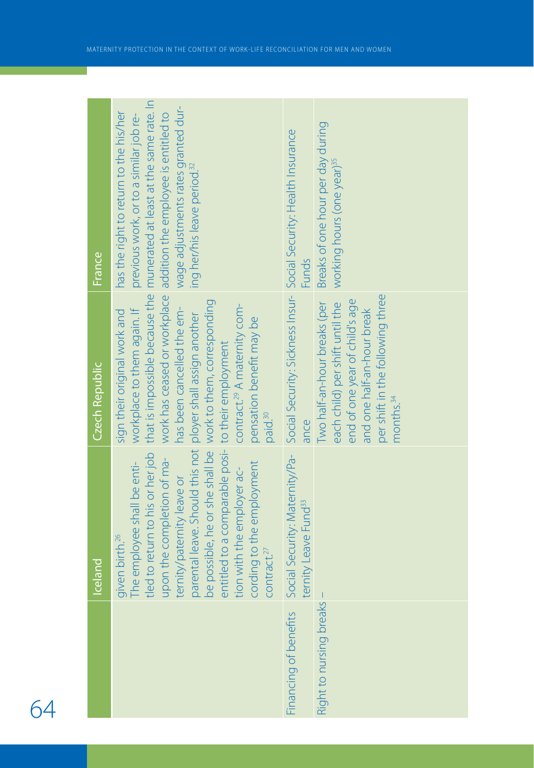| | Iceland | Czech Republic | France |
|---|---|---|---|
| | given birth.[26] The employee shall be entitled to return to his or her job upon the completion of maternity/paternity leave or parental leave. Should this not be possible, he or she shall be entitled to a comparable position with the employer according to the employment contract.[27] | sign their original work and workplace to them again. If that is impossible because the work has ceased or workplace has been cancelled the employer shall assign another work to them, corresponding to their employment contract.[29] A maternity compensation benefit may be paid.[30] | has the right to return to the his/her previous work, or to a similar job remunerated at least at the same rate. In addition the employee is entitled to wage adjustments rates granted during her/his leave period.[32] |
| Financing of benefits | Social Security: Maternity/Paternity Leave Fund[33] | Social Security: Sickness Insurance | Social Security: Health Insurance Funds |
| Right to nursing breaks | – | Two half-an-hour breaks (per each child) per shift until the end of one year of child's age and one half-an-hour break per shift in the following three months.[34] | Breaks of one hour per day during working hours (one year)[35] |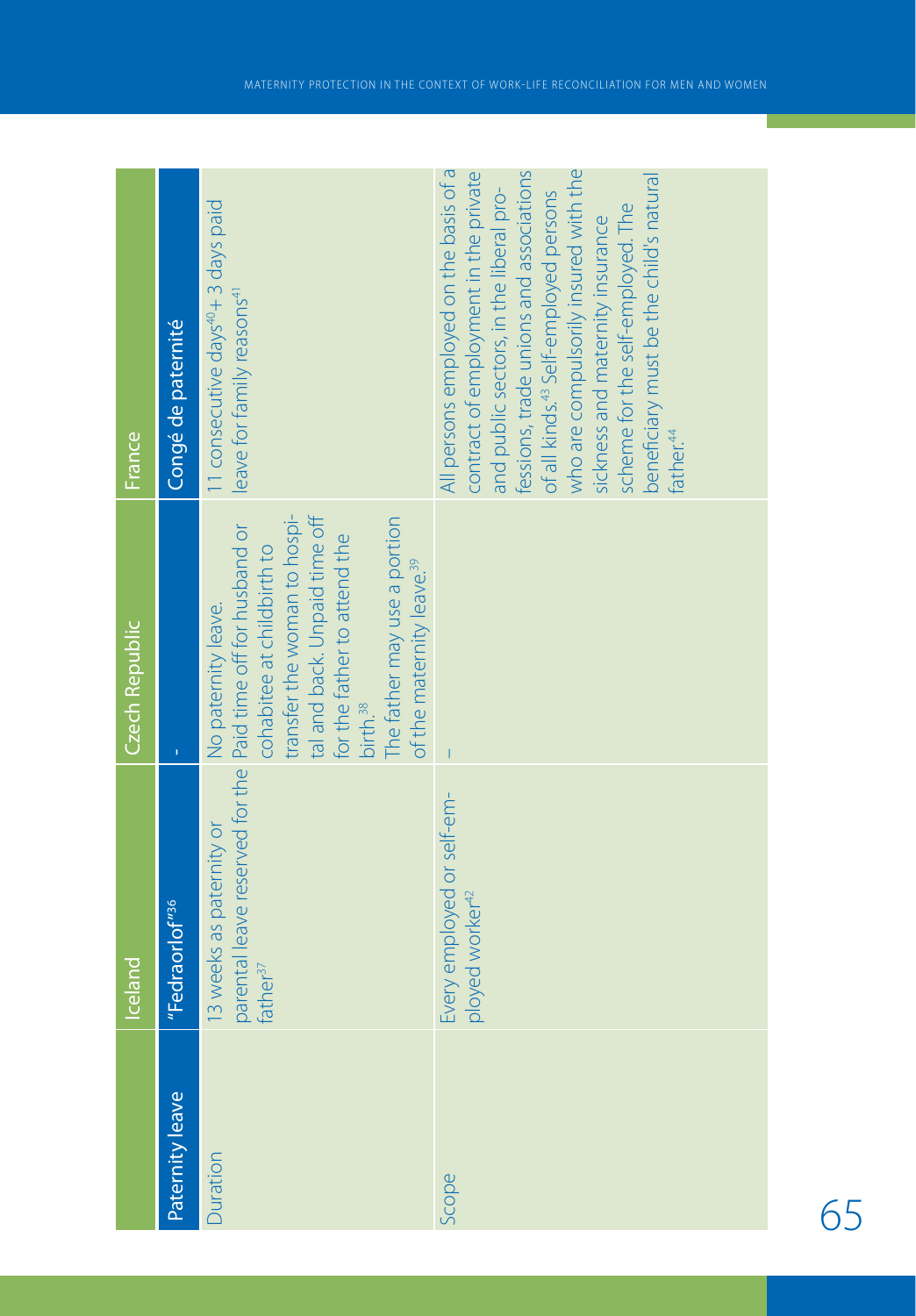| Paternity leave | Iceland | Czech Republic | France |
|---|---|---|---|
| | "Fedraorlof"[36] | - | Congé de paternité |
| Duration | 13 weeks as paternity or parental leave reserved for the father[37] | No paternity leave. Paid time off for husband or cohabitee at childbirth to transfer the woman to hospital and back. Unpaid time off for the father to attend the birth.[38] The father may use a portion of the maternity leave.[39] | 11 consecutive days[40] + 3 days paid leave for family reasons[41] |
| Scope | Every employed or self-employed worker[42] | – | All persons employed on the basis of a contract of employment in the private and public sectors, in the liberal professions, trade unions and associations of all kinds.[43] Self-employed persons who are compulsorily insured with the sickness and maternity insurance scheme for the self-employed. The beneficiary must be the child's natural father[44] |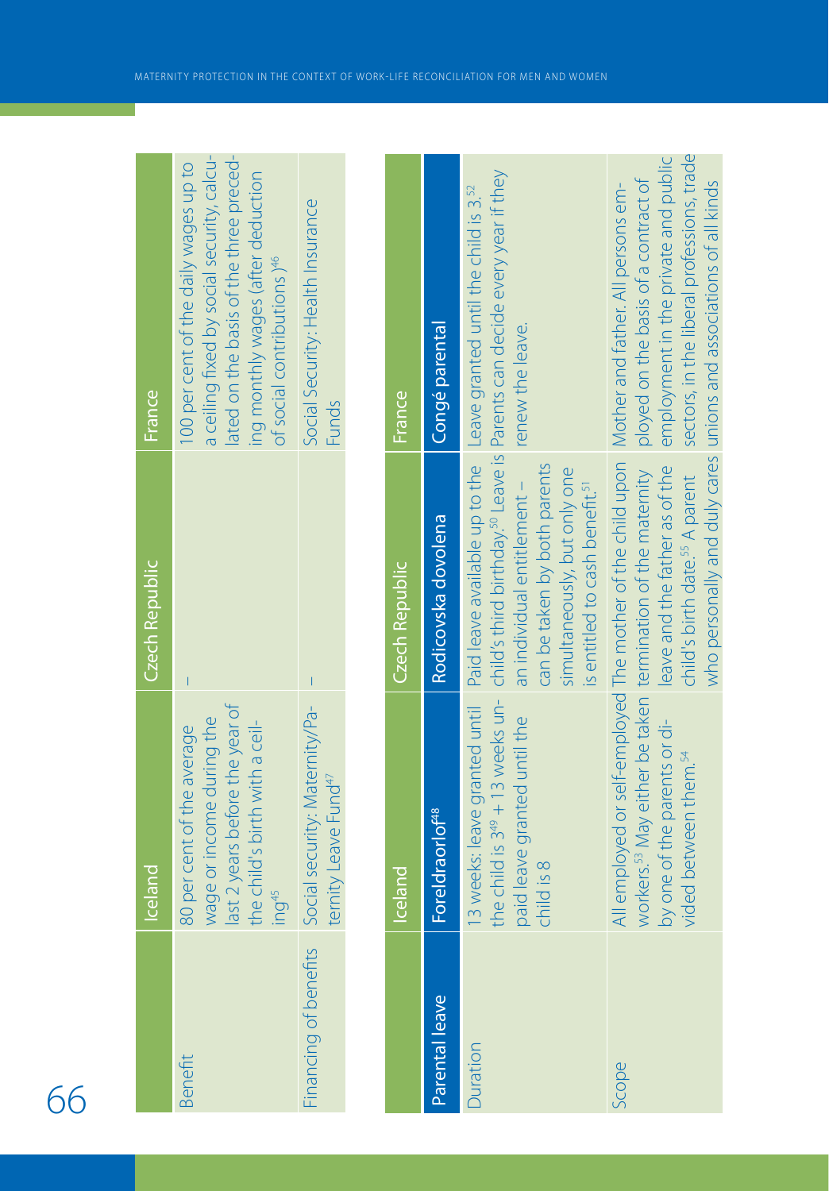| | Iceland | Czech Republic | France |
|---|---|---|---|
| Benefit | 80 per cent of the average wage or income during the last 2 years before the year of the child's birth with a ceiling[45] | – | 100 per cent of the daily wages up to a ceiling fixed by social security, calculated on the basis of the three preceding monthly wages (after deduction of social contributions)[46] |
| Financing of benefits | Social security: Maternity/Paternity Leave Fund[47] | – | Social Security: Health Insurance Funds |

| | Iceland | Czech Republic | France |
|---|---|---|---|
| **Parental leave** | **Foreldraorlof[48]** | **Rodicovska dovolena** | **Congé parental** |
| Duration | 13 weeks: leave granted until the child is 3[49] + 13 weeks unpaid leave granted until the child is 8 | Paid leave available up to the child's third birthday.[50] Leave is an individual entitlement – can be taken by both parents simultaneously, but only one is entitled to cash benefit.[51] | Leave granted until the child is 3.[52] Parents can decide every year if they renew the leave. |
| Scope | All employed or self-employed workers.[53] May either be taken by one of the parents or divided between them.[54] | The mother of the child upon termination of the maternity leave and the father as of the child's birth date.[55] A parent who personally and duly cares | Mother and father. All persons employed on the basis of a contract of employment in the private and public sectors, in the liberal professions, trade unions and associations of all kinds |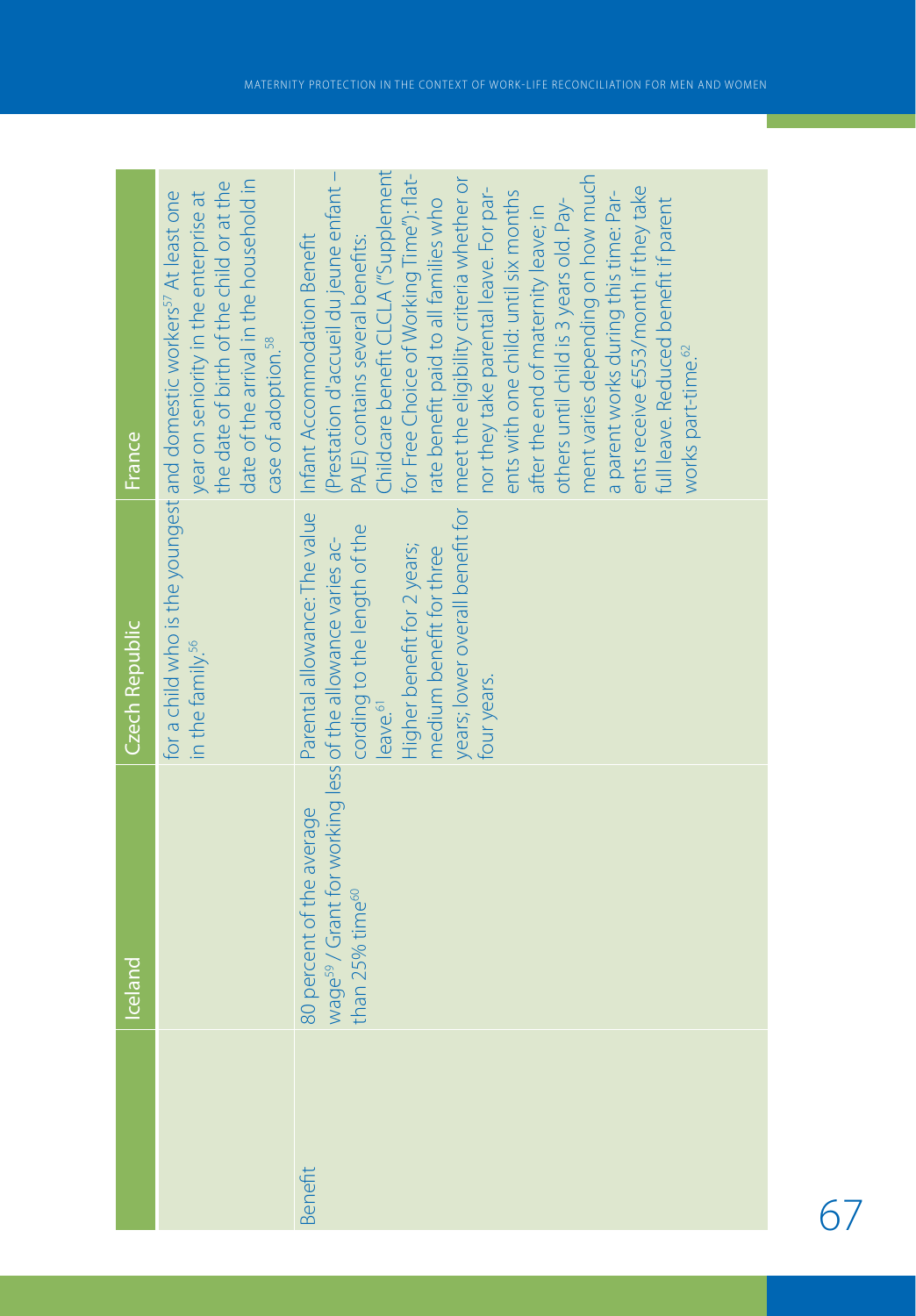| | Iceland | Czech Republic | France |
|---|---|---|---|
| | | for a child who is the youngest in the family.[56] | and domestic workers[57] At least one year on seniority in the enterprise at the date of birth of the child or at the date of the arrival in the household in case of adoption.[58] |
| Benefit | 80 percent of the average wage[59] / Grant for working less than 25% time[60] | Parental allowance: The value of the allowance varies according to the length of the leave.[61] Higher benefit for 2 years; medium benefit for three years; lower overall benefit for four years. | Infant Accommodation Benefit (Prestation d'accueil du jeune enfant – PAJE) contains several benefits: Childcare benefit CLCLA ("Supplement for Free Choice of Working Time"): flat-rate benefit paid to all families who meet the eligibility criteria whether or nor they take parental leave. For parents with one child: until six months after the end of maternity leave; in others until child is 3 years old. Payment varies depending on how much a parent works during this time: Parents receive €553/month if they take full leave. Reduced benefit if parent works part-time.[62] |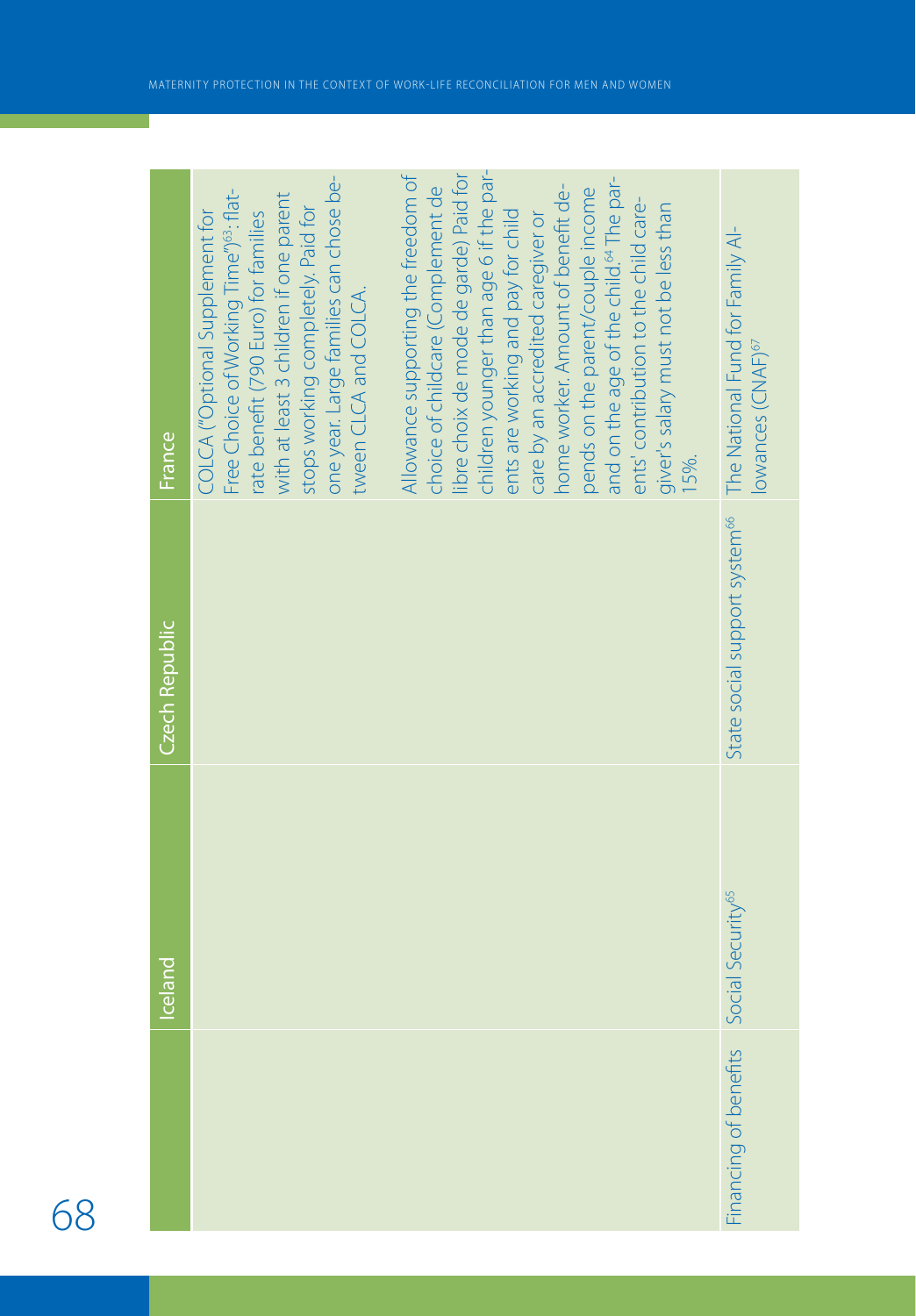| | Iceland | Czech Republic | France |
|---|---|---|---|
| | | | COLCA ("Optional Supplement for Free Choice of Working Time")[63]: flat-rate benefit (790 Euro) for families with at least 3 children if one parent stops working completely. Paid for one year. Large families can chose between CLCA and COLCA.<br><br>Allowance supporting the freedom of choice of childcare (Complement de libre choix de mode de garde) Paid for children younger than age 6 if the parents are working and pay for child care by an accredited caregiver or home worker. Amount of benefit depends on the parent/couple income and on the age of the child.[64] The parents' contribution to the child caregiver's salary must not be less than 15%. |
| Financing of benefits | Social Security[65] | State social support system[66] | The National Fund for Family Allowances (CNAF)[67] |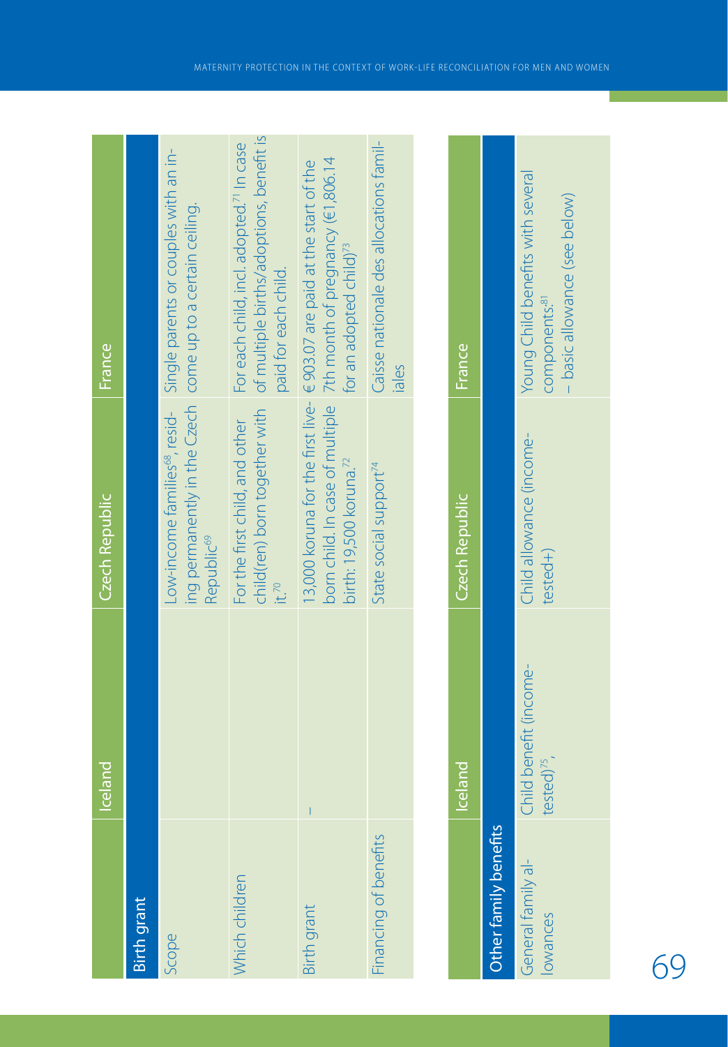| | Iceland | Czech Republic | France |
|---|---|---|---|
| **Birth grant** | | | |
| Scope | | Low-income families[68], residing permanently in the Czech Republic[69] | Single parents or couples with an income up to a certain ceiling. |
| Which children | | For the first child, and other child(ren) born together with it.[70] | For each child, incl. adopted.[71] In case of multiple births/adoptions, benefit is paid for each child. |
| Birth grant | – | 13,000 koruna for the first liveborn child. In case of multiple birth: 19,500 koruna.[72] | € 903.07 are paid at the start of the 7th month of pregnancy (€1,806.14 for an adopted child)[73] |
| Financing of benefits | | State social support[74] | Caisse nationale des allocations familiales |

| | Iceland | Czech Republic | France |
|---|---|---|---|
| **Other family benefits** | | | |
| General family allowances | Child benefit (income-tested)[75], | Child allowance (income-tested+) | Young Child benefits with several components:[81]<br>– basic allowance (see below) |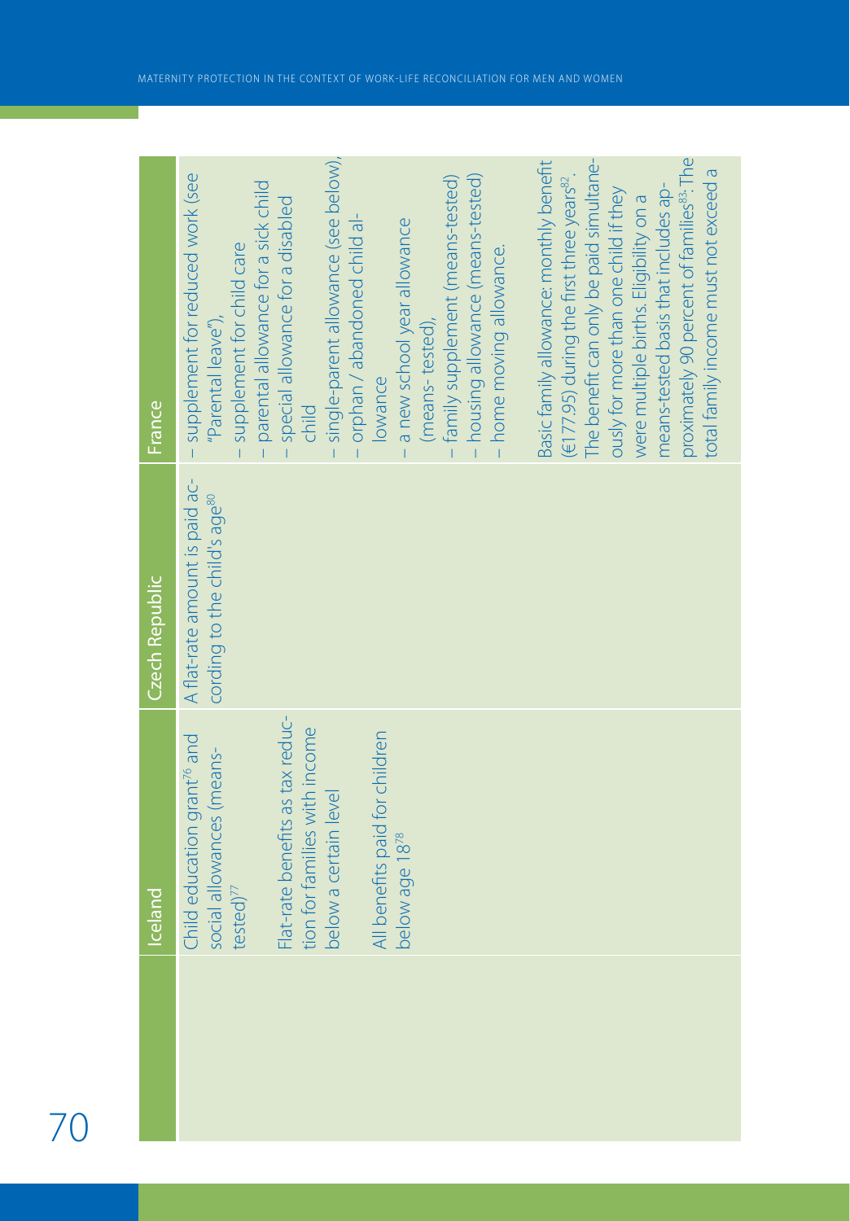| | Iceland | Czech Republic | France |
|---|---|---|---|
| | Child education grant[76] and social allowances (means-tested)[77]<br><br>Flat-rate benefits as tax reduction for families with income below a certain level<br><br>All benefits paid for children below age 18[78] | A flat-rate amount is paid according to the child's age[80] | – supplement for reduced work (see "Parental leave"),<br>– supplement for child care<br>– parental allowance for a sick child<br>– special allowance for a disabled child<br>– single-parent allowance (see below),<br>– orphan / abandoned child allowance<br>– a new school year allowance (means-tested),<br>– family supplement (means-tested)<br>– housing allowance (means-tested)<br>– home moving allowance.<br><br>Basic family allowance: monthly benefit (€177.95) during the first three years[82]. The benefit can only be paid simultaneously for more than one child if they were multiple births. Eligibility on a means-tested basis that includes approximately 90 percent of families[83]. The total family income must not exceed a |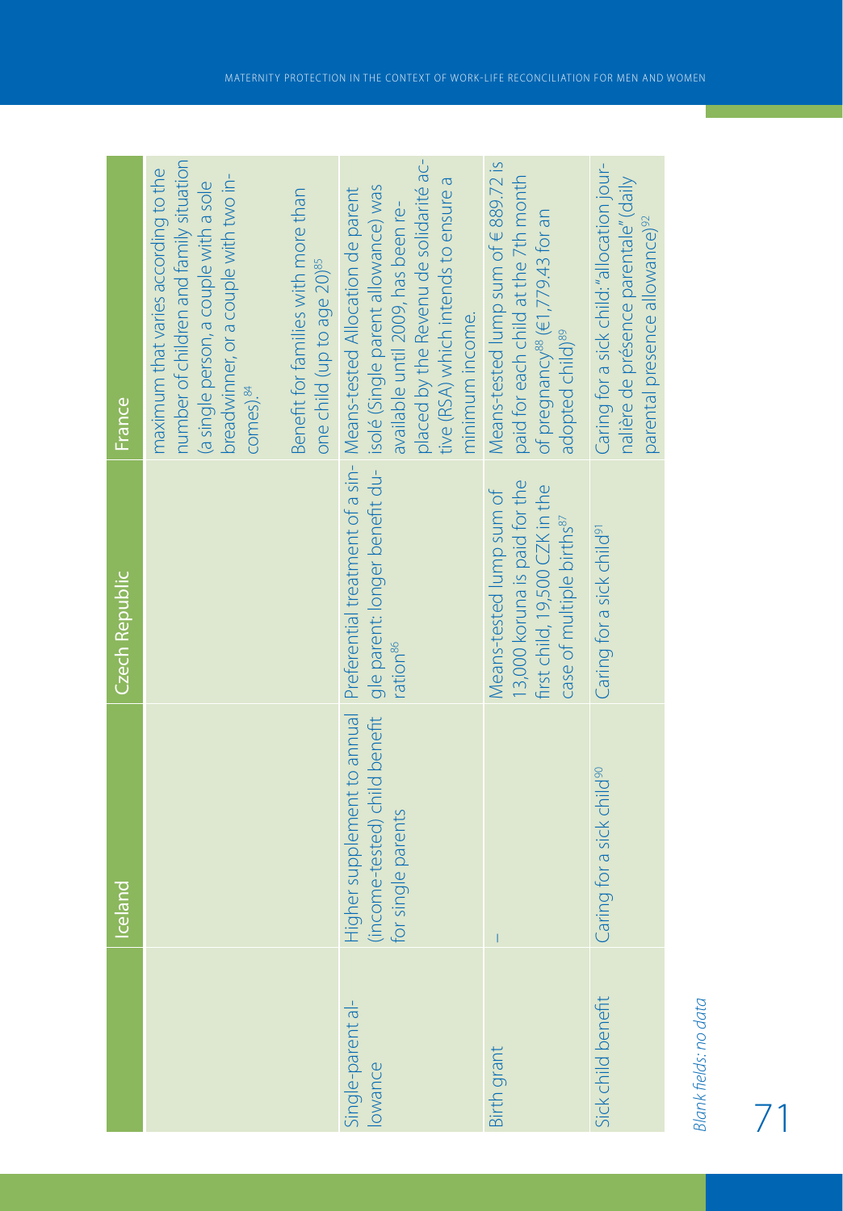| | Iceland | Czech Republic | France |
|---|---|---|---|
| | | | maximum that varies according to the number of children and family situation (a single person, a couple with a sole breadwinner, or a couple with two incomes).[84] Benefit for families with more than one child (up to age 20)[85] |
| Single-parent allowance | Higher supplement to annual (income-tested) child benefit for single parents | Preferential treatment of a single parent: longer benefit duration[86] | Means-tested Allocation de parent isolé (Single parent allowance) was available until 2009, has been replaced by the Revenu de solidarité active (RSA) which intends to ensure a minimum income. |
| Birth grant | – | Means-tested lump sum of 13,000 koruna is paid for the first child, 19,500 CZK in the case of multiple births[87] | Means-tested lump sum of € 889.72 is paid for each child at the 7th month of pregnancy[88] (€1,779.43 for an adopted child)[89] |
| Sick child benefit | Caring for a sick child[90] | Caring for a sick child[91] | Caring for a sick child: "allocation journalière de présence parentale" (daily parental presence allowance)[92] |

*Blank fields: no data*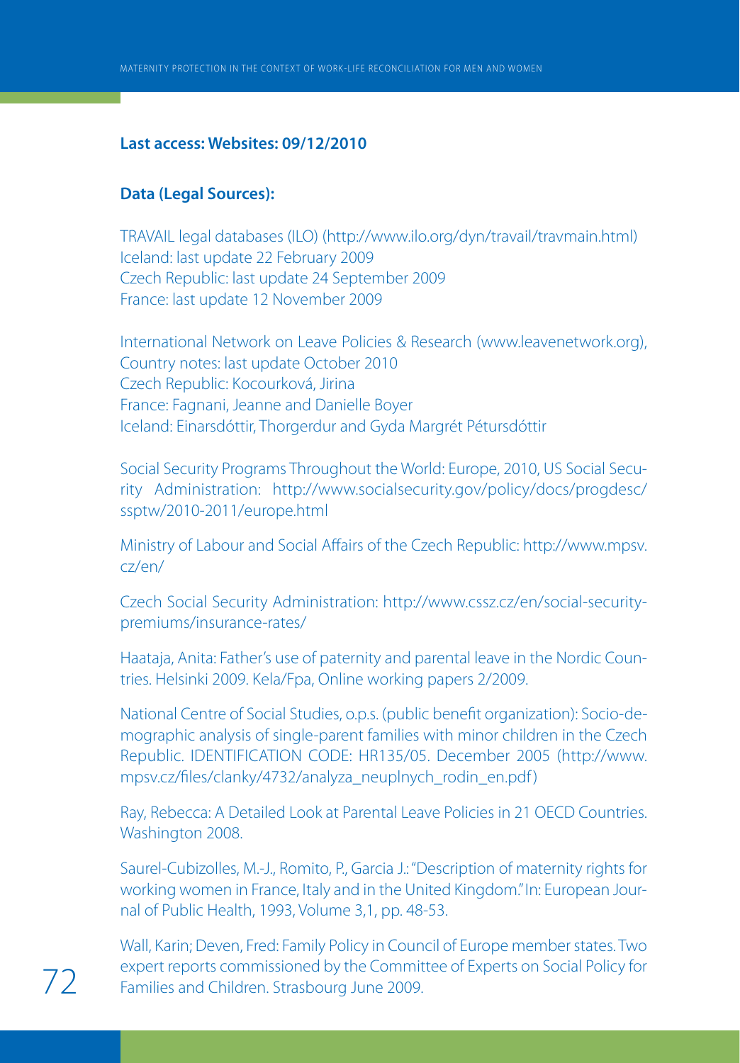**Last access: Websites: 09/12/2010**

**Data (Legal Sources):**

TRAVAIL legal databases (ILO) (http://www.ilo.org/dyn/travail/travmain.html)
Iceland: last update 22 February 2009
Czech Republic: last update 24 September 2009
France: last update 12 November 2009

International Network on Leave Policies & Research (www.leavenetwork.org),
Country notes: last update October 2010
Czech Republic: Kocourková, Jirina
France: Fagnani, Jeanne and Danielle Boyer
Iceland: Einarsdóttir, Thorgerdur and Gyda Margrét Pétursdóttir

Social Security Programs Throughout the World: Europe, 2010, US Social Security Administration: http://www.socialsecurity.gov/policy/docs/progdesc/ssptw/2010-2011/europe.html

Ministry of Labour and Social Affairs of the Czech Republic: http://www.mpsv.cz/en/

Czech Social Security Administration: http://www.cssz.cz/en/social-security-premiums/insurance-rates/

Haataja, Anita: Father's use of paternity and parental leave in the Nordic Countries. Helsinki 2009. Kela/Fpa, Online working papers 2/2009.

National Centre of Social Studies, o.p.s. (public benefit organization): Socio-demographic analysis of single-parent families with minor children in the Czech Republic. IDENTIFICATION CODE: HR135/05. December 2005 (http://www.mpsv.cz/files/clanky/4732/analyza_neuplnych_rodin_en.pdf)

Ray, Rebecca: A Detailed Look at Parental Leave Policies in 21 OECD Countries. Washington 2008.

Saurel-Cubizolles, M.-J., Romito, P., Garcia J.: "Description of maternity rights for working women in France, Italy and in the United Kingdom." In: European Journal of Public Health, 1993, Volume 3,1, pp. 48-53.

Wall, Karin; Deven, Fred: Family Policy in Council of Europe member states. Two expert reports commissioned by the Committee of Experts on Social Policy for Families and Children. Strasbourg June 2009.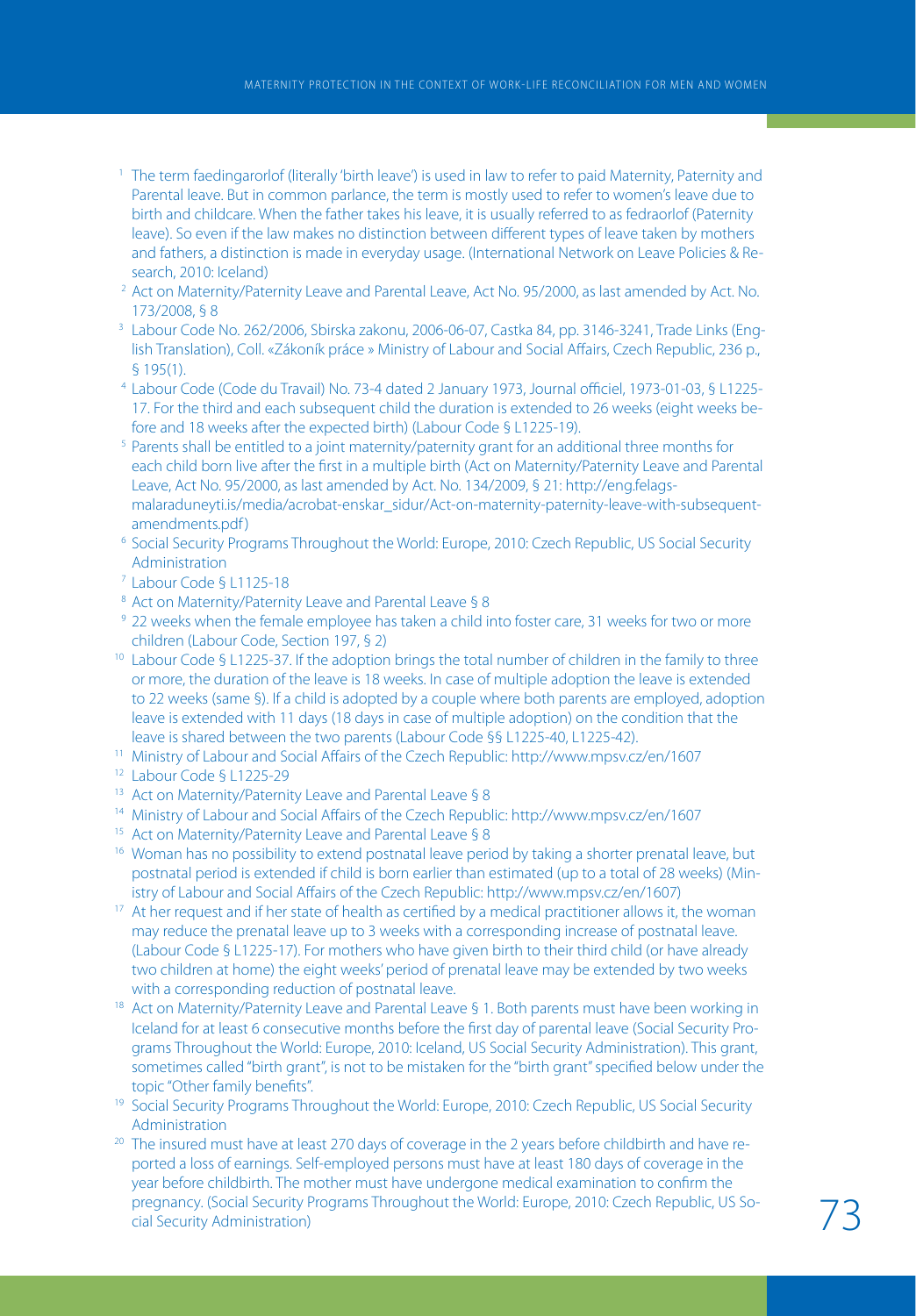[1] The term faedingarorlof (literally 'birth leave') is used in law to refer to paid Maternity, Paternity and Parental leave. But in common parlance, the term is mostly used to refer to women's leave due to birth and childcare. When the father takes his leave, it is usually referred to as fedraorlof (Paternity leave). So even if the law makes no distinction between different types of leave taken by mothers and fathers, a distinction is made in everyday usage. (International Network on Leave Policies & Research, 2010: Iceland)

[2] Act on Maternity/Paternity Leave and Parental Leave, Act No. 95/2000, as last amended by Act. No. 173/2008, § 8

[3] Labour Code No. 262/2006, Sbirska zakonu, 2006-06-07, Castka 84, pp. 3146-3241, Trade Links (English Translation), Coll. «Zákoník práce » Ministry of Labour and Social Affairs, Czech Republic, 236 p., § 195(1).

[4] Labour Code (Code du Travail) No. 73-4 dated 2 January 1973, Journal officiel, 1973-01-03, § L1225-17. For the third and each subsequent child the duration is extended to 26 weeks (eight weeks before and 18 weeks after the expected birth) (Labour Code § L1225-19).

[5] Parents shall be entitled to a joint maternity/paternity grant for an additional three months for each child born live after the first in a multiple birth (Act on Maternity/Paternity Leave and Parental Leave, Act No. 95/2000, as last amended by Act. No. 134/2009, § 21: http://eng.felagsmalaraduneyti.is/media/acrobat-enskar_sidur/Act-on-maternity-paternity-leave-with-subsequent-amendments.pdf)

[6] Social Security Programs Throughout the World: Europe, 2010: Czech Republic, US Social Security Administration

[7] Labour Code § L1125-18

[8] Act on Maternity/Paternity Leave and Parental Leave § 8

[9] 22 weeks when the female employee has taken a child into foster care, 31 weeks for two or more children (Labour Code, Section 197, § 2)

[10] Labour Code § L1225-37. If the adoption brings the total number of children in the family to three or more, the duration of the leave is 18 weeks. In case of multiple adoption the leave is extended to 22 weeks (same §). If a child is adopted by a couple where both parents are employed, adoption leave is extended with 11 days (18 days in case of multiple adoption) on the condition that the leave is shared between the two parents (Labour Code §§ L1225-40, L1225-42).

[11] Ministry of Labour and Social Affairs of the Czech Republic: http://www.mpsv.cz/en/1607

[12] Labour Code § L1225-29

[13] Act on Maternity/Paternity Leave and Parental Leave § 8

[14] Ministry of Labour and Social Affairs of the Czech Republic: http://www.mpsv.cz/en/1607

[15] Act on Maternity/Paternity Leave and Parental Leave § 8

[16] Woman has no possibility to extend postnatal leave period by taking a shorter prenatal leave, but postnatal period is extended if child is born earlier than estimated (up to a total of 28 weeks) (Ministry of Labour and Social Affairs of the Czech Republic: http://www.mpsv.cz/en/1607)

[17] At her request and if her state of health as certified by a medical practitioner allows it, the woman may reduce the prenatal leave up to 3 weeks with a corresponding increase of postnatal leave. (Labour Code § L1225-17). For mothers who have given birth to their third child (or have already two children at home) the eight weeks' period of prenatal leave may be extended by two weeks with a corresponding reduction of postnatal leave.

[18] Act on Maternity/Paternity Leave and Parental Leave § 1. Both parents must have been working in Iceland for at least 6 consecutive months before the first day of parental leave (Social Security Programs Throughout the World: Europe, 2010: Iceland, US Social Security Administration). This grant, sometimes called "birth grant", is not to be mistaken for the "birth grant" specified below under the topic "Other family benefits".

[19] Social Security Programs Throughout the World: Europe, 2010: Czech Republic, US Social Security Administration

[20] The insured must have at least 270 days of coverage in the 2 years before childbirth and have reported a loss of earnings. Self-employed persons must have at least 180 days of coverage in the year before childbirth. The mother must have undergone medical examination to confirm the pregnancy. (Social Security Programs Throughout the World: Europe, 2010: Czech Republic, US Social Security Administration)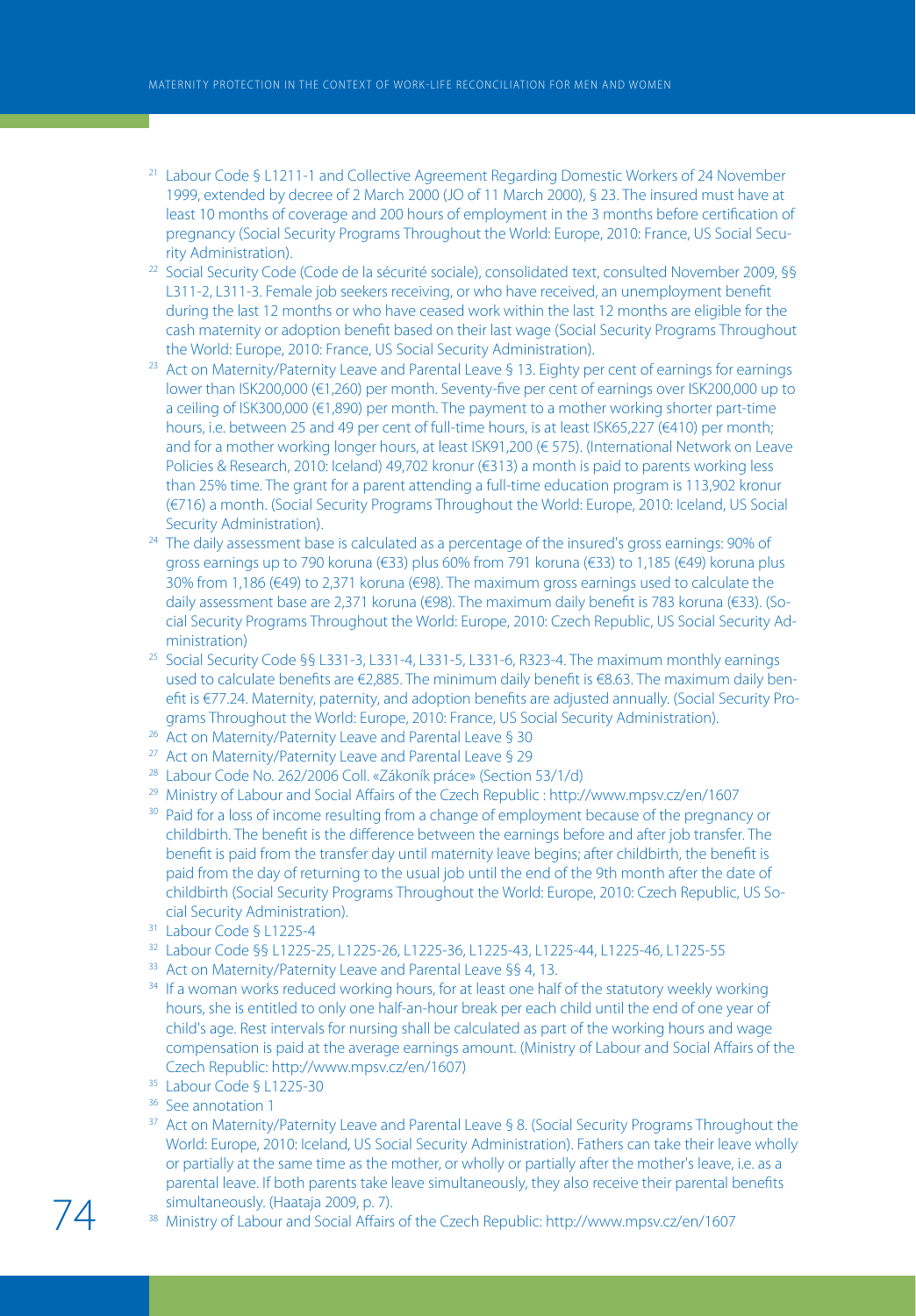[21] Labour Code § L1211-1 and Collective Agreement Regarding Domestic Workers of 24 November 1999, extended by decree of 2 March 2000 (JO of 11 March 2000), § 23. The insured must have at least 10 months of coverage and 200 hours of employment in the 3 months before certification of pregnancy (Social Security Programs Throughout the World: Europe, 2010: France, US Social Security Administration).

[22] Social Security Code (Code de la sécurité sociale), consolidated text, consulted November 2009, §§ L311-2, L311-3. Female job seekers receiving, or who have received, an unemployment benefit during the last 12 months or who have ceased work within the last 12 months are eligible for the cash maternity or adoption benefit based on their last wage (Social Security Programs Throughout the World: Europe, 2010: France, US Social Security Administration).

[23] Act on Maternity/Paternity Leave and Parental Leave § 13. Eighty per cent of earnings for earnings lower than ISK200,000 (€1,260) per month. Seventy-five per cent of earnings over ISK200,000 up to a ceiling of ISK300,000 (€1,890) per month. The payment to a mother working shorter part-time hours, i.e. between 25 and 49 per cent of full-time hours, is at least ISK65,227 (€410) per month; and for a mother working longer hours, at least ISK91,200 (€ 575). (International Network on Leave Policies & Research, 2010: Iceland) 49,702 kronur (€313) a month is paid to parents working less than 25% time. The grant for a parent attending a full-time education program is 113,902 kronur (€716) a month. (Social Security Programs Throughout the World: Europe, 2010: Iceland, US Social Security Administration).

[24] The daily assessment base is calculated as a percentage of the insured's gross earnings: 90% of gross earnings up to 790 koruna (€33) plus 60% from 791 koruna (€33) to 1,185 (€49) koruna plus 30% from 1,186 (€49) to 2,371 koruna (€98). The maximum gross earnings used to calculate the daily assessment base are 2,371 koruna (€98). The maximum daily benefit is 783 koruna (€33). (Social Security Programs Throughout the World: Europe, 2010: Czech Republic, US Social Security Administration)

[25] Social Security Code §§ L331-3, L331-4, L331-5, L331-6, R323-4. The maximum monthly earnings used to calculate benefits are €2,885. The minimum daily benefit is €8.63. The maximum daily benefit is €77.24. Maternity, paternity, and adoption benefits are adjusted annually. (Social Security Programs Throughout the World: Europe, 2010: France, US Social Security Administration).

[26] Act on Maternity/Paternity Leave and Parental Leave § 30

[27] Act on Maternity/Paternity Leave and Parental Leave § 29

[28] Labour Code No. 262/2006 Coll. «Zákoník práce» (Section 53/1/d)

[29] Ministry of Labour and Social Affairs of the Czech Republic : http://www.mpsv.cz/en/1607

[30] Paid for a loss of income resulting from a change of employment because of the pregnancy or childbirth. The benefit is the difference between the earnings before and after job transfer. The benefit is paid from the transfer day until maternity leave begins; after childbirth, the benefit is paid from the day of returning to the usual job until the end of the 9th month after the date of childbirth (Social Security Programs Throughout the World: Europe, 2010: Czech Republic, US Social Security Administration).

[31] Labour Code § L1225-4

[32] Labour Code §§ L1225-25, L1225-26, L1225-36, L1225-43, L1225-44, L1225-46, L1225-55

[33] Act on Maternity/Paternity Leave and Parental Leave §§ 4, 13.

[34] If a woman works reduced working hours, for at least one half of the statutory weekly working hours, she is entitled to only one half-an-hour break per each child until the end of one year of child's age. Rest intervals for nursing shall be calculated as part of the working hours and wage compensation is paid at the average earnings amount. (Ministry of Labour and Social Affairs of the Czech Republic: http://www.mpsv.cz/en/1607)

[35] Labour Code § L1225-30

[36] See annotation 1

[37] Act on Maternity/Paternity Leave and Parental Leave § 8. (Social Security Programs Throughout the World: Europe, 2010: Iceland, US Social Security Administration). Fathers can take their leave wholly or partially at the same time as the mother, or wholly or partially after the mother's leave, i.e. as a parental leave. If both parents take leave simultaneously, they also receive their parental benefits simultaneously. (Haataja 2009, p. 7).

[38] Ministry of Labour and Social Affairs of the Czech Republic: http://www.mpsv.cz/en/1607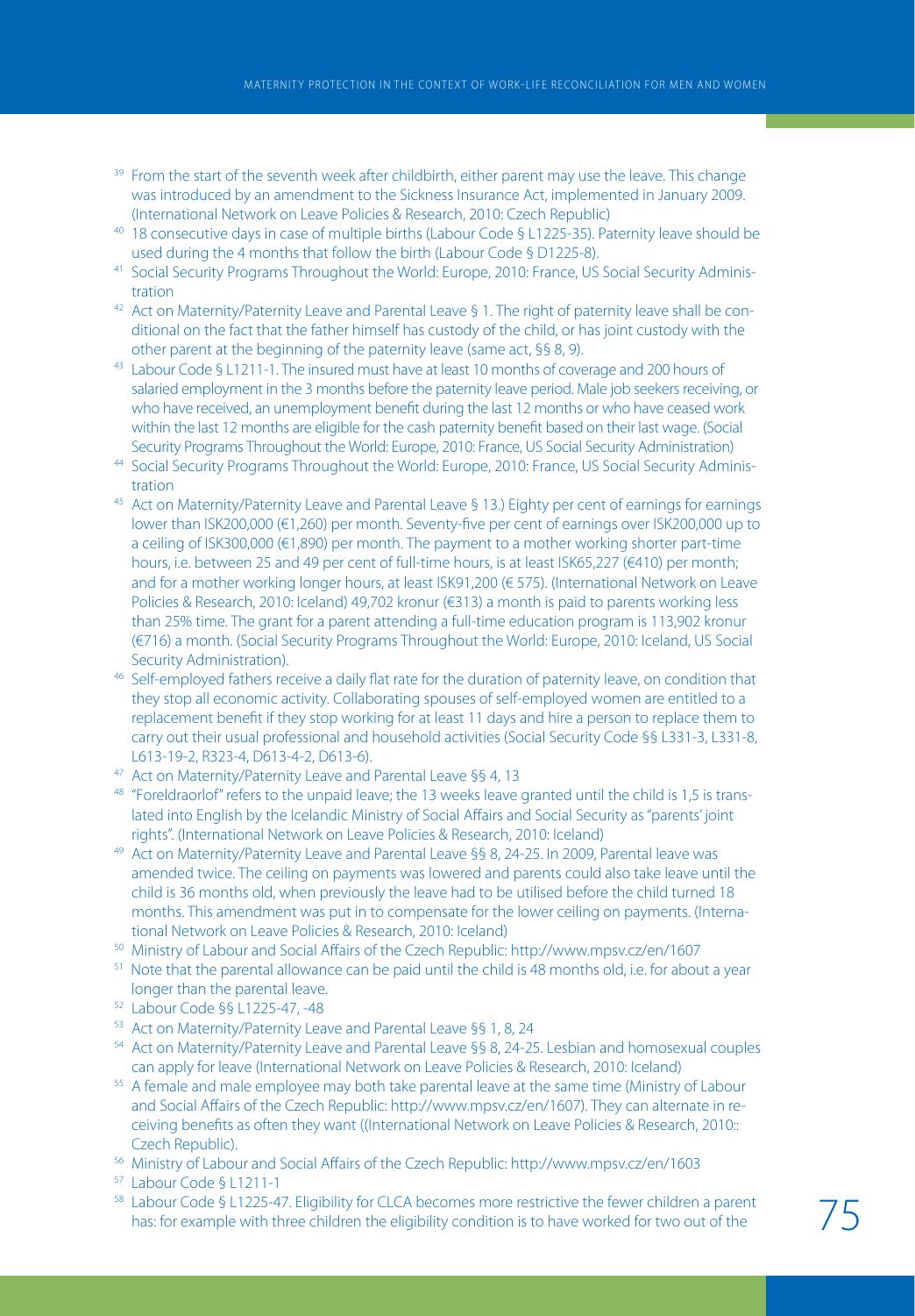[39] From the start of the seventh week after childbirth, either parent may use the leave. This change was introduced by an amendment to the Sickness Insurance Act, implemented in January 2009. (International Network on Leave Policies & Research, 2010: Czech Republic)

[40] 18 consecutive days in case of multiple births (Labour Code § L1225-35). Paternity leave should be used during the 4 months that follow the birth (Labour Code § D1225-8).

[41] Social Security Programs Throughout the World: Europe, 2010: France, US Social Security Administration

[42] Act on Maternity/Paternity Leave and Parental Leave § 1. The right of paternity leave shall be conditional on the fact that the father himself has custody of the child, or has joint custody with the other parent at the beginning of the paternity leave (same act, §§ 8, 9).

[43] Labour Code § L1211-1. The insured must have at least 10 months of coverage and 200 hours of salaried employment in the 3 months before the paternity leave period. Male job seekers receiving, or who have received, an unemployment benefit during the last 12 months or who have ceased work within the last 12 months are eligible for the cash paternity benefit based on their last wage. (Social Security Programs Throughout the World: Europe, 2010: France, US Social Security Administration)

[44] Social Security Programs Throughout the World: Europe, 2010: France, US Social Security Administration

[45] Act on Maternity/Paternity Leave and Parental Leave § 13.) Eighty per cent of earnings for earnings lower than ISK200,000 (€1,260) per month. Seventy-five per cent of earnings over ISK200,000 up to a ceiling of ISK300,000 (€1,890) per month. The payment to a mother working shorter part-time hours, i.e. between 25 and 49 per cent of full-time hours, is at least ISK65,227 (€410) per month; and for a mother working longer hours, at least ISK91,200 (€ 575). (International Network on Leave Policies & Research, 2010: Iceland) 49,702 kronur (€313) a month is paid to parents working less than 25% time. The grant for a parent attending a full-time education program is 113,902 kronur (€716) a month. (Social Security Programs Throughout the World: Europe, 2010: Iceland, US Social Security Administration).

[46] Self-employed fathers receive a daily flat rate for the duration of paternity leave, on condition that they stop all economic activity. Collaborating spouses of self-employed women are entitled to a replacement benefit if they stop working for at least 11 days and hire a person to replace them to carry out their usual professional and household activities (Social Security Code §§ L331-3, L331-8, L613-19-2, R323-4, D613-4-2, D613-6).

[47] Act on Maternity/Paternity Leave and Parental Leave §§ 4, 13

[48] "Foreldraorlof" refers to the unpaid leave; the 13 weeks leave granted until the child is 1,5 is translated into English by the Icelandic Ministry of Social Affairs and Social Security as "parents' joint rights". (International Network on Leave Policies & Research, 2010: Iceland)

[49] Act on Maternity/Paternity Leave and Parental Leave §§ 8, 24-25. In 2009, Parental leave was amended twice. The ceiling on payments was lowered and parents could also take leave until the child is 36 months old, when previously the leave had to be utilised before the child turned 18 months. This amendment was put in to compensate for the lower ceiling on payments. (International Network on Leave Policies & Research, 2010: Iceland)

[50] Ministry of Labour and Social Affairs of the Czech Republic: http://www.mpsv.cz/en/1607

[51] Note that the parental allowance can be paid until the child is 48 months old, i.e. for about a year longer than the parental leave.

[52] Labour Code §§ L1225-47, -48

[53] Act on Maternity/Paternity Leave and Parental Leave §§ 1, 8, 24

[54] Act on Maternity/Paternity Leave and Parental Leave §§ 8, 24-25. Lesbian and homosexual couples can apply for leave (International Network on Leave Policies & Research, 2010: Iceland)

[55] A female and male employee may both take parental leave at the same time (Ministry of Labour and Social Affairs of the Czech Republic: http://www.mpsv.cz/en/1607). They can alternate in receiving benefits as often they want ((International Network on Leave Policies & Research, 2010:: Czech Republic).

[56] Ministry of Labour and Social Affairs of the Czech Republic: http://www.mpsv.cz/en/1603

[57] Labour Code § L1211-1

[58] Labour Code § L1225-47. Eligibility for CLCA becomes more restrictive the fewer children a parent has: for example with three children the eligibility condition is to have worked for two out of the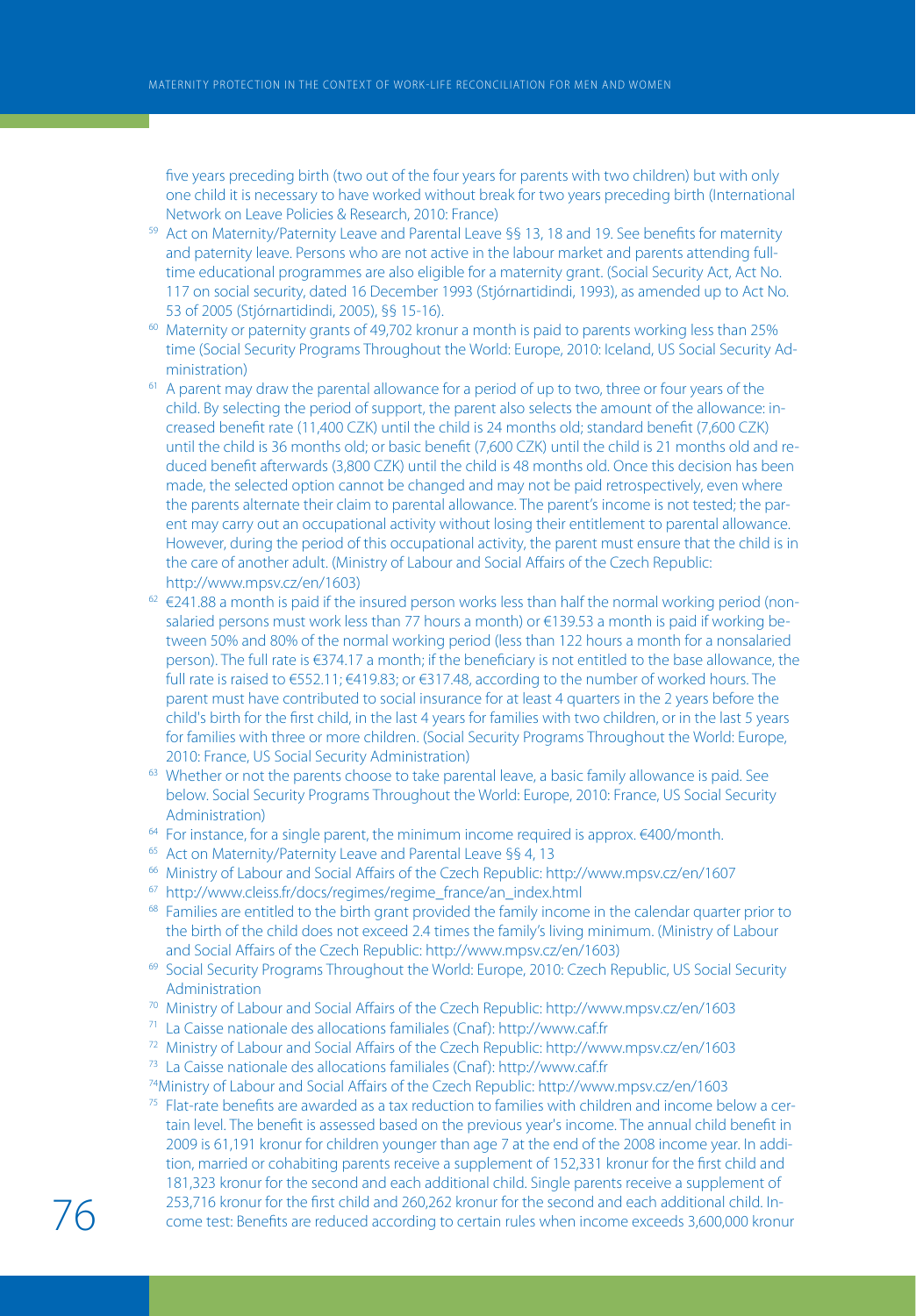five years preceding birth (two out of the four years for parents with two children) but with only one child it is necessary to have worked without break for two years preceding birth (International Network on Leave Policies & Research, 2010: France)

[59] Act on Maternity/Paternity Leave and Parental Leave §§ 13, 18 and 19. See benefits for maternity and paternity leave. Persons who are not active in the labour market and parents attending full-time educational programmes are also eligible for a maternity grant. (Social Security Act, Act No. 117 on social security, dated 16 December 1993 (Stjórnartidindi, 1993), as amended up to Act No. 53 of 2005 (Stjórnartidindi, 2005), §§ 15-16).

[60] Maternity or paternity grants of 49,702 kronur a month is paid to parents working less than 25% time (Social Security Programs Throughout the World: Europe, 2010: Iceland, US Social Security Administration)

[61] A parent may draw the parental allowance for a period of up to two, three or four years of the child. By selecting the period of support, the parent also selects the amount of the allowance: increased benefit rate (11,400 CZK) until the child is 24 months old; standard benefit (7,600 CZK) until the child is 36 months old; or basic benefit (7,600 CZK) until the child is 21 months old and reduced benefit afterwards (3,800 CZK) until the child is 48 months old. Once this decision has been made, the selected option cannot be changed and may not be paid retrospectively, even where the parents alternate their claim to parental allowance. The parent's income is not tested; the parent may carry out an occupational activity without losing their entitlement to parental allowance. However, during the period of this occupational activity, the parent must ensure that the child is in the care of another adult. (Ministry of Labour and Social Affairs of the Czech Republic: http://www.mpsv.cz/en/1603)

[62] €241.88 a month is paid if the insured person works less than half the normal working period (nonsalaried persons must work less than 77 hours a month) or €139.53 a month is paid if working between 50% and 80% of the normal working period (less than 122 hours a month for a nonsalaried person). The full rate is €374.17 a month; if the beneficiary is not entitled to the base allowance, the full rate is raised to €552.11; €419.83; or €317.48, according to the number of worked hours. The parent must have contributed to social insurance for at least 4 quarters in the 2 years before the child's birth for the first child, in the last 4 years for families with two children, or in the last 5 years for families with three or more children. (Social Security Programs Throughout the World: Europe, 2010: France, US Social Security Administration)

[63] Whether or not the parents choose to take parental leave, a basic family allowance is paid. See below. Social Security Programs Throughout the World: Europe, 2010: France, US Social Security Administration)

[64] For instance, for a single parent, the minimum income required is approx. €400/month.

[65] Act on Maternity/Paternity Leave and Parental Leave §§ 4, 13

[66] Ministry of Labour and Social Affairs of the Czech Republic: http://www.mpsv.cz/en/1607

[67] http://www.cleiss.fr/docs/regimes/regime_france/an_index.html

[68] Families are entitled to the birth grant provided the family income in the calendar quarter prior to the birth of the child does not exceed 2.4 times the family's living minimum. (Ministry of Labour and Social Affairs of the Czech Republic: http://www.mpsv.cz/en/1603)

[69] Social Security Programs Throughout the World: Europe, 2010: Czech Republic, US Social Security Administration

[70] Ministry of Labour and Social Affairs of the Czech Republic: http://www.mpsv.cz/en/1603

[71] La Caisse nationale des allocations familiales (Cnaf): http://www.caf.fr

[72] Ministry of Labour and Social Affairs of the Czech Republic: http://www.mpsv.cz/en/1603

[73] La Caisse nationale des allocations familiales (Cnaf): http://www.caf.fr

[74] Ministry of Labour and Social Affairs of the Czech Republic: http://www.mpsv.cz/en/1603

[75] Flat-rate benefits are awarded as a tax reduction to families with children and income below a certain level. The benefit is assessed based on the previous year's income. The annual child benefit in 2009 is 61,191 kronur for children younger than age 7 at the end of the 2008 income year. In addition, married or cohabiting parents receive a supplement of 152,331 kronur for the first child and 181,323 kronur for the second and each additional child. Single parents receive a supplement of 253,716 kronur for the first child and 260,262 kronur for the second and each additional child. Income test: Benefits are reduced according to certain rules when income exceeds 3,600,000 kronur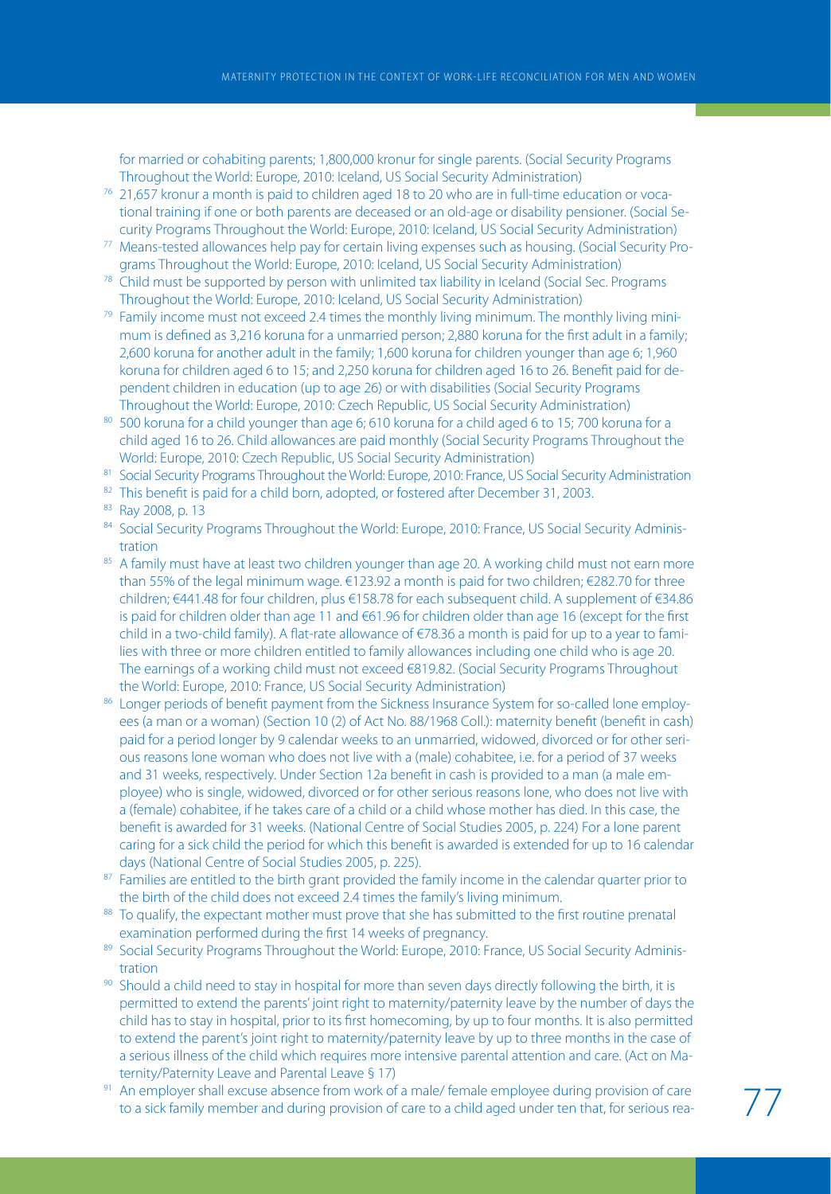for married or cohabiting parents; 1,800,000 kronur for single parents. (Social Security Programs Throughout the World: Europe, 2010: Iceland, US Social Security Administration)

[76] 21,657 kronur a month is paid to children aged 18 to 20 who are in full-time education or vocational training if one or both parents are deceased or an old-age or disability pensioner. (Social Security Programs Throughout the World: Europe, 2010: Iceland, US Social Security Administration)

[77] Means-tested allowances help pay for certain living expenses such as housing. (Social Security Programs Throughout the World: Europe, 2010: Iceland, US Social Security Administration)

[78] Child must be supported by person with unlimited tax liability in Iceland (Social Sec. Programs Throughout the World: Europe, 2010: Iceland, US Social Security Administration)

[79] Family income must not exceed 2.4 times the monthly living minimum. The monthly living minimum is defined as 3,216 koruna for a unmarried person; 2,880 koruna for the first adult in a family; 2,600 koruna for another adult in the family; 1,600 koruna for children younger than age 6; 1,960 koruna for children aged 6 to 15; and 2,250 koruna for children aged 16 to 26. Benefit paid for dependent children in education (up to age 26) or with disabilities (Social Security Programs Throughout the World: Europe, 2010: Czech Republic, US Social Security Administration)

[80] 500 koruna for a child younger than age 6; 610 koruna for a child aged 6 to 15; 700 koruna for a child aged 16 to 26. Child allowances are paid monthly (Social Security Programs Throughout the World: Europe, 2010: Czech Republic, US Social Security Administration)

[81] Social Security Programs Throughout the World: Europe, 2010: France, US Social Security Administration

[82] This benefit is paid for a child born, adopted, or fostered after December 31, 2003.

[83] Ray 2008, p. 13

[84] Social Security Programs Throughout the World: Europe, 2010: France, US Social Security Administration

[85] A family must have at least two children younger than age 20. A working child must not earn more than 55% of the legal minimum wage. €123.92 a month is paid for two children; €282.70 for three children; €441.48 for four children, plus €158.78 for each subsequent child. A supplement of €34.86 is paid for children older than age 11 and €61.96 for children older than age 16 (except for the first child in a two-child family). A flat-rate allowance of €78.36 a month is paid for up to a year to families with three or more children entitled to family allowances including one child who is age 20. The earnings of a working child must not exceed €819.82. (Social Security Programs Throughout the World: Europe, 2010: France, US Social Security Administration)

[86] Longer periods of benefit payment from the Sickness Insurance System for so-called lone employees (a man or a woman) (Section 10 (2) of Act No. 88/1968 Coll.): maternity benefit (benefit in cash) paid for a period longer by 9 calendar weeks to an unmarried, widowed, divorced or for other serious reasons lone woman who does not live with a (male) cohabitee, i.e. for a period of 37 weeks and 31 weeks, respectively. Under Section 12a benefit in cash is provided to a man (a male employee) who is single, widowed, divorced or for other serious reasons lone, who does not live with a (female) cohabitee, if he takes care of a child or a child whose mother has died. In this case, the benefit is awarded for 31 weeks. (National Centre of Social Studies 2005, p. 224) For a lone parent caring for a sick child the period for which this benefit is awarded is extended for up to 16 calendar days (National Centre of Social Studies 2005, p. 225).

[87] Families are entitled to the birth grant provided the family income in the calendar quarter prior to the birth of the child does not exceed 2.4 times the family's living minimum.

[88] To qualify, the expectant mother must prove that she has submitted to the first routine prenatal examination performed during the first 14 weeks of pregnancy.

[89] Social Security Programs Throughout the World: Europe, 2010: France, US Social Security Administration

[90] Should a child need to stay in hospital for more than seven days directly following the birth, it is permitted to extend the parents' joint right to maternity/paternity leave by the number of days the child has to stay in hospital, prior to its first homecoming, by up to four months. It is also permitted to extend the parent's joint right to maternity/paternity leave by up to three months in the case of a serious illness of the child which requires more intensive parental attention and care. (Act on Maternity/Paternity Leave and Parental Leave § 17)

[91] An employer shall excuse absence from work of a male/ female employee during provision of care to a sick family member and during provision of care to a child aged under ten that, for serious rea-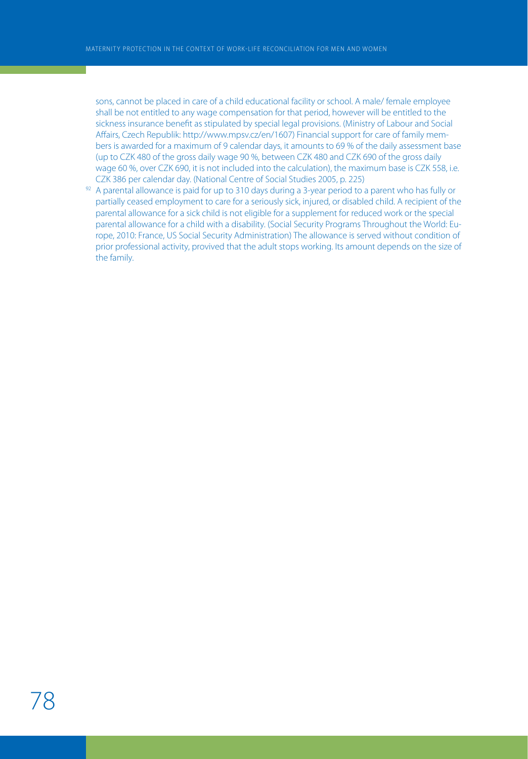sons, cannot be placed in care of a child educational facility or school. A male/ female employee shall be not entitled to any wage compensation for that period, however will be entitled to the sickness insurance benefit as stipulated by special legal provisions. (Ministry of Labour and Social Affairs, Czech Republik: http://www.mpsv.cz/en/1607) Financial support for care of family members is awarded for a maximum of 9 calendar days, it amounts to 69 % of the daily assessment base (up to CZK 480 of the gross daily wage 90 %, between CZK 480 and CZK 690 of the gross daily wage 60 %, over CZK 690, it is not included into the calculation), the maximum base is CZK 558, i.e. CZK 386 per calendar day. (National Centre of Social Studies 2005, p. 225)

[92] A parental allowance is paid for up to 310 days during a 3-year period to a parent who has fully or partially ceased employment to care for a seriously sick, injured, or disabled child. A recipient of the parental allowance for a sick child is not eligible for a supplement for reduced work or the special parental allowance for a child with a disability. (Social Security Programs Throughout the World: Europe, 2010: France, US Social Security Administration) The allowance is served without condition of prior professional activity, provived that the adult stops working. Its amount depends on the size of the family.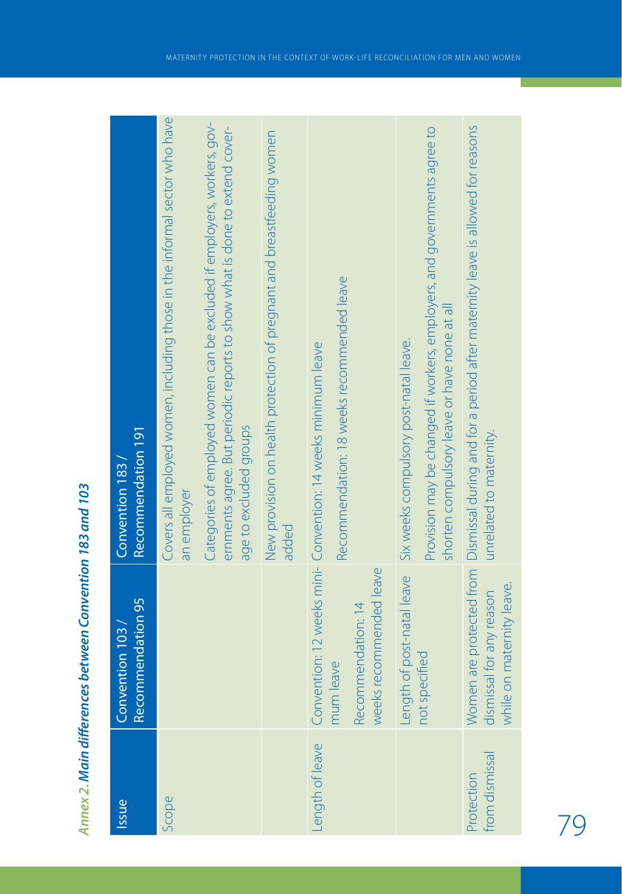### *Annex 2. Main differences between Convention 183 and 103*

| Issue | Convention 103 / Recommendation 95 | Convention 183 / Recommendation 191 |
|---|---|---|
| Scope | | Covers all employed women, including those in the informal sector who have an employer<br><br>Categories of employed women can be excluded if employers, workers, governments agree. But periodic reports to show what is done to extend coverage to excluded groups |
| | | New provision on health protection of pregnant and breastfeeding women added |
| Length of leave | Convention: 12 weeks minimum leave<br><br>Recommendation: 14 weeks recommended leave | Convention: 14 weeks minimum leave<br><br>Recommendation: 18 weeks recommended leave |
| | Length of post-natal leave not specified | Six weeks compulsory post-natal leave.<br><br>Provision may be changed if workers, employers, and governments agree to shorten compulsory leave or have none at all |
| Protection from dismissal | Women are protected from dismissal for any reason while on maternity leave. | Dismissal during and for a period after maternity leave is allowed for reasons unrelated to maternity. |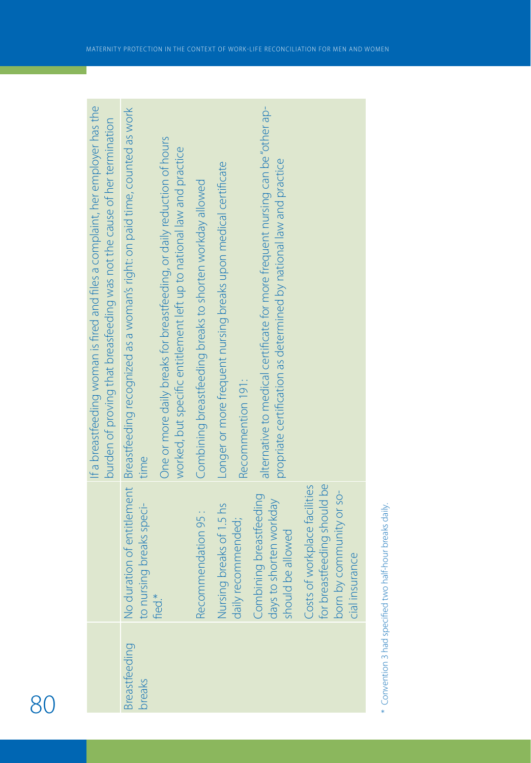| | | |
|---|---|---|
| | | If a breastfeeding woman is fired and files a complaint, her employer has the burden of proving that breastfeeding was not the cause of her termination |
| Breastfeeding breaks | No duration of entitlement to nursing breaks specified* | Breastfeeding recognized as a woman's right: on paid time, counted as work time |
| | | One or more daily breaks for breastfeeding, or daily reduction of hours worked, but specific entitlement left up to national law and practice |
| | Recommendation 95 : | Combining breastfeeding breaks to shorten workday allowed |
| | Nursing breaks of 1.5 hs daily recommended; | Longer or more frequent nursing breaks upon medical certificate |
| | Combining breastfeeding days to shorten workday should be allowed | Recommention 191: |
| | Costs of workplace facilities for breastfeeding should be born by community or social insurance | alternative to medical certificate for more frequent nursing can be "other appropriate certification as determined by national law and practice |

\* Convention 3 had specified two half-hour breaks daily.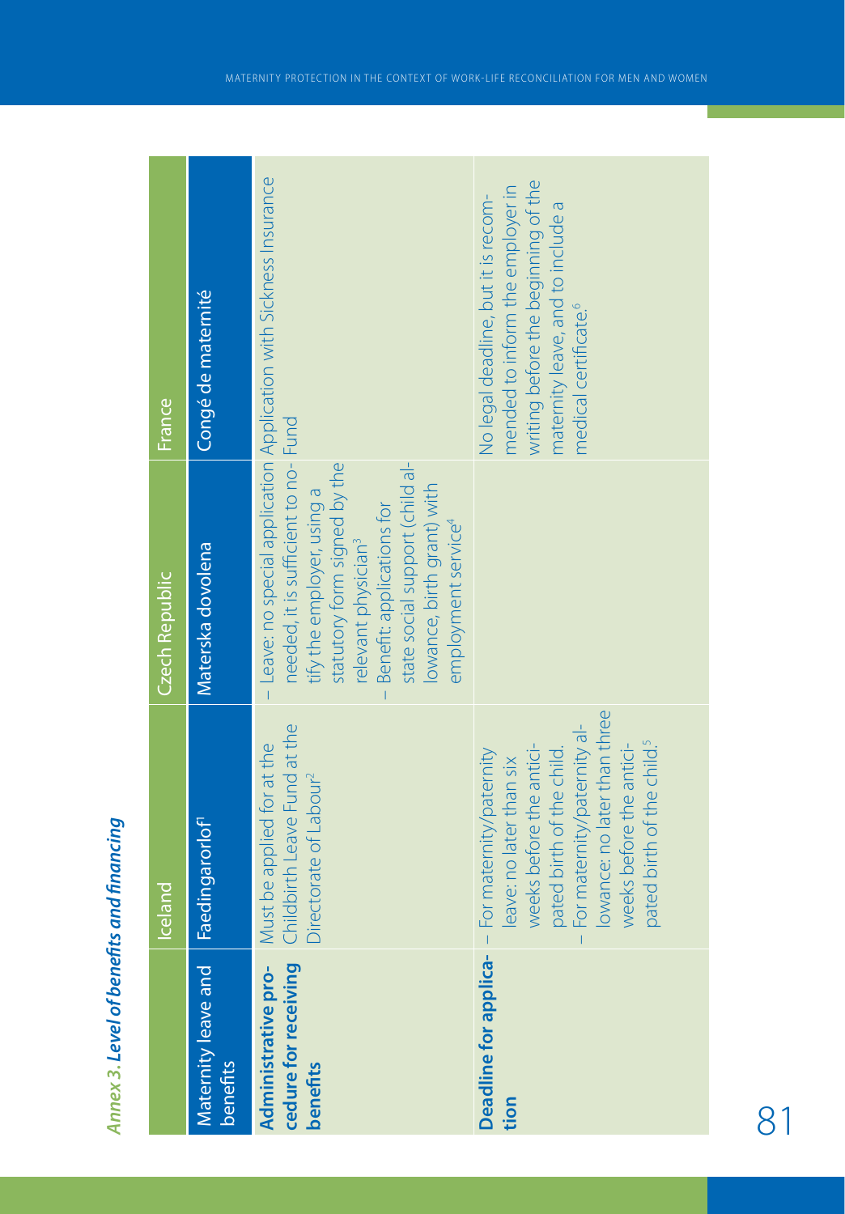*Annex 3. Level of benefits and financing*

| | Iceland | Czech Republic | France |
|---|---|---|---|
| Maternity leave and benefits | Faedingarorlof[1] | Materska dovolena | Congé de maternité |
| **Administrative procedure for receiving benefits** | Must be applied for at the Childbirth Leave Fund at the Directorate of Labour[2] | – Leave: no special application needed, it is sufficient to notify the employer, using a statutory form signed by the relevant physician[3]<br>– Benefit: applications for state social support (child allowance, birth grant) with employment service[4] | Application with Sickness Insurance Fund |
| **Deadline for application** | – For maternity/paternity leave: no later than six weeks before the anticipated birth of the child.<br>– For maternity/paternity allowance: no later than three weeks before the anticipated birth of the child.[5] | | No legal deadline, but it is recommended to inform the employer in writing before the beginning of the maternity leave, and to include a medical certificate.[6] |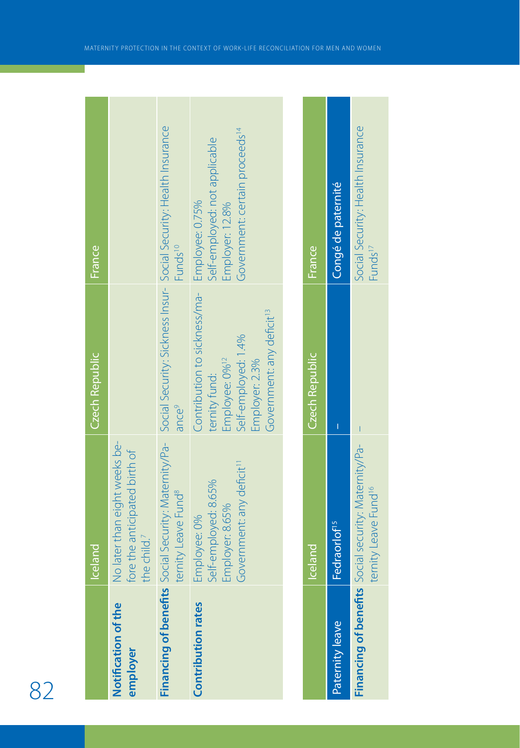| | Iceland | Czech Republic | France |
|---|---|---|---|
| **Notification of the employer** | No later than eight weeks before the anticipated birth of the child.[7] | | |
| **Financing of benefits** | Social Security: Maternity/Paternity Leave Fund[8] | Social Security: Sickness Insurance[9] | Social Security: Health Insurance Funds[10] |
| **Contribution rates** | Employee: 0%<br>Self-employed: 8.65%<br>Employer: 8.65%<br>Government: any deficit[11] | Contribution to sickness/maternity fund:<br>Employee: 0%[12]<br>Self-employed: 1.4%<br>Employer: 2.3%<br>Government: any deficit[13] | Employee: 0.75%<br>Self-employed: not applicable<br>Employer: 12.8%<br>Government: certain proceeds[14] |

| | Iceland | Czech Republic | France |
|---|---|---|---|
| Paternity leave | Fedraorlof[15] | – | Congé de paternité |
| **Financing of benefits** | Social security: Maternity/Paternity Leave Fund[16] | – | Social Security: Health Insurance Funds[17] |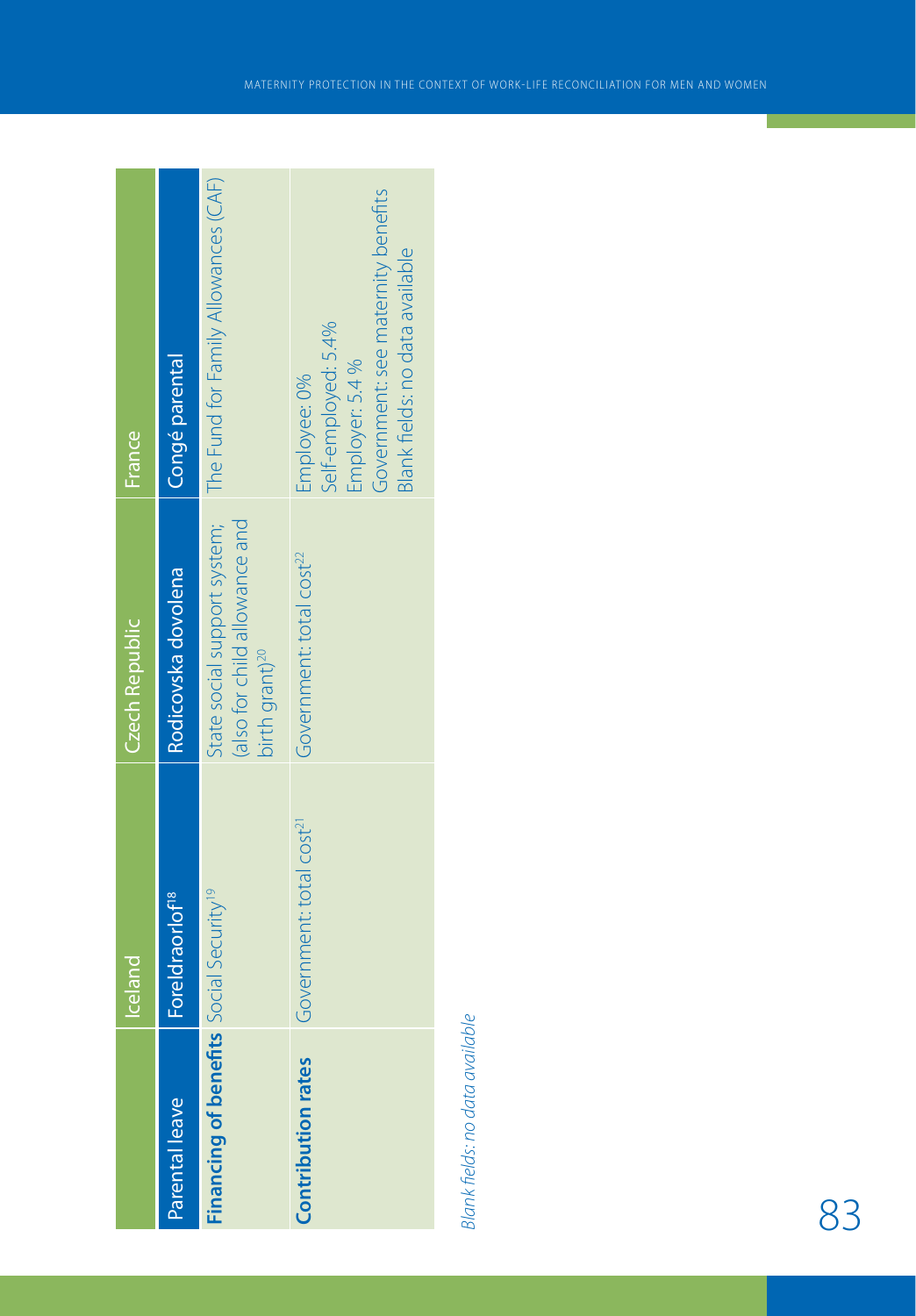| | Iceland | Czech Republic | France |
|---|---|---|---|
| Parental leave | Foreldraorlof[18] | Rodicovska dovolena | Congé parental |
| **Financing of benefits** | Social Security[19] | State social support system; (also for child allowance and birth grant)[20] | The Fund for Family Allowances (CAF) |
| **Contribution rates** | Government: total cost[21] | Government: total cost[22] | Employee: 0%<br>Self-employed: 5.4%<br>Employer: 5.4 %<br>Government: see maternity benefits<br>Blank fields: no data available |

*Blank fields: no data available*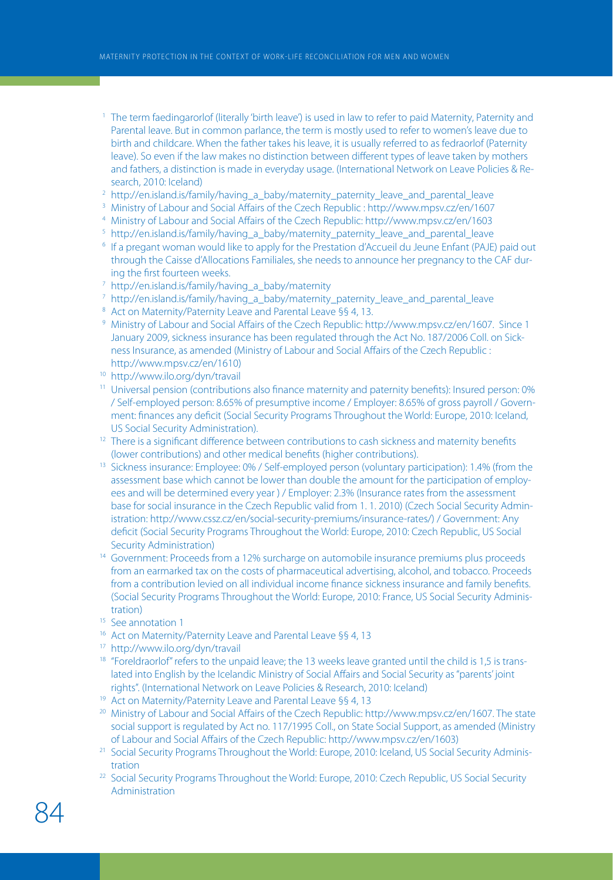[1] The term faedingarorlof (literally 'birth leave') is used in law to refer to paid Maternity, Paternity and Parental leave. But in common parlance, the term is mostly used to refer to women's leave due to birth and childcare. When the father takes his leave, it is usually referred to as fedraorlof (Paternity leave). So even if the law makes no distinction between different types of leave taken by mothers and fathers, a distinction is made in everyday usage. (International Network on Leave Policies & Research, 2010: Iceland)

[2] http://en.island.is/family/having_a_baby/maternity_paternity_leave_and_parental_leave

[3] Ministry of Labour and Social Affairs of the Czech Republic : http://www.mpsv.cz/en/1607

[4] Ministry of Labour and Social Affairs of the Czech Republic: http://www.mpsv.cz/en/1603

[5] http://en.island.is/family/having_a_baby/maternity_paternity_leave_and_parental_leave

[6] If a pregant woman would like to apply for the Prestation d'Accueil du Jeune Enfant (PAJE) paid out through the Caisse d'Allocations Familiales, she needs to announce her pregnancy to the CAF during the first fourteen weeks.

[7] http://en.island.is/family/having_a_baby/maternity

[7] http://en.island.is/family/having_a_baby/maternity_paternity_leave_and_parental_leave

[8] Act on Maternity/Paternity Leave and Parental Leave §§ 4, 13.

[9] Ministry of Labour and Social Affairs of the Czech Republic: http://www.mpsv.cz/en/1607. Since 1 January 2009, sickness insurance has been regulated through the Act No. 187/2006 Coll. on Sickness Insurance, as amended (Ministry of Labour and Social Affairs of the Czech Republic : http://www.mpsv.cz/en/1610)

[10] http://www.ilo.org/dyn/travail

[11] Universal pension (contributions also finance maternity and paternity benefits): Insured person: 0% / Self-employed person: 8.65% of presumptive income / Employer: 8.65% of gross payroll / Government: finances any deficit (Social Security Programs Throughout the World: Europe, 2010: Iceland, US Social Security Administration).

[12] There is a significant difference between contributions to cash sickness and maternity benefits (lower contributions) and other medical benefits (higher contributions).

[13] Sickness insurance: Employee: 0% / Self-employed person (voluntary participation): 1.4% (from the assessment base which cannot be lower than double the amount for the participation of employees and will be determined every year ) / Employer: 2.3% (Insurance rates from the assessment base for social insurance in the Czech Republic valid from 1. 1. 2010) (Czech Social Security Administration: http://www.cssz.cz/en/social-security-premiums/insurance-rates/) / Government: Any deficit (Social Security Programs Throughout the World: Europe, 2010: Czech Republic, US Social Security Administration)

[14] Government: Proceeds from a 12% surcharge on automobile insurance premiums plus proceeds from an earmarked tax on the costs of pharmaceutical advertising, alcohol, and tobacco. Proceeds from a contribution levied on all individual income finance sickness insurance and family benefits. (Social Security Programs Throughout the World: Europe, 2010: France, US Social Security Administration)

[15] See annotation 1

[16] Act on Maternity/Paternity Leave and Parental Leave §§ 4, 13

[17] http://www.ilo.org/dyn/travail

[18] "Foreldraorlof" refers to the unpaid leave; the 13 weeks leave granted until the child is 1,5 is translated into English by the Icelandic Ministry of Social Affairs and Social Security as "parents' joint rights". (International Network on Leave Policies & Research, 2010: Iceland)

[19] Act on Maternity/Paternity Leave and Parental Leave §§ 4, 13

[20] Ministry of Labour and Social Affairs of the Czech Republic: http://www.mpsv.cz/en/1607. The state social support is regulated by Act no. 117/1995 Coll., on State Social Support, as amended (Ministry of Labour and Social Affairs of the Czech Republic: http://www.mpsv.cz/en/1603)

[21] Social Security Programs Throughout the World: Europe, 2010: Iceland, US Social Security Administration

[22] Social Security Programs Throughout the World: Europe, 2010: Czech Republic, US Social Security Administration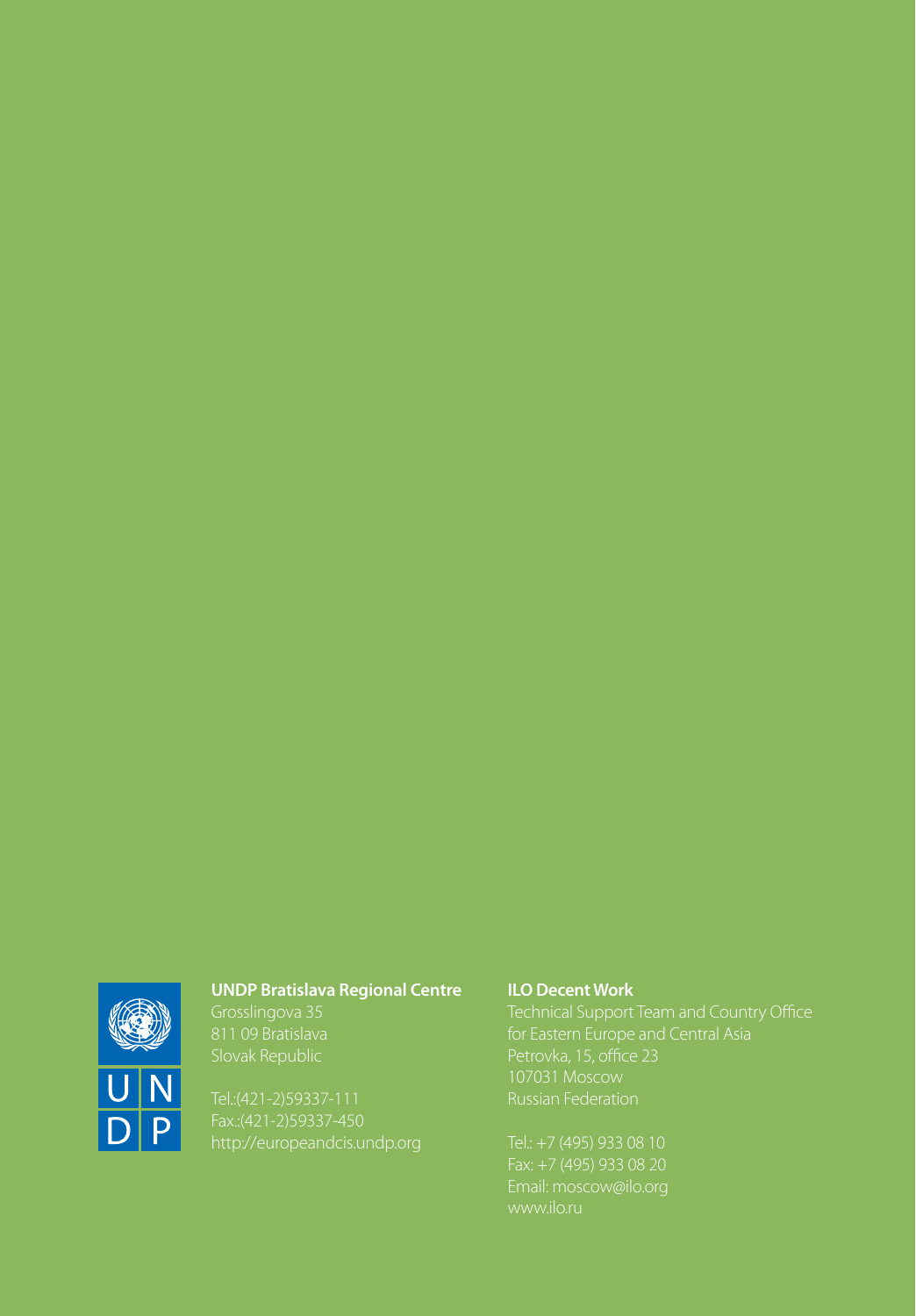**UNDP Bratislava Regional Centre**

Grosslingova 35
811 09 Bratislava
Slovak Republic

Tel.:(421-2)59337-111
Fax.:(421-2)59337-450
http://europeandcis.undp.org

**ILO Decent Work**

Technical Support Team and Country Office
for Eastern Europe and Central Asia
Petrovka, 15, office 23
107031 Moscow
Russian Federation

Tel.: +7 (495) 933 08 10
Fax: +7 (495) 933 08 20
Email: moscow@ilo.org
www.ilo.ru